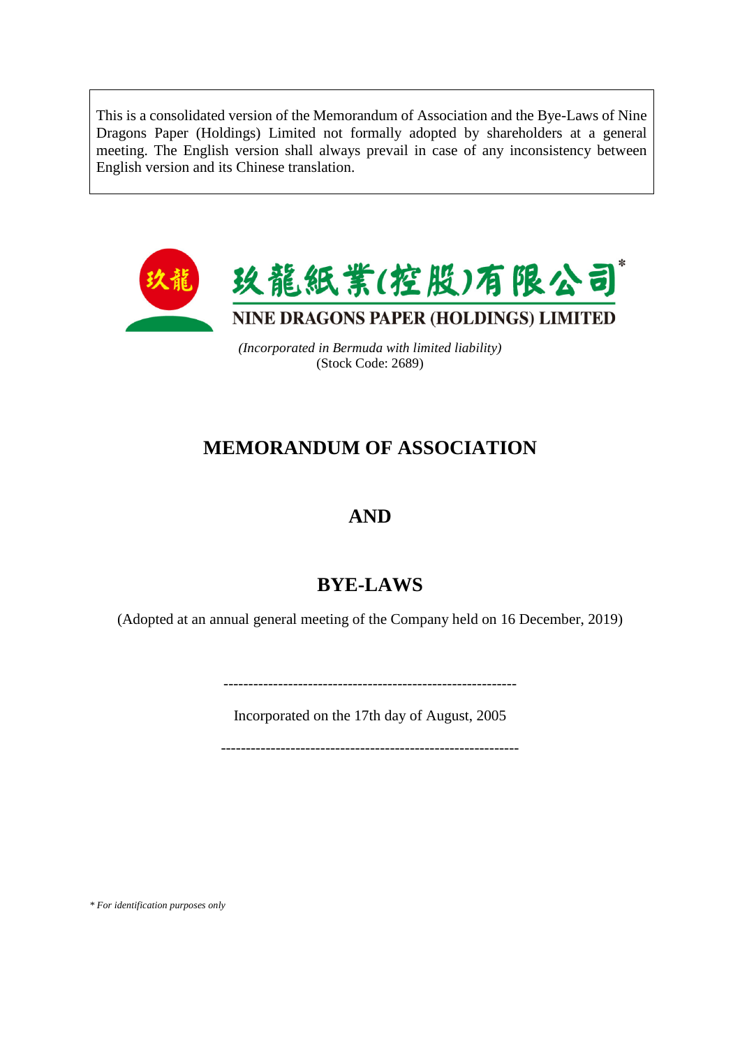This is a consolidated version of the Memorandum of Association and the Bye-Laws of Nine Dragons Paper (Holdings) Limited not formally adopted by shareholders at a general meeting. The English version shall always prevail in case of any inconsistency between English version and its Chinese translation.

玖龍紙業(控股)有限公司*

NINE DRAGONS PAPER (HOLDINGS) LIMITED

*(Incorporated in Bermuda with limited liability)*
(Stock Code: 2689)

# MEMORANDUM OF ASSOCIATION

# AND

# BYE-LAWS

(Adopted at an annual general meeting of the Company held on 16 December, 2019)

------------------------------------------------------------

Incorporated on the 17th day of August, 2005

------------------------------------------------------------

*\* For identification purposes only*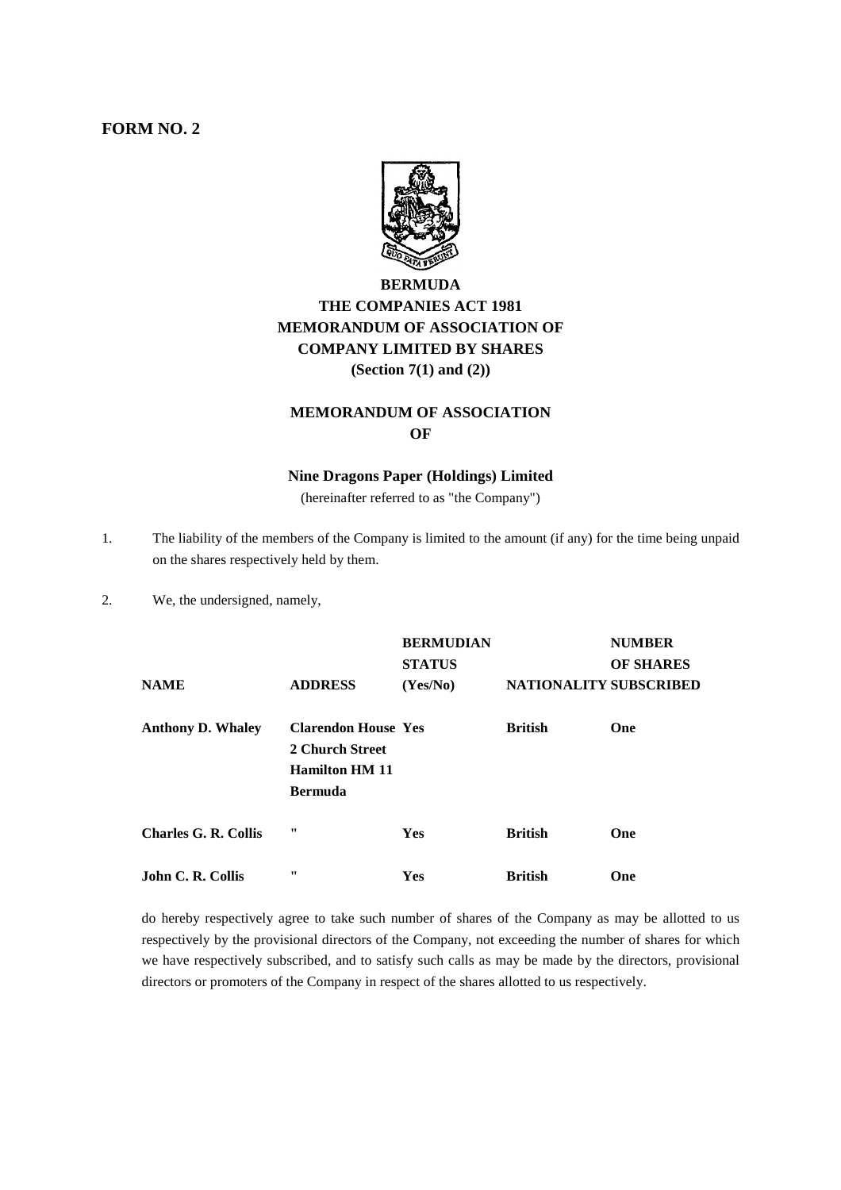**FORM NO. 2**

# BERMUDA
## THE COMPANIES ACT 1981
## MEMORANDUM OF ASSOCIATION OF COMPANY LIMITED BY SHARES
**(Section 7(1) and (2))**

## MEMORANDUM OF ASSOCIATION OF

**Nine Dragons Paper (Holdings) Limited**

(hereinafter referred to as "the Company")

1. The liability of the members of the Company is limited to the amount (if any) for the time being unpaid on the shares respectively held by them.

2. We, the undersigned, namely,

| NAME | ADDRESS | BERMUDIAN STATUS (Yes/No) | NATIONALITY | NUMBER OF SHARES SUBSCRIBED |
|---|---|---|---|---|
| **Anthony D. Whaley** | **Clarendon House 2 Church Street Hamilton HM 11 Bermuda** | **Yes** | **British** | **One** |
| **Charles G. R. Collis** | **"** | **Yes** | **British** | **One** |
| **John C. R. Collis** | **"** | **Yes** | **British** | **One** |

do hereby respectively agree to take such number of shares of the Company as may be allotted to us respectively by the provisional directors of the Company, not exceeding the number of shares for which we have respectively subscribed, and to satisfy such calls as may be made by the directors, provisional directors or promoters of the Company in respect of the shares allotted to us respectively.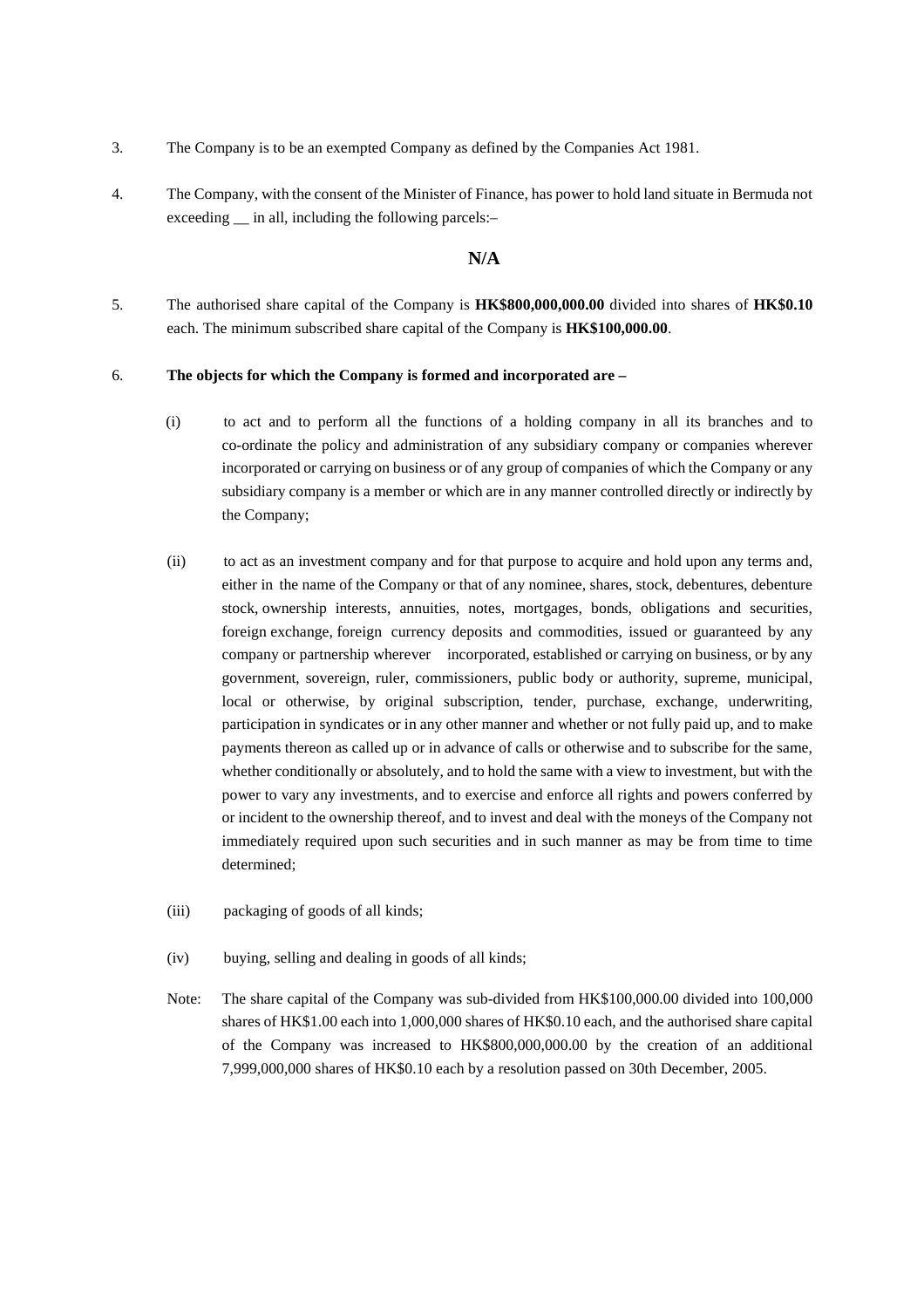3. The Company is to be an exempted Company as defined by the Companies Act 1981.

4. The Company, with the consent of the Minister of Finance, has power to hold land situate in Bermuda not exceeding __ in all, including the following parcels:–

**N/A**

5. The authorised share capital of the Company is **HK$800,000,000.00** divided into shares of **HK$0.10** each. The minimum subscribed share capital of the Company is **HK$100,000.00**.

6. **The objects for which the Company is formed and incorporated are –**

(i) to act and to perform all the functions of a holding company in all its branches and to co-ordinate the policy and administration of any subsidiary company or companies wherever incorporated or carrying on business or of any group of companies of which the Company or any subsidiary company is a member or which are in any manner controlled directly or indirectly by the Company;

(ii) to act as an investment company and for that purpose to acquire and hold upon any terms and, either in the name of the Company or that of any nominee, shares, stock, debentures, debenture stock, ownership interests, annuities, notes, mortgages, bonds, obligations and securities, foreign exchange, foreign currency deposits and commodities, issued or guaranteed by any company or partnership wherever incorporated, established or carrying on business, or by any government, sovereign, ruler, commissioners, public body or authority, supreme, municipal, local or otherwise, by original subscription, tender, purchase, exchange, underwriting, participation in syndicates or in any other manner and whether or not fully paid up, and to make payments thereon as called up or in advance of calls or otherwise and to subscribe for the same, whether conditionally or absolutely, and to hold the same with a view to investment, but with the power to vary any investments, and to exercise and enforce all rights and powers conferred by or incident to the ownership thereof, and to invest and deal with the moneys of the Company not immediately required upon such securities and in such manner as may be from time to time determined;

(iii) packaging of goods of all kinds;

(iv) buying, selling and dealing in goods of all kinds;

Note: The share capital of the Company was sub-divided from HK$100,000.00 divided into 100,000 shares of HK$1.00 each into 1,000,000 shares of HK$0.10 each, and the authorised share capital of the Company was increased to HK$800,000,000.00 by the creation of an additional 7,999,000,000 shares of HK$0.10 each by a resolution passed on 30th December, 2005.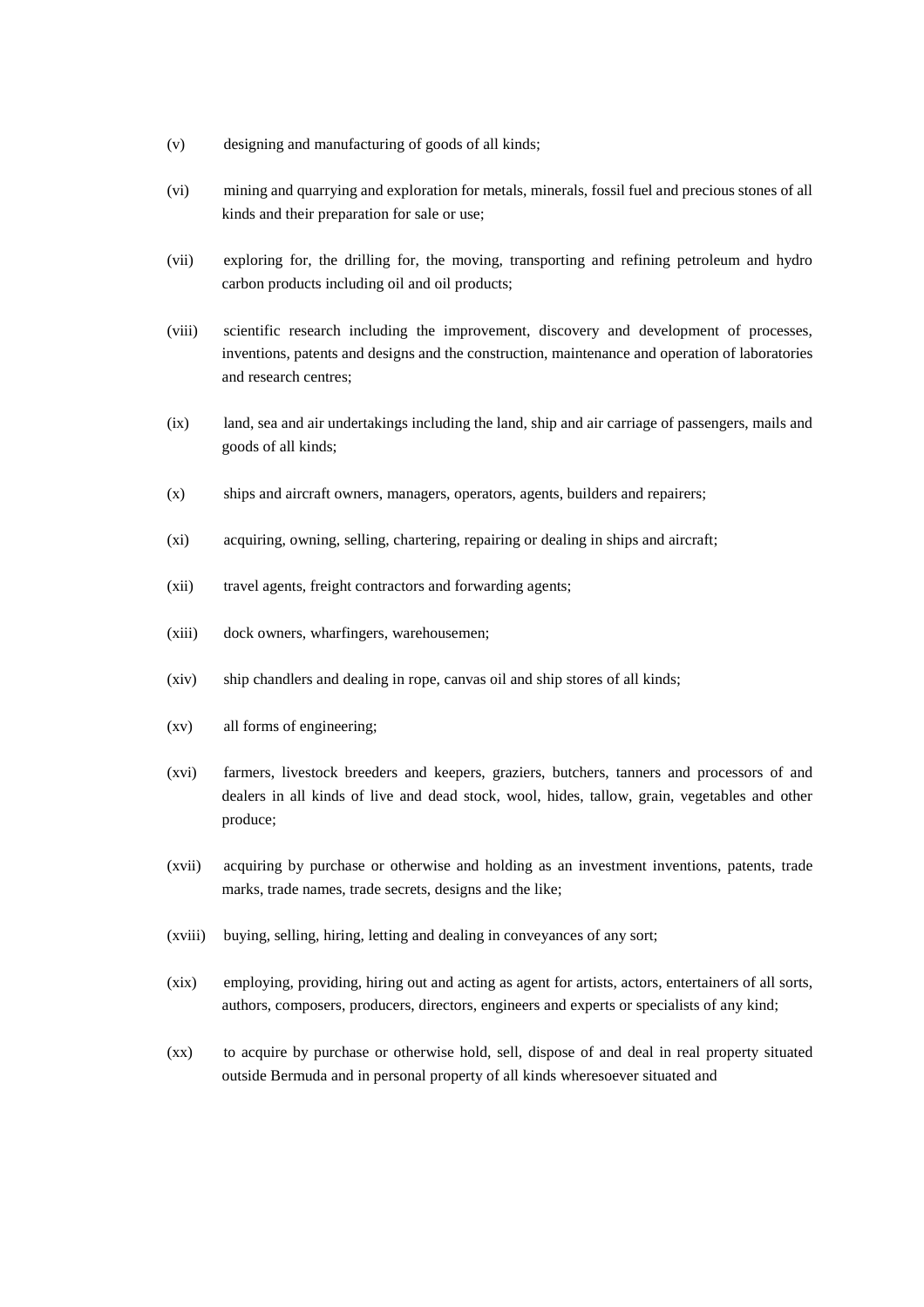(v) designing and manufacturing of goods of all kinds;

(vi) mining and quarrying and exploration for metals, minerals, fossil fuel and precious stones of all kinds and their preparation for sale or use;

(vii) exploring for, the drilling for, the moving, transporting and refining petroleum and hydro carbon products including oil and oil products;

(viii) scientific research including the improvement, discovery and development of processes, inventions, patents and designs and the construction, maintenance and operation of laboratories and research centres;

(ix) land, sea and air undertakings including the land, ship and air carriage of passengers, mails and goods of all kinds;

(x) ships and aircraft owners, managers, operators, agents, builders and repairers;

(xi) acquiring, owning, selling, chartering, repairing or dealing in ships and aircraft;

(xii) travel agents, freight contractors and forwarding agents;

(xiii) dock owners, wharfingers, warehousemen;

(xiv) ship chandlers and dealing in rope, canvas oil and ship stores of all kinds;

(xv) all forms of engineering;

(xvi) farmers, livestock breeders and keepers, graziers, butchers, tanners and processors of and dealers in all kinds of live and dead stock, wool, hides, tallow, grain, vegetables and other produce;

(xvii) acquiring by purchase or otherwise and holding as an investment inventions, patents, trade marks, trade names, trade secrets, designs and the like;

(xviii) buying, selling, hiring, letting and dealing in conveyances of any sort;

(xix) employing, providing, hiring out and acting as agent for artists, actors, entertainers of all sorts, authors, composers, producers, directors, engineers and experts or specialists of any kind;

(xx) to acquire by purchase or otherwise hold, sell, dispose of and deal in real property situated outside Bermuda and in personal property of all kinds wheresoever situated and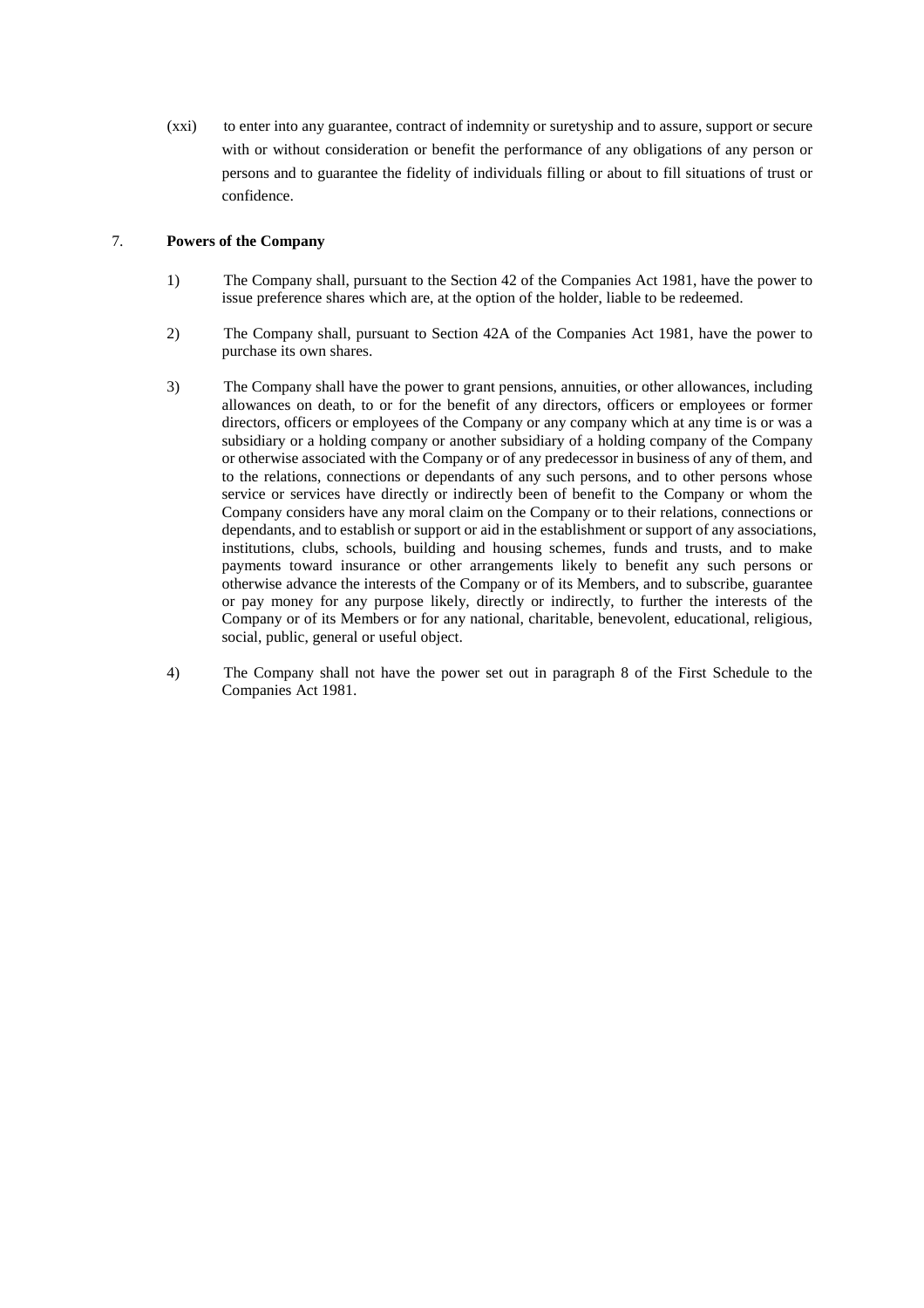(xxi) to enter into any guarantee, contract of indemnity or suretyship and to assure, support or secure with or without consideration or benefit the performance of any obligations of any person or persons and to guarantee the fidelity of individuals filling or about to fill situations of trust or confidence.

7. **Powers of the Company**

1) The Company shall, pursuant to the Section 42 of the Companies Act 1981, have the power to issue preference shares which are, at the option of the holder, liable to be redeemed.

2) The Company shall, pursuant to Section 42A of the Companies Act 1981, have the power to purchase its own shares.

3) The Company shall have the power to grant pensions, annuities, or other allowances, including allowances on death, to or for the benefit of any directors, officers or employees or former directors, officers or employees of the Company or any company which at any time is or was a subsidiary or a holding company or another subsidiary of a holding company of the Company or otherwise associated with the Company or of any predecessor in business of any of them, and to the relations, connections or dependants of any such persons, and to other persons whose service or services have directly or indirectly been of benefit to the Company or whom the Company considers have any moral claim on the Company or to their relations, connections or dependants, and to establish or support or aid in the establishment or support of any associations, institutions, clubs, schools, building and housing schemes, funds and trusts, and to make payments toward insurance or other arrangements likely to benefit any such persons or otherwise advance the interests of the Company or of its Members, and to subscribe, guarantee or pay money for any purpose likely, directly or indirectly, to further the interests of the Company or of its Members or for any national, charitable, benevolent, educational, religious, social, public, general or useful object.

4) The Company shall not have the power set out in paragraph 8 of the First Schedule to the Companies Act 1981.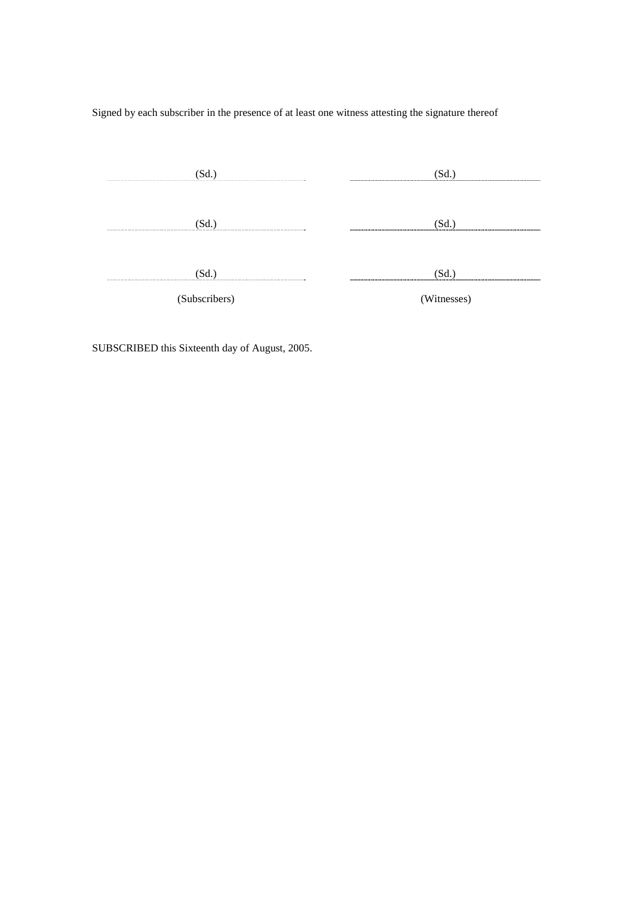Signed by each subscriber in the presence of at least one witness attesting the signature thereof

| (Subscribers) | (Witnesses) |
| --- | --- |
| (Sd.) | (Sd.) |
| (Sd.) | (Sd.) |
| (Sd.) | (Sd.) |

SUBSCRIBED this Sixteenth day of August, 2005.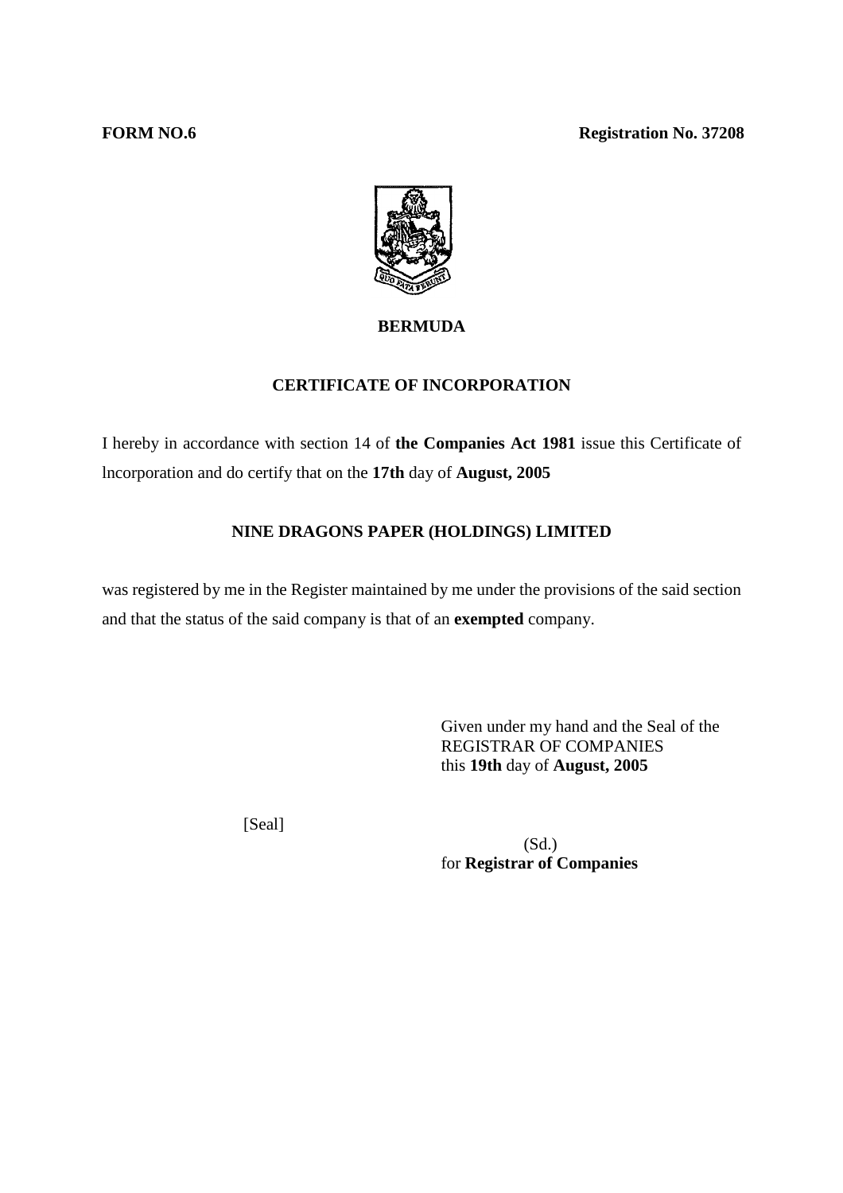**FORM NO.6** **Registration No. 37208**

**BERMUDA**

**CERTIFICATE OF INCORPORATION**

I hereby in accordance with section 14 of **the Companies Act 1981** issue this Certificate of lncorporation and do certify that on the **17th** day of **August, 2005**

**NINE DRAGONS PAPER (HOLDINGS) LIMITED**

was registered by me in the Register maintained by me under the provisions of the said section and that the status of the said company is that of an **exempted** company.

Given under my hand and the Seal of the
REGISTRAR OF COMPANIES
this **19th** day of **August, 2005**

[Seal]

(Sd.)
for **Registrar of Companies**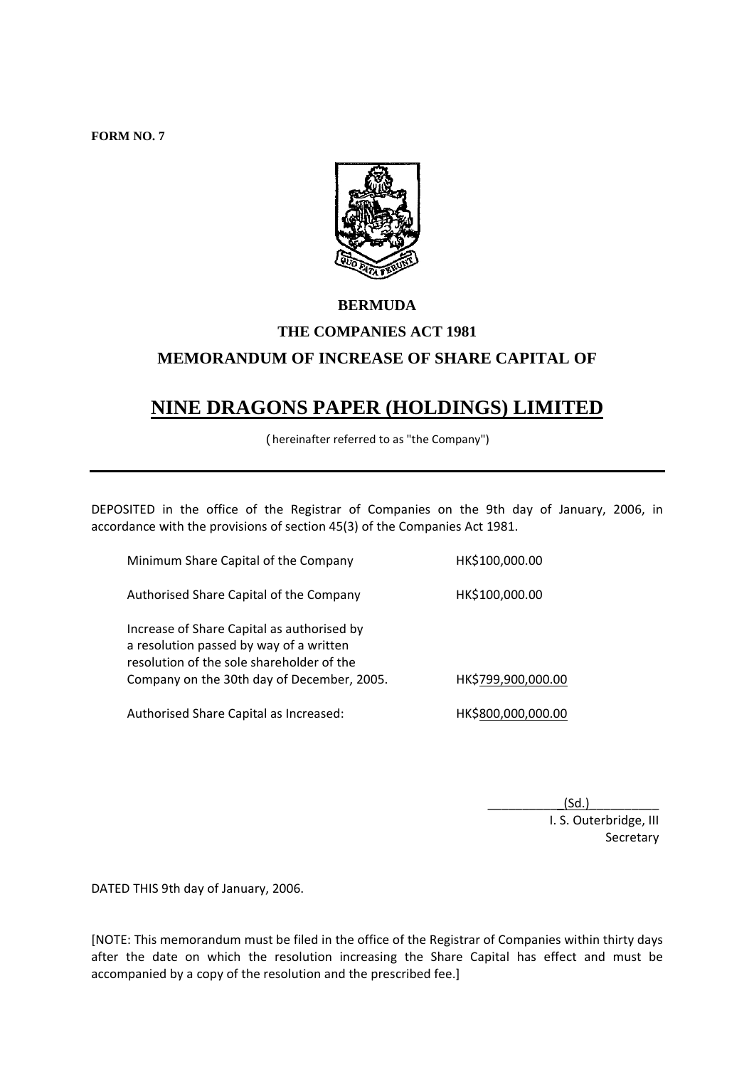**FORM NO. 7**

**BERMUDA**

**THE COMPANIES ACT 1981**

**MEMORANDUM OF INCREASE OF SHARE CAPITAL OF**

# NINE DRAGONS PAPER (HOLDINGS) LIMITED

( hereinafter referred to as "the Company")

---

DEPOSITED in the office of the Registrar of Companies on the 9th day of January, 2006, in accordance with the provisions of section 45(3) of the Companies Act 1981.

| | |
|---|---|
| Minimum Share Capital of the Company | HK$100,000.00 |
| Authorised Share Capital of the Company | HK$100,000.00 |
| Increase of Share Capital as authorised by a resolution passed by way of a written resolution of the sole shareholder of the Company on the 30th day of December, 2005. | HK$799,900,000.00 |
| Authorised Share Capital as Increased: | HK$800,000,000.00 |

(Sd.)
I. S. Outerbridge, III
Secretary

DATED THIS 9th day of January, 2006.

[NOTE: This memorandum must be filed in the office of the Registrar of Companies within thirty days after the date on which the resolution increasing the Share Capital has effect and must be accompanied by a copy of the resolution and the prescribed fee.]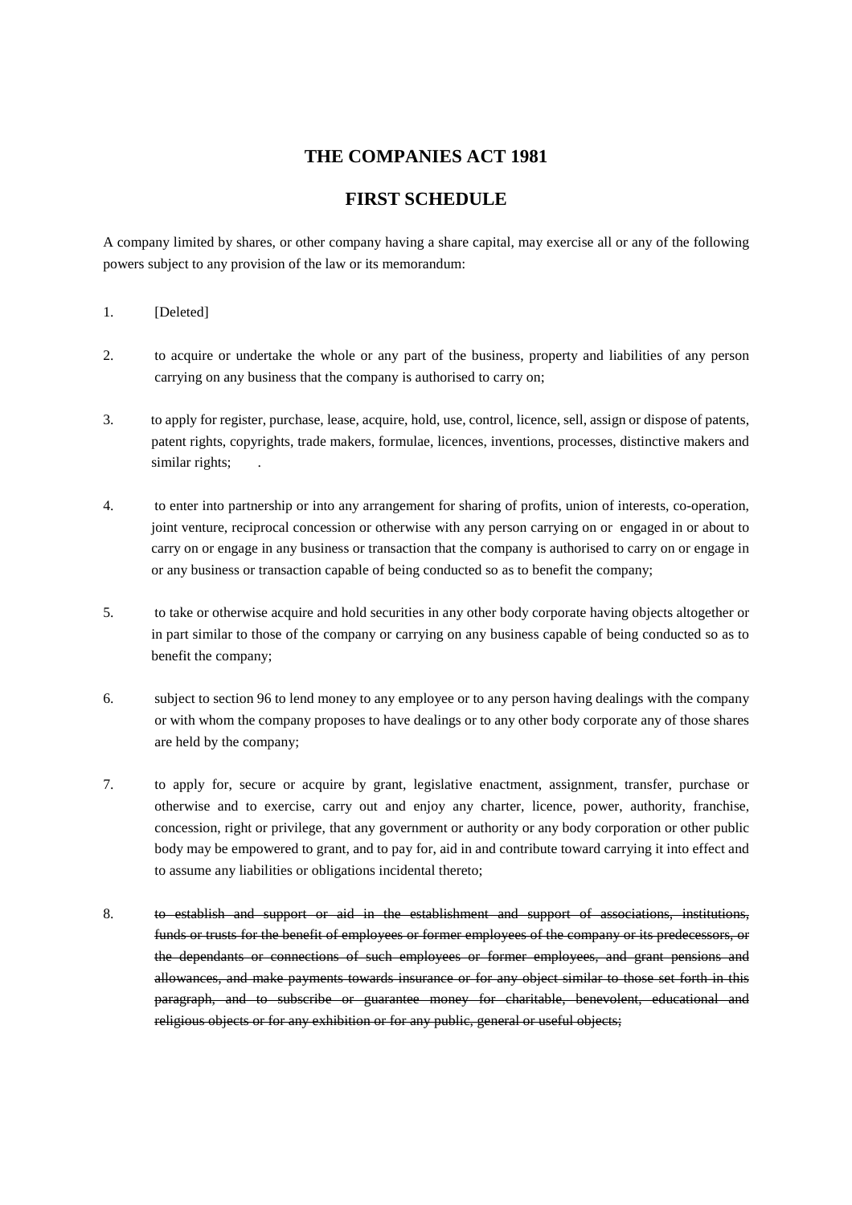# THE COMPANIES ACT 1981

## FIRST SCHEDULE

A company limited by shares, or other company having a share capital, may exercise all or any of the following powers subject to any provision of the law or its memorandum:

1. [Deleted]

2. to acquire or undertake the whole or any part of the business, property and liabilities of any person carrying on any business that the company is authorised to carry on;

3. to apply for register, purchase, lease, acquire, hold, use, control, licence, sell, assign or dispose of patents, patent rights, copyrights, trade makers, formulae, licences, inventions, processes, distinctive makers and similar rights; .

4. to enter into partnership or into any arrangement for sharing of profits, union of interests, co-operation, joint venture, reciprocal concession or otherwise with any person carrying on or engaged in or about to carry on or engage in any business or transaction that the company is authorised to carry on or engage in or any business or transaction capable of being conducted so as to benefit the company;

5. to take or otherwise acquire and hold securities in any other body corporate having objects altogether or in part similar to those of the company or carrying on any business capable of being conducted so as to benefit the company;

6. subject to section 96 to lend money to any employee or to any person having dealings with the company or with whom the company proposes to have dealings or to any other body corporate any of those shares are held by the company;

7. to apply for, secure or acquire by grant, legislative enactment, assignment, transfer, purchase or otherwise and to exercise, carry out and enjoy any charter, licence, power, authority, franchise, concession, right or privilege, that any government or authority or any body corporation or other public body may be empowered to grant, and to pay for, aid in and contribute toward carrying it into effect and to assume any liabilities or obligations incidental thereto;

8. ~~to establish and support or aid in the establishment and support of associations, institutions, funds or trusts for the benefit of employees or former employees of the company or its predecessors, or the dependants or connections of such employees or former employees, and grant pensions and allowances, and make payments towards insurance or for any object similar to those set forth in this paragraph, and to subscribe or guarantee money for charitable, benevolent, educational and religious objects or for any exhibition or for any public, general or useful objects;~~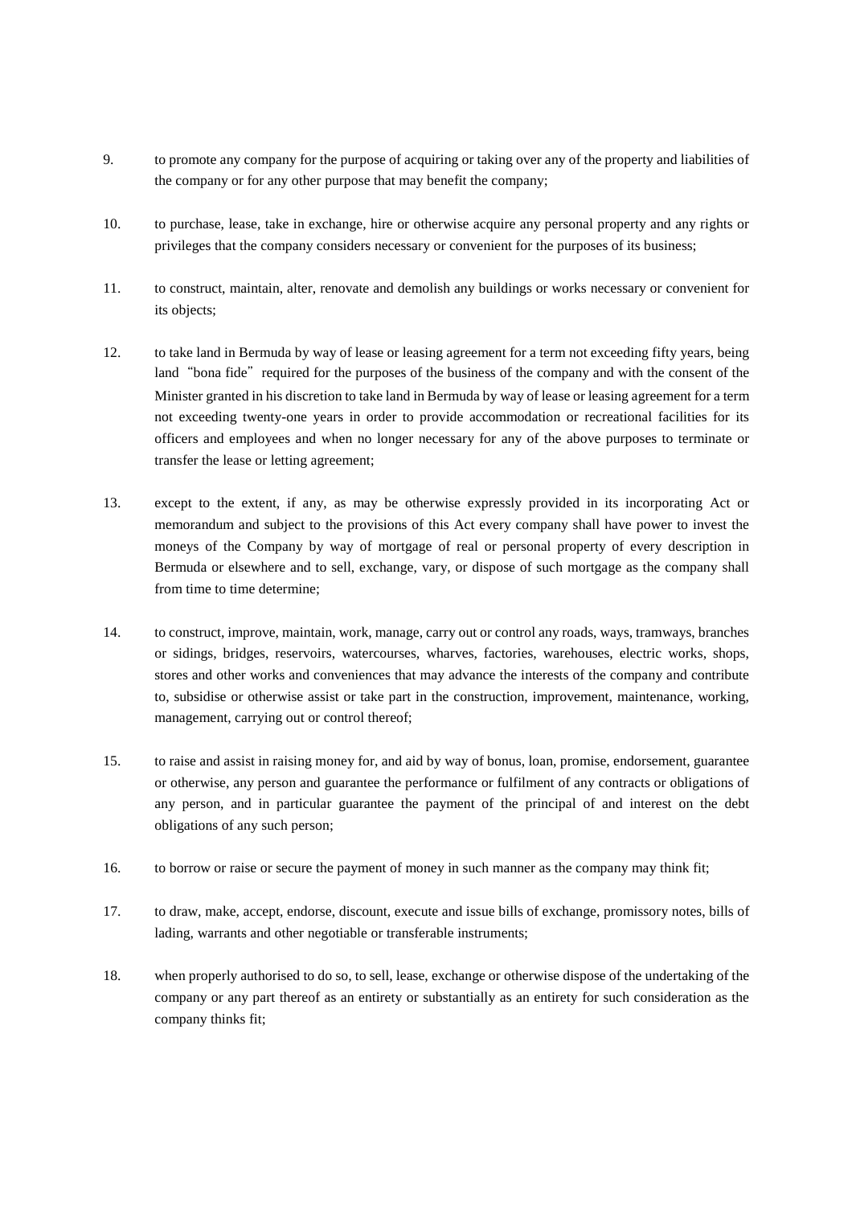9. to promote any company for the purpose of acquiring or taking over any of the property and liabilities of the company or for any other purpose that may benefit the company;

10. to purchase, lease, take in exchange, hire or otherwise acquire any personal property and any rights or privileges that the company considers necessary or convenient for the purposes of its business;

11. to construct, maintain, alter, renovate and demolish any buildings or works necessary or convenient for its objects;

12. to take land in Bermuda by way of lease or leasing agreement for a term not exceeding fifty years, being land "bona fide" required for the purposes of the business of the company and with the consent of the Minister granted in his discretion to take land in Bermuda by way of lease or leasing agreement for a term not exceeding twenty-one years in order to provide accommodation or recreational facilities for its officers and employees and when no longer necessary for any of the above purposes to terminate or transfer the lease or letting agreement;

13. except to the extent, if any, as may be otherwise expressly provided in its incorporating Act or memorandum and subject to the provisions of this Act every company shall have power to invest the moneys of the Company by way of mortgage of real or personal property of every description in Bermuda or elsewhere and to sell, exchange, vary, or dispose of such mortgage as the company shall from time to time determine;

14. to construct, improve, maintain, work, manage, carry out or control any roads, ways, tramways, branches or sidings, bridges, reservoirs, watercourses, wharves, factories, warehouses, electric works, shops, stores and other works and conveniences that may advance the interests of the company and contribute to, subsidise or otherwise assist or take part in the construction, improvement, maintenance, working, management, carrying out or control thereof;

15. to raise and assist in raising money for, and aid by way of bonus, loan, promise, endorsement, guarantee or otherwise, any person and guarantee the performance or fulfilment of any contracts or obligations of any person, and in particular guarantee the payment of the principal of and interest on the debt obligations of any such person;

16. to borrow or raise or secure the payment of money in such manner as the company may think fit;

17. to draw, make, accept, endorse, discount, execute and issue bills of exchange, promissory notes, bills of lading, warrants and other negotiable or transferable instruments;

18. when properly authorised to do so, to sell, lease, exchange or otherwise dispose of the undertaking of the company or any part thereof as an entirety or substantially as an entirety for such consideration as the company thinks fit;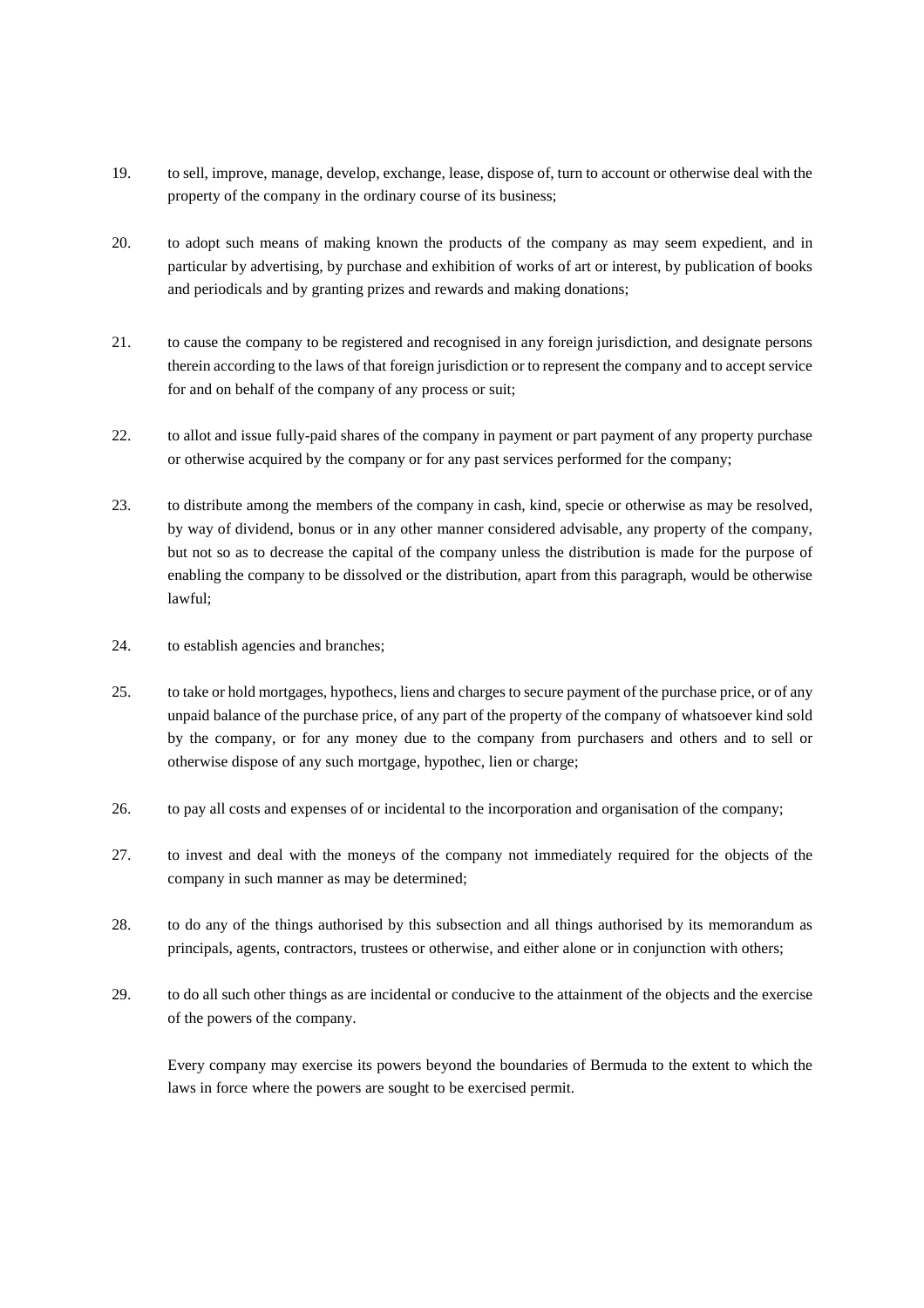19. to sell, improve, manage, develop, exchange, lease, dispose of, turn to account or otherwise deal with the property of the company in the ordinary course of its business;

20. to adopt such means of making known the products of the company as may seem expedient, and in particular by advertising, by purchase and exhibition of works of art or interest, by publication of books and periodicals and by granting prizes and rewards and making donations;

21. to cause the company to be registered and recognised in any foreign jurisdiction, and designate persons therein according to the laws of that foreign jurisdiction or to represent the company and to accept service for and on behalf of the company of any process or suit;

22. to allot and issue fully-paid shares of the company in payment or part payment of any property purchase or otherwise acquired by the company or for any past services performed for the company;

23. to distribute among the members of the company in cash, kind, specie or otherwise as may be resolved, by way of dividend, bonus or in any other manner considered advisable, any property of the company, but not so as to decrease the capital of the company unless the distribution is made for the purpose of enabling the company to be dissolved or the distribution, apart from this paragraph, would be otherwise lawful;

24. to establish agencies and branches;

25. to take or hold mortgages, hypothecs, liens and charges to secure payment of the purchase price, or of any unpaid balance of the purchase price, of any part of the property of the company of whatsoever kind sold by the company, or for any money due to the company from purchasers and others and to sell or otherwise dispose of any such mortgage, hypothec, lien or charge;

26. to pay all costs and expenses of or incidental to the incorporation and organisation of the company;

27. to invest and deal with the moneys of the company not immediately required for the objects of the company in such manner as may be determined;

28. to do any of the things authorised by this subsection and all things authorised by its memorandum as principals, agents, contractors, trustees or otherwise, and either alone or in conjunction with others;

29. to do all such other things as are incidental or conducive to the attainment of the objects and the exercise of the powers of the company.

Every company may exercise its powers beyond the boundaries of Bermuda to the extent to which the laws in force where the powers are sought to be exercised permit.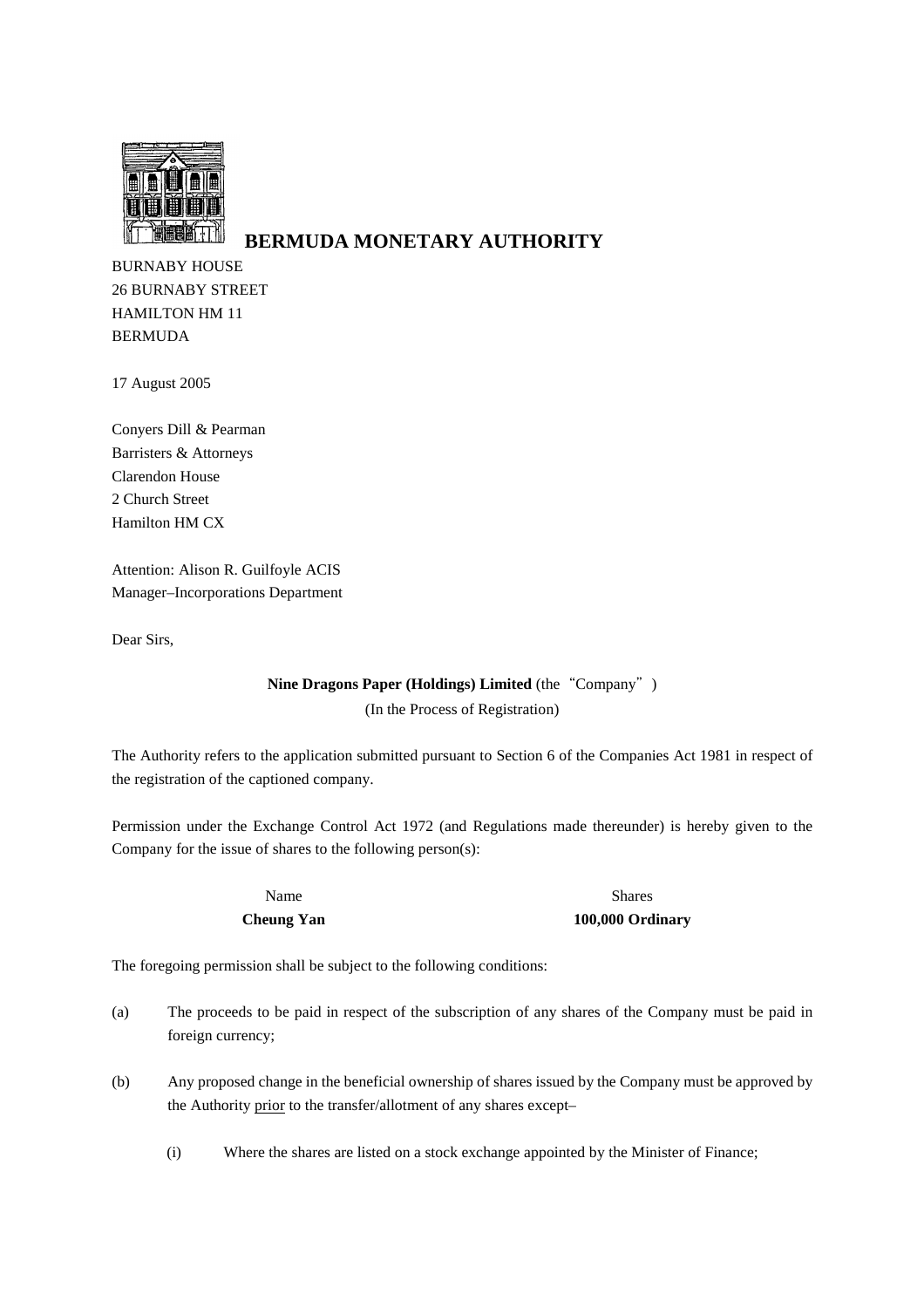**BERMUDA MONETARY AUTHORITY**

BURNABY HOUSE
26 BURNABY STREET
HAMILTON HM 11
BERMUDA

17 August 2005

Conyers Dill & Pearman
Barristers & Attorneys
Clarendon House
2 Church Street
Hamilton HM CX

Attention: Alison R. Guilfoyle ACIS
Manager–Incorporations Department

Dear Sirs,

**Nine Dragons Paper (Holdings) Limited** (the"Company")
(In the Process of Registration)

The Authority refers to the application submitted pursuant to Section 6 of the Companies Act 1981 in respect of the registration of the captioned company.

Permission under the Exchange Control Act 1972 (and Regulations made thereunder) is hereby given to the Company for the issue of shares to the following person(s):

| Name | Shares |
|---|---|
| **Cheung Yan** | **100,000 Ordinary** |

The foregoing permission shall be subject to the following conditions:

(a) The proceeds to be paid in respect of the subscription of any shares of the Company must be paid in foreign currency;

(b) Any proposed change in the beneficial ownership of shares issued by the Company must be approved by the Authority prior to the transfer/allotment of any shares except–

(i) Where the shares are listed on a stock exchange appointed by the Minister of Finance;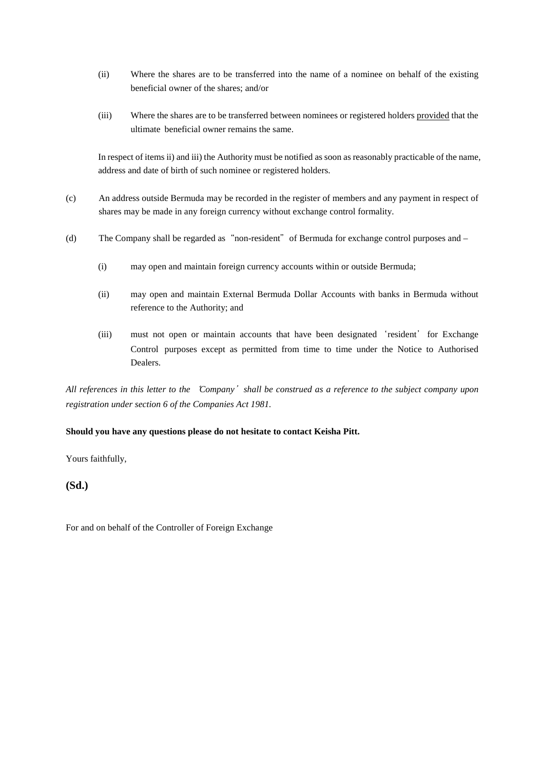(ii) Where the shares are to be transferred into the name of a nominee on behalf of the existing beneficial owner of the shares; and/or

(iii) Where the shares are to be transferred between nominees or registered holders provided that the ultimate beneficial owner remains the same.

In respect of items ii) and iii) the Authority must be notified as soon as reasonably practicable of the name, address and date of birth of such nominee or registered holders.

(c) An address outside Bermuda may be recorded in the register of members and any payment in respect of shares may be made in any foreign currency without exchange control formality.

(d) The Company shall be regarded as "non-resident" of Bermuda for exchange control purposes and –

(i) may open and maintain foreign currency accounts within or outside Bermuda;

(ii) may open and maintain External Bermuda Dollar Accounts with banks in Bermuda without reference to the Authority; and

(iii) must not open or maintain accounts that have been designated 'resident' for Exchange Control purposes except as permitted from time to time under the Notice to Authorised Dealers.

*All references in this letter to the 'Company' shall be construed as a reference to the subject company upon registration under section 6 of the Companies Act 1981.*

**Should you have any questions please do not hesitate to contact Keisha Pitt.**

Yours faithfully,

**(Sd.)**

For and on behalf of the Controller of Foreign Exchange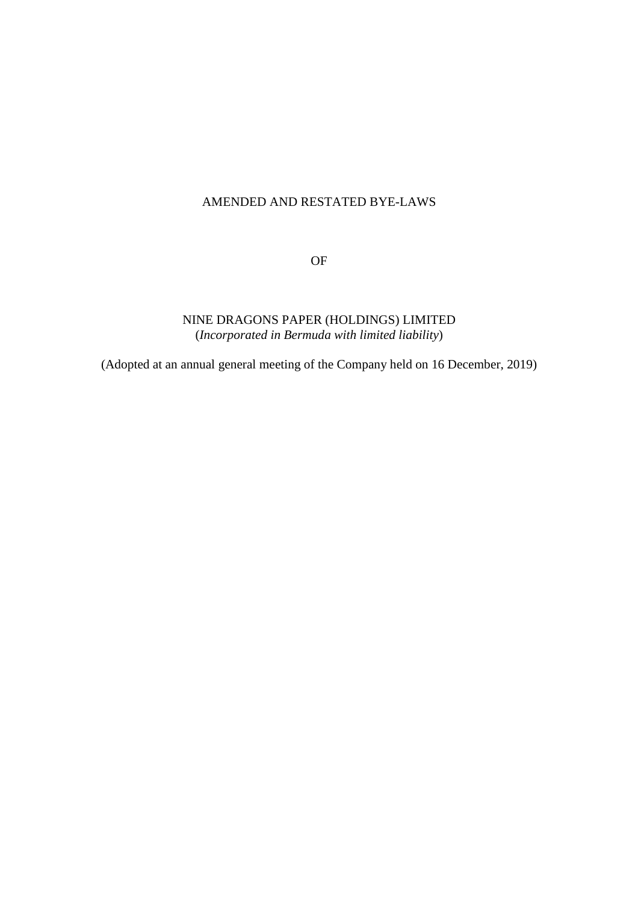AMENDED AND RESTATED BYE-LAWS

OF

NINE DRAGONS PAPER (HOLDINGS) LIMITED
(*Incorporated in Bermuda with limited liability*)

(Adopted at an annual general meeting of the Company held on 16 December, 2019)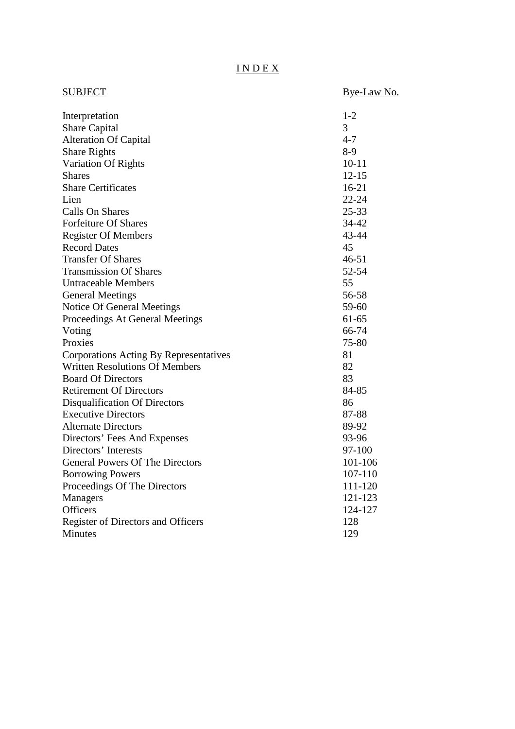# I N D E X

| SUBJECT | Bye-Law No. |
|---|---|
| Interpretation | 1-2 |
| Share Capital | 3 |
| Alteration Of Capital | 4-7 |
| Share Rights | 8-9 |
| Variation Of Rights | 10-11 |
| Shares | 12-15 |
| Share Certificates | 16-21 |
| Lien | 22-24 |
| Calls On Shares | 25-33 |
| Forfeiture Of Shares | 34-42 |
| Register Of Members | 43-44 |
| Record Dates | 45 |
| Transfer Of Shares | 46-51 |
| Transmission Of Shares | 52-54 |
| Untraceable Members | 55 |
| General Meetings | 56-58 |
| Notice Of General Meetings | 59-60 |
| Proceedings At General Meetings | 61-65 |
| Voting | 66-74 |
| Proxies | 75-80 |
| Corporations Acting By Representatives | 81 |
| Written Resolutions Of Members | 82 |
| Board Of Directors | 83 |
| Retirement Of Directors | 84-85 |
| Disqualification Of Directors | 86 |
| Executive Directors | 87-88 |
| Alternate Directors | 89-92 |
| Directors' Fees And Expenses | 93-96 |
| Directors' Interests | 97-100 |
| General Powers Of The Directors | 101-106 |
| Borrowing Powers | 107-110 |
| Proceedings Of The Directors | 111-120 |
| Managers | 121-123 |
| Officers | 124-127 |
| Register of Directors and Officers | 128 |
| Minutes | 129 |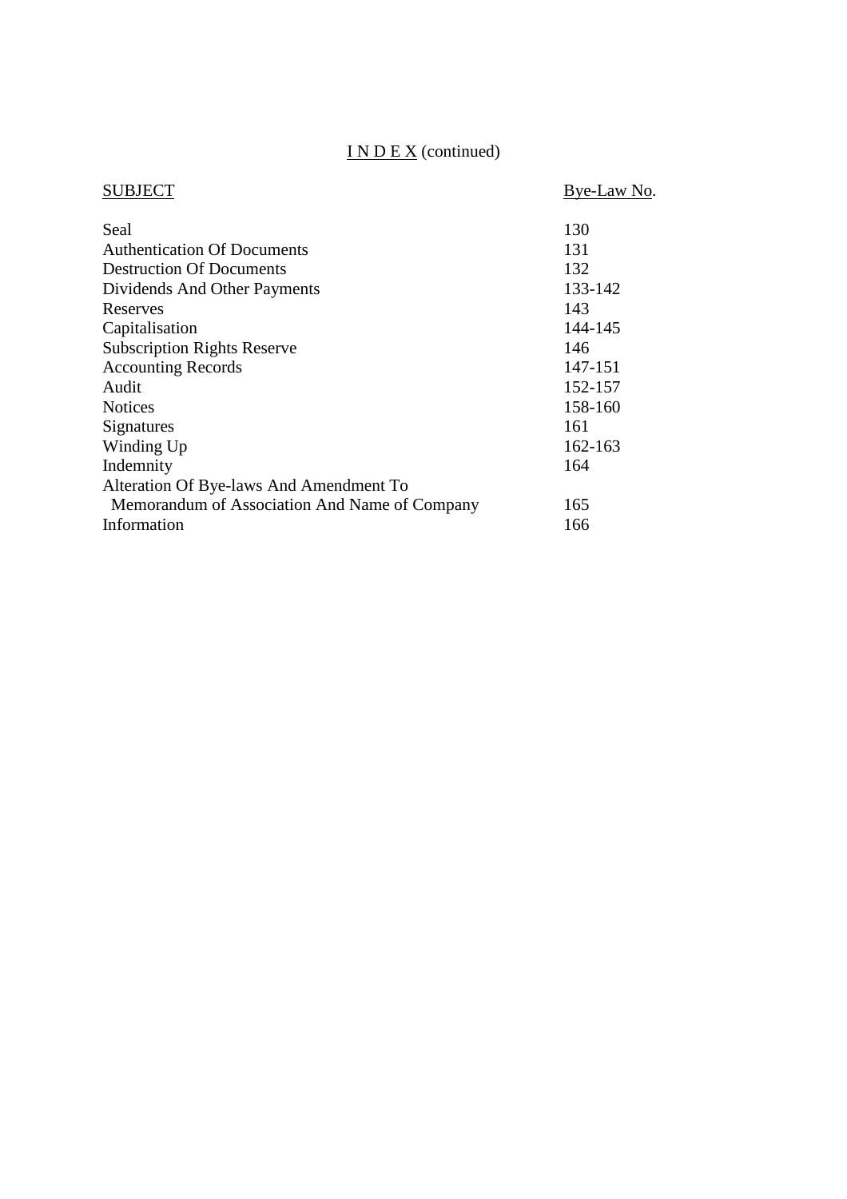# I N D E X (continued)

| SUBJECT | Bye-Law No. |
| --- | --- |
| Seal | 130 |
| Authentication Of Documents | 131 |
| Destruction Of Documents | 132 |
| Dividends And Other Payments | 133-142 |
| Reserves | 143 |
| Capitalisation | 144-145 |
| Subscription Rights Reserve | 146 |
| Accounting Records | 147-151 |
| Audit | 152-157 |
| Notices | 158-160 |
| Signatures | 161 |
| Winding Up | 162-163 |
| Indemnity | 164 |
| Alteration Of Bye-laws And Amendment To Memorandum of Association And Name of Company | 165 |
| Information | 166 |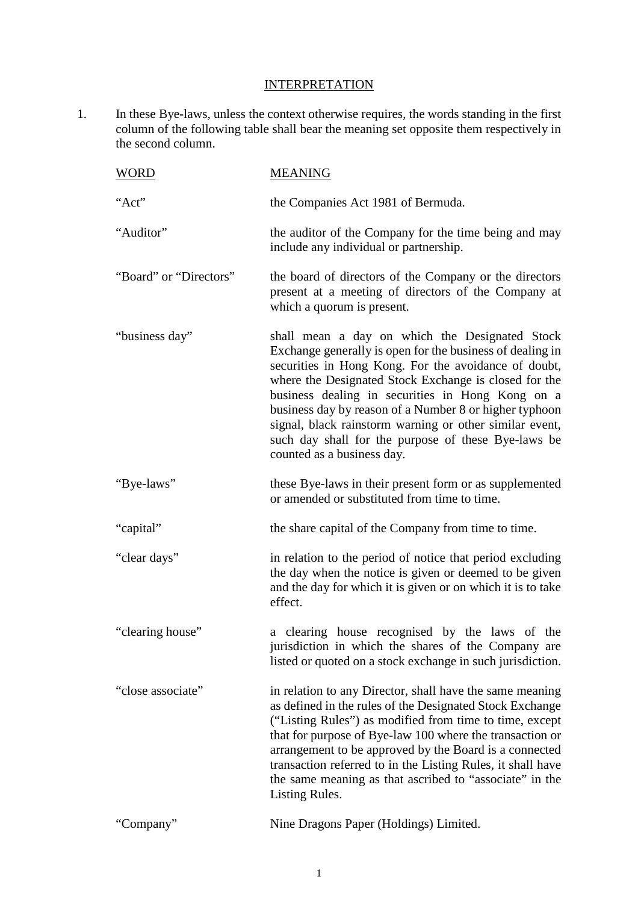## INTERPRETATION

1. In these Bye-laws, unless the context otherwise requires, the words standing in the first column of the following table shall bear the meaning set opposite them respectively in the second column.

| WORD | MEANING |
|---|---|
| "Act" | the Companies Act 1981 of Bermuda. |
| "Auditor" | the auditor of the Company for the time being and may include any individual or partnership. |
| "Board" or "Directors" | the board of directors of the Company or the directors present at a meeting of directors of the Company at which a quorum is present. |
| "business day" | shall mean a day on which the Designated Stock Exchange generally is open for the business of dealing in securities in Hong Kong. For the avoidance of doubt, where the Designated Stock Exchange is closed for the business dealing in securities in Hong Kong on a business day by reason of a Number 8 or higher typhoon signal, black rainstorm warning or other similar event, such day shall for the purpose of these Bye-laws be counted as a business day. |
| "Bye-laws" | these Bye-laws in their present form or as supplemented or amended or substituted from time to time. |
| "capital" | the share capital of the Company from time to time. |
| "clear days" | in relation to the period of notice that period excluding the day when the notice is given or deemed to be given and the day for which it is given or on which it is to take effect. |
| "clearing house" | a clearing house recognised by the laws of the jurisdiction in which the shares of the Company are listed or quoted on a stock exchange in such jurisdiction. |
| "close associate" | in relation to any Director, shall have the same meaning as defined in the rules of the Designated Stock Exchange ("Listing Rules") as modified from time to time, except that for purpose of Bye-law 100 where the transaction or arrangement to be approved by the Board is a connected transaction referred to in the Listing Rules, it shall have the same meaning as that ascribed to "associate" in the Listing Rules. |
| "Company" | Nine Dragons Paper (Holdings) Limited. |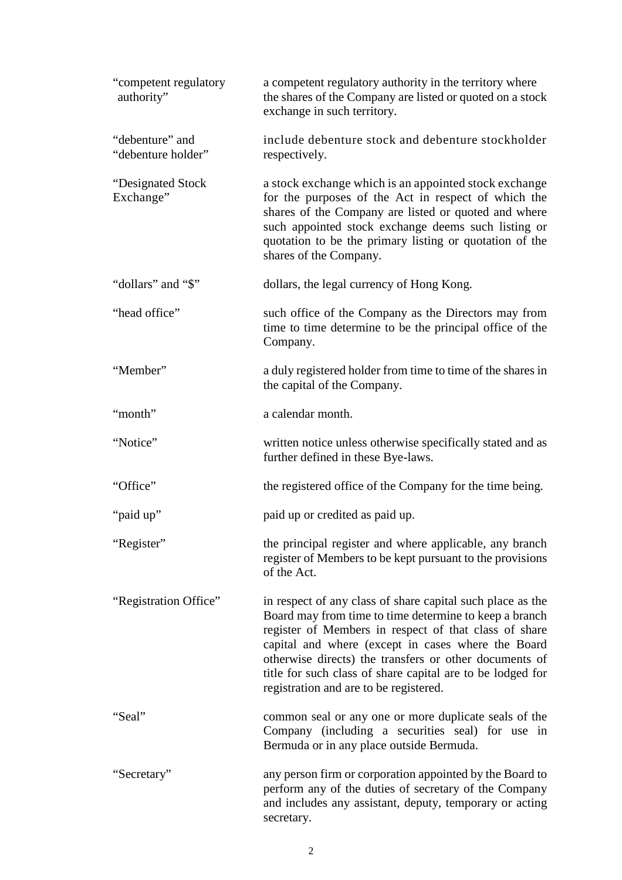| | |
|---|---|
| "competent regulatory authority" | a competent regulatory authority in the territory where the shares of the Company are listed or quoted on a stock exchange in such territory. |
| "debenture" and "debenture holder" | include debenture stock and debenture stockholder respectively. |
| "Designated Stock Exchange" | a stock exchange which is an appointed stock exchange for the purposes of the Act in respect of which the shares of the Company are listed or quoted and where such appointed stock exchange deems such listing or quotation to be the primary listing or quotation of the shares of the Company. |
| "dollars" and "$" | dollars, the legal currency of Hong Kong. |
| "head office" | such office of the Company as the Directors may from time to time determine to be the principal office of the Company. |
| "Member" | a duly registered holder from time to time of the shares in the capital of the Company. |
| "month" | a calendar month. |
| "Notice" | written notice unless otherwise specifically stated and as further defined in these Bye-laws. |
| "Office" | the registered office of the Company for the time being. |
| "paid up" | paid up or credited as paid up. |
| "Register" | the principal register and where applicable, any branch register of Members to be kept pursuant to the provisions of the Act. |
| "Registration Office" | in respect of any class of share capital such place as the Board may from time to time determine to keep a branch register of Members in respect of that class of share capital and where (except in cases where the Board otherwise directs) the transfers or other documents of title for such class of share capital are to be lodged for registration and are to be registered. |
| "Seal" | common seal or any one or more duplicate seals of the Company (including a securities seal) for use in Bermuda or in any place outside Bermuda. |
| "Secretary" | any person firm or corporation appointed by the Board to perform any of the duties of secretary of the Company and includes any assistant, deputy, temporary or acting secretary. |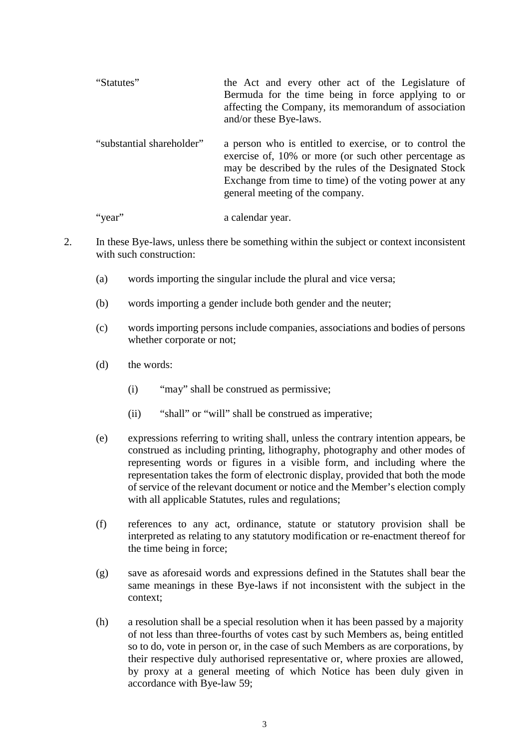| | |
|---|---|
| “Statutes” | the Act and every other act of the Legislature of Bermuda for the time being in force applying to or affecting the Company, its memorandum of association and/or these Bye-laws. |
| “substantial shareholder” | a person who is entitled to exercise, or to control the exercise of, 10% or more (or such other percentage as may be described by the rules of the Designated Stock Exchange from time to time) of the voting power at any general meeting of the company. |
| “year” | a calendar year. |

2. In these Bye-laws, unless there be something within the subject or context inconsistent with such construction:

   (a) words importing the singular include the plural and vice versa;

   (b) words importing a gender include both gender and the neuter;

   (c) words importing persons include companies, associations and bodies of persons whether corporate or not;

   (d) the words:

      (i) “may” shall be construed as permissive;

      (ii) “shall” or “will” shall be construed as imperative;

   (e) expressions referring to writing shall, unless the contrary intention appears, be construed as including printing, lithography, photography and other modes of representing words or figures in a visible form, and including where the representation takes the form of electronic display, provided that both the mode of service of the relevant document or notice and the Member’s election comply with all applicable Statutes, rules and regulations;

   (f) references to any act, ordinance, statute or statutory provision shall be interpreted as relating to any statutory modification or re-enactment thereof for the time being in force;

   (g) save as aforesaid words and expressions defined in the Statutes shall bear the same meanings in these Bye-laws if not inconsistent with the subject in the context;

   (h) a resolution shall be a special resolution when it has been passed by a majority of not less than three-fourths of votes cast by such Members as, being entitled so to do, vote in person or, in the case of such Members as are corporations, by their respective duly authorised representative or, where proxies are allowed, by proxy at a general meeting of which Notice has been duly given in accordance with Bye-law 59;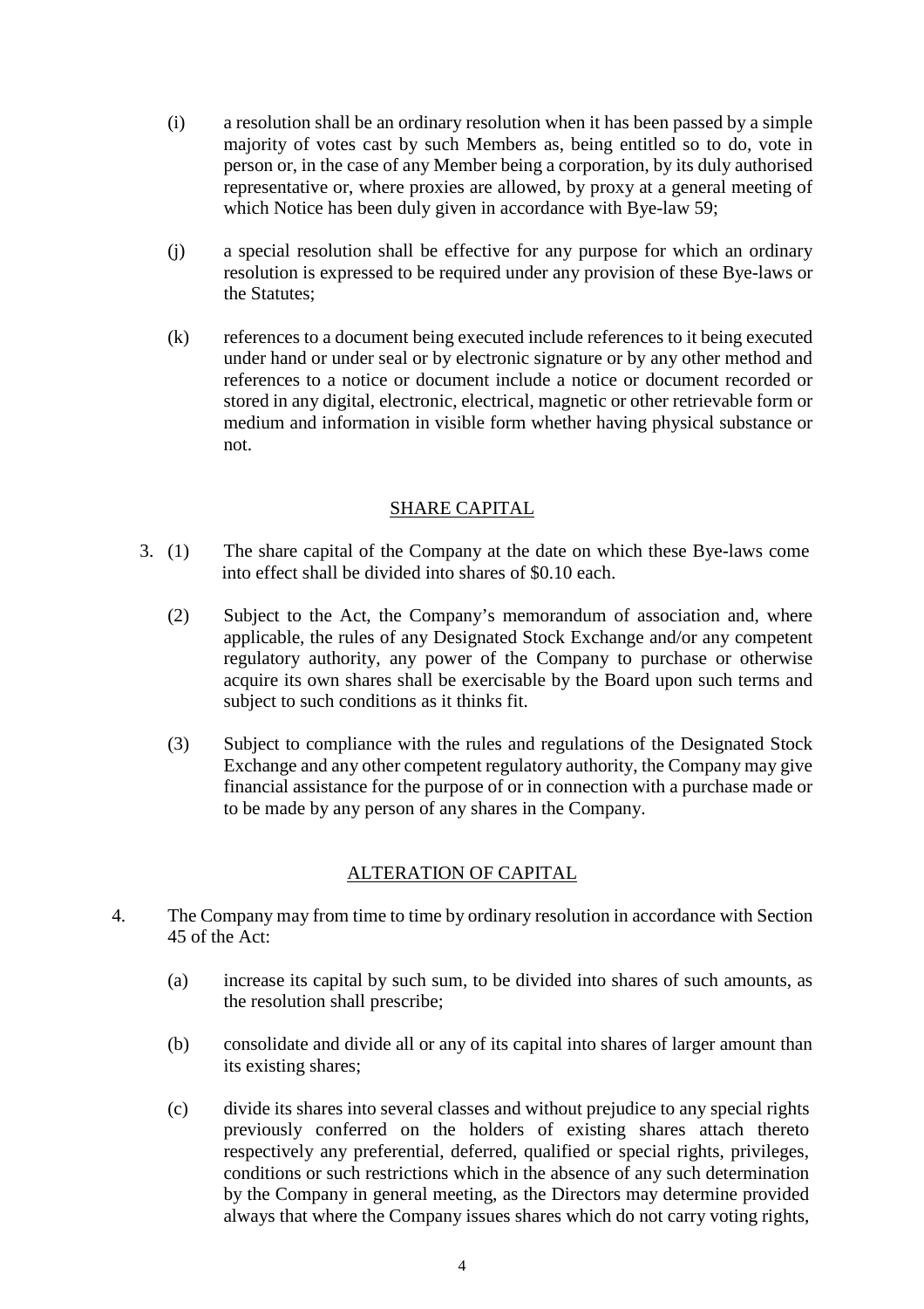(i) a resolution shall be an ordinary resolution when it has been passed by a simple majority of votes cast by such Members as, being entitled so to do, vote in person or, in the case of any Member being a corporation, by its duly authorised representative or, where proxies are allowed, by proxy at a general meeting of which Notice has been duly given in accordance with Bye-law 59;

(j) a special resolution shall be effective for any purpose for which an ordinary resolution is expressed to be required under any provision of these Bye-laws or the Statutes;

(k) references to a document being executed include references to it being executed under hand or under seal or by electronic signature or by any other method and references to a notice or document include a notice or document recorded or stored in any digital, electronic, electrical, magnetic or other retrievable form or medium and information in visible form whether having physical substance or not.

## SHARE CAPITAL

3. (1) The share capital of the Company at the date on which these Bye-laws come into effect shall be divided into shares of $0.10 each.

(2) Subject to the Act, the Company's memorandum of association and, where applicable, the rules of any Designated Stock Exchange and/or any competent regulatory authority, any power of the Company to purchase or otherwise acquire its own shares shall be exercisable by the Board upon such terms and subject to such conditions as it thinks fit.

(3) Subject to compliance with the rules and regulations of the Designated Stock Exchange and any other competent regulatory authority, the Company may give financial assistance for the purpose of or in connection with a purchase made or to be made by any person of any shares in the Company.

## ALTERATION OF CAPITAL

4. The Company may from time to time by ordinary resolution in accordance with Section 45 of the Act:

(a) increase its capital by such sum, to be divided into shares of such amounts, as the resolution shall prescribe;

(b) consolidate and divide all or any of its capital into shares of larger amount than its existing shares;

(c) divide its shares into several classes and without prejudice to any special rights previously conferred on the holders of existing shares attach thereto respectively any preferential, deferred, qualified or special rights, privileges, conditions or such restrictions which in the absence of any such determination by the Company in general meeting, as the Directors may determine provided always that where the Company issues shares which do not carry voting rights,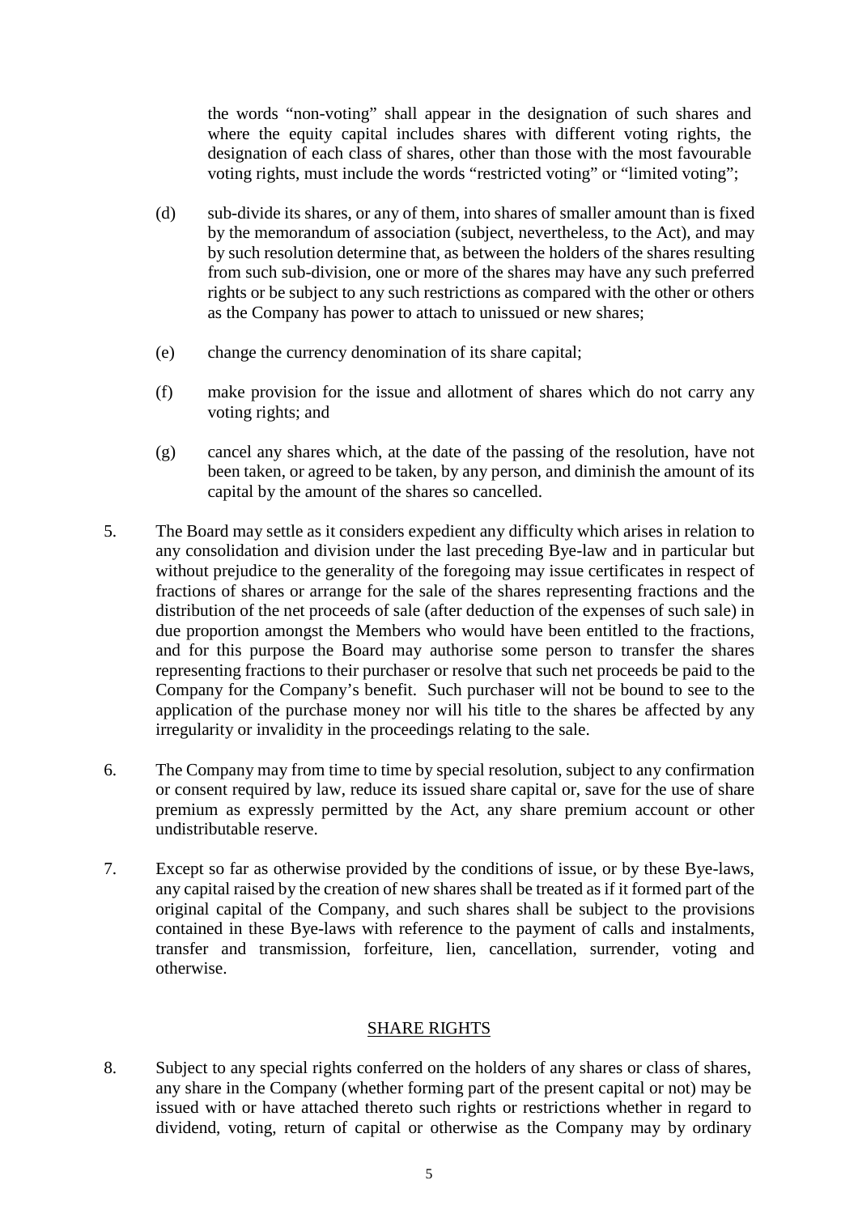the words “non-voting” shall appear in the designation of such shares and where the equity capital includes shares with different voting rights, the designation of each class of shares, other than those with the most favourable voting rights, must include the words “restricted voting” or “limited voting”;

(d) sub-divide its shares, or any of them, into shares of smaller amount than is fixed by the memorandum of association (subject, nevertheless, to the Act), and may by such resolution determine that, as between the holders of the shares resulting from such sub-division, one or more of the shares may have any such preferred rights or be subject to any such restrictions as compared with the other or others as the Company has power to attach to unissued or new shares;

(e) change the currency denomination of its share capital;

(f) make provision for the issue and allotment of shares which do not carry any voting rights; and

(g) cancel any shares which, at the date of the passing of the resolution, have not been taken, or agreed to be taken, by any person, and diminish the amount of its capital by the amount of the shares so cancelled.

5. The Board may settle as it considers expedient any difficulty which arises in relation to any consolidation and division under the last preceding Bye-law and in particular but without prejudice to the generality of the foregoing may issue certificates in respect of fractions of shares or arrange for the sale of the shares representing fractions and the distribution of the net proceeds of sale (after deduction of the expenses of such sale) in due proportion amongst the Members who would have been entitled to the fractions, and for this purpose the Board may authorise some person to transfer the shares representing fractions to their purchaser or resolve that such net proceeds be paid to the Company for the Company’s benefit. Such purchaser will not be bound to see to the application of the purchase money nor will his title to the shares be affected by any irregularity or invalidity in the proceedings relating to the sale.

6. The Company may from time to time by special resolution, subject to any confirmation or consent required by law, reduce its issued share capital or, save for the use of share premium as expressly permitted by the Act, any share premium account or other undistributable reserve.

7. Except so far as otherwise provided by the conditions of issue, or by these Bye-laws, any capital raised by the creation of new shares shall be treated as if it formed part of the original capital of the Company, and such shares shall be subject to the provisions contained in these Bye-laws with reference to the payment of calls and instalments, transfer and transmission, forfeiture, lien, cancellation, surrender, voting and otherwise.

## SHARE RIGHTS

8. Subject to any special rights conferred on the holders of any shares or class of shares, any share in the Company (whether forming part of the present capital or not) may be issued with or have attached thereto such rights or restrictions whether in regard to dividend, voting, return of capital or otherwise as the Company may by ordinary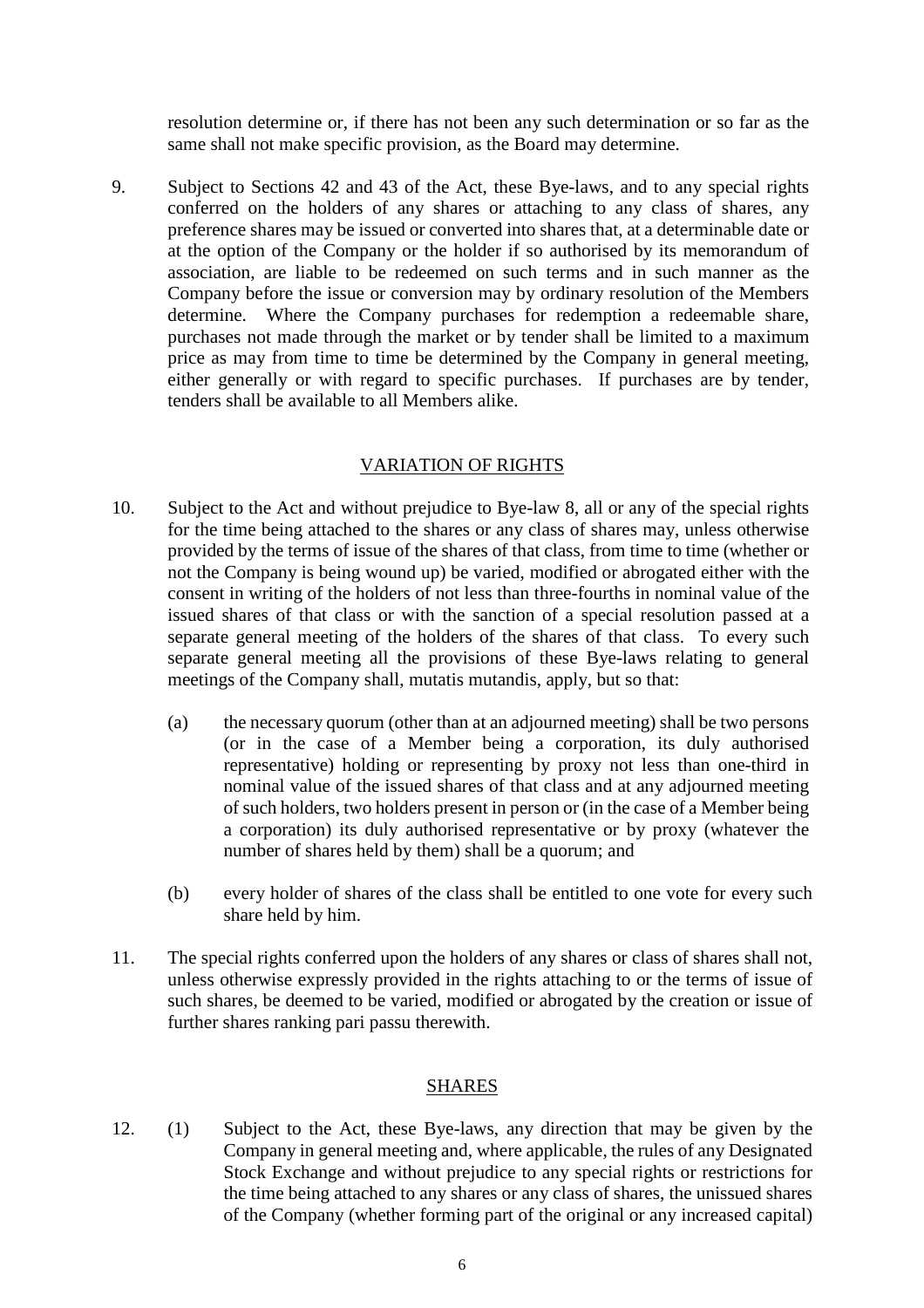resolution determine or, if there has not been any such determination or so far as the same shall not make specific provision, as the Board may determine.

9. Subject to Sections 42 and 43 of the Act, these Bye-laws, and to any special rights conferred on the holders of any shares or attaching to any class of shares, any preference shares may be issued or converted into shares that, at a determinable date or at the option of the Company or the holder if so authorised by its memorandum of association, are liable to be redeemed on such terms and in such manner as the Company before the issue or conversion may by ordinary resolution of the Members determine. Where the Company purchases for redemption a redeemable share, purchases not made through the market or by tender shall be limited to a maximum price as may from time to time be determined by the Company in general meeting, either generally or with regard to specific purchases. If purchases are by tender, tenders shall be available to all Members alike.

## VARIATION OF RIGHTS

10. Subject to the Act and without prejudice to Bye-law 8, all or any of the special rights for the time being attached to the shares or any class of shares may, unless otherwise provided by the terms of issue of the shares of that class, from time to time (whether or not the Company is being wound up) be varied, modified or abrogated either with the consent in writing of the holders of not less than three-fourths in nominal value of the issued shares of that class or with the sanction of a special resolution passed at a separate general meeting of the holders of the shares of that class. To every such separate general meeting all the provisions of these Bye-laws relating to general meetings of the Company shall, mutatis mutandis, apply, but so that:

    (a) the necessary quorum (other than at an adjourned meeting) shall be two persons (or in the case of a Member being a corporation, its duly authorised representative) holding or representing by proxy not less than one-third in nominal value of the issued shares of that class and at any adjourned meeting of such holders, two holders present in person or (in the case of a Member being a corporation) its duly authorised representative or by proxy (whatever the number of shares held by them) shall be a quorum; and

    (b) every holder of shares of the class shall be entitled to one vote for every such share held by him.

11. The special rights conferred upon the holders of any shares or class of shares shall not, unless otherwise expressly provided in the rights attaching to or the terms of issue of such shares, be deemed to be varied, modified or abrogated by the creation or issue of further shares ranking pari passu therewith.

## SHARES

12. (1) Subject to the Act, these Bye-laws, any direction that may be given by the Company in general meeting and, where applicable, the rules of any Designated Stock Exchange and without prejudice to any special rights or restrictions for the time being attached to any shares or any class of shares, the unissued shares of the Company (whether forming part of the original or any increased capital)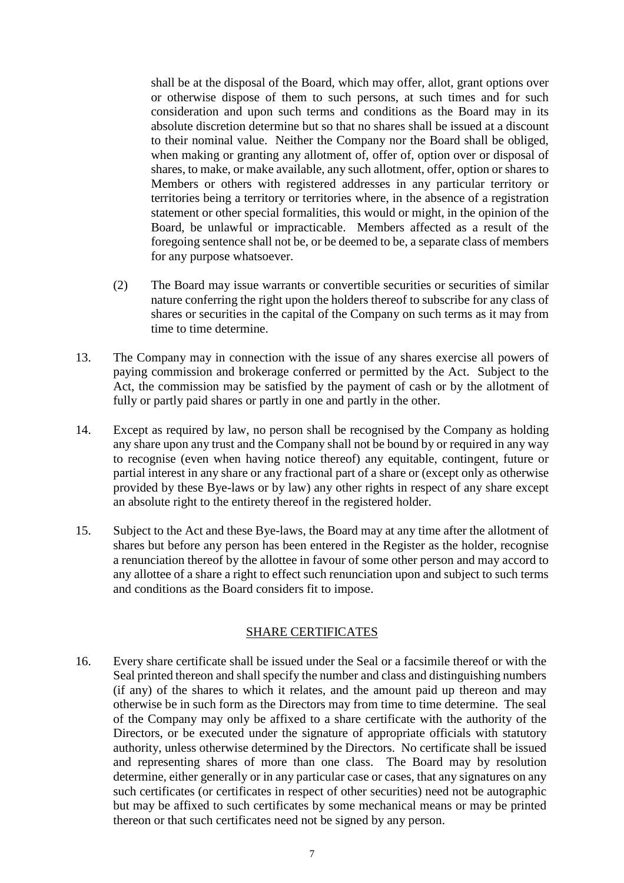shall be at the disposal of the Board, which may offer, allot, grant options over or otherwise dispose of them to such persons, at such times and for such consideration and upon such terms and conditions as the Board may in its absolute discretion determine but so that no shares shall be issued at a discount to their nominal value. Neither the Company nor the Board shall be obliged, when making or granting any allotment of, offer of, option over or disposal of shares, to make, or make available, any such allotment, offer, option or shares to Members or others with registered addresses in any particular territory or territories being a territory or territories where, in the absence of a registration statement or other special formalities, this would or might, in the opinion of the Board, be unlawful or impracticable. Members affected as a result of the foregoing sentence shall not be, or be deemed to be, a separate class of members for any purpose whatsoever.

(2) The Board may issue warrants or convertible securities or securities of similar nature conferring the right upon the holders thereof to subscribe for any class of shares or securities in the capital of the Company on such terms as it may from time to time determine.

13. The Company may in connection with the issue of any shares exercise all powers of paying commission and brokerage conferred or permitted by the Act. Subject to the Act, the commission may be satisfied by the payment of cash or by the allotment of fully or partly paid shares or partly in one and partly in the other.

14. Except as required by law, no person shall be recognised by the Company as holding any share upon any trust and the Company shall not be bound by or required in any way to recognise (even when having notice thereof) any equitable, contingent, future or partial interest in any share or any fractional part of a share or (except only as otherwise provided by these Bye-laws or by law) any other rights in respect of any share except an absolute right to the entirety thereof in the registered holder.

15. Subject to the Act and these Bye-laws, the Board may at any time after the allotment of shares but before any person has been entered in the Register as the holder, recognise a renunciation thereof by the allottee in favour of some other person and may accord to any allottee of a share a right to effect such renunciation upon and subject to such terms and conditions as the Board considers fit to impose.

## SHARE CERTIFICATES

16. Every share certificate shall be issued under the Seal or a facsimile thereof or with the Seal printed thereon and shall specify the number and class and distinguishing numbers (if any) of the shares to which it relates, and the amount paid up thereon and may otherwise be in such form as the Directors may from time to time determine. The seal of the Company may only be affixed to a share certificate with the authority of the Directors, or be executed under the signature of appropriate officials with statutory authority, unless otherwise determined by the Directors. No certificate shall be issued and representing shares of more than one class. The Board may by resolution determine, either generally or in any particular case or cases, that any signatures on any such certificates (or certificates in respect of other securities) need not be autographic but may be affixed to such certificates by some mechanical means or may be printed thereon or that such certificates need not be signed by any person.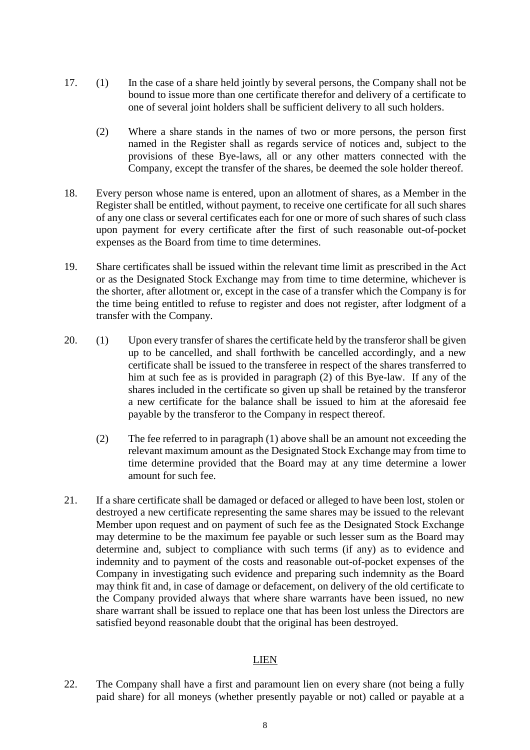17. (1) In the case of a share held jointly by several persons, the Company shall not be bound to issue more than one certificate therefor and delivery of a certificate to one of several joint holders shall be sufficient delivery to all such holders.

    (2) Where a share stands in the names of two or more persons, the person first named in the Register shall as regards service of notices and, subject to the provisions of these Bye-laws, all or any other matters connected with the Company, except the transfer of the shares, be deemed the sole holder thereof.

18. Every person whose name is entered, upon an allotment of shares, as a Member in the Register shall be entitled, without payment, to receive one certificate for all such shares of any one class or several certificates each for one or more of such shares of such class upon payment for every certificate after the first of such reasonable out-of-pocket expenses as the Board from time to time determines.

19. Share certificates shall be issued within the relevant time limit as prescribed in the Act or as the Designated Stock Exchange may from time to time determine, whichever is the shorter, after allotment or, except in the case of a transfer which the Company is for the time being entitled to refuse to register and does not register, after lodgment of a transfer with the Company.

20. (1) Upon every transfer of shares the certificate held by the transferor shall be given up to be cancelled, and shall forthwith be cancelled accordingly, and a new certificate shall be issued to the transferee in respect of the shares transferred to him at such fee as is provided in paragraph (2) of this Bye-law. If any of the shares included in the certificate so given up shall be retained by the transferor a new certificate for the balance shall be issued to him at the aforesaid fee payable by the transferor to the Company in respect thereof.

    (2) The fee referred to in paragraph (1) above shall be an amount not exceeding the relevant maximum amount as the Designated Stock Exchange may from time to time determine provided that the Board may at any time determine a lower amount for such fee.

21. If a share certificate shall be damaged or defaced or alleged to have been lost, stolen or destroyed a new certificate representing the same shares may be issued to the relevant Member upon request and on payment of such fee as the Designated Stock Exchange may determine to be the maximum fee payable or such lesser sum as the Board may determine and, subject to compliance with such terms (if any) as to evidence and indemnity and to payment of the costs and reasonable out-of-pocket expenses of the Company in investigating such evidence and preparing such indemnity as the Board may think fit and, in case of damage or defacement, on delivery of the old certificate to the Company provided always that where share warrants have been issued, no new share warrant shall be issued to replace one that has been lost unless the Directors are satisfied beyond reasonable doubt that the original has been destroyed.

## LIEN

22. The Company shall have a first and paramount lien on every share (not being a fully paid share) for all moneys (whether presently payable or not) called or payable at a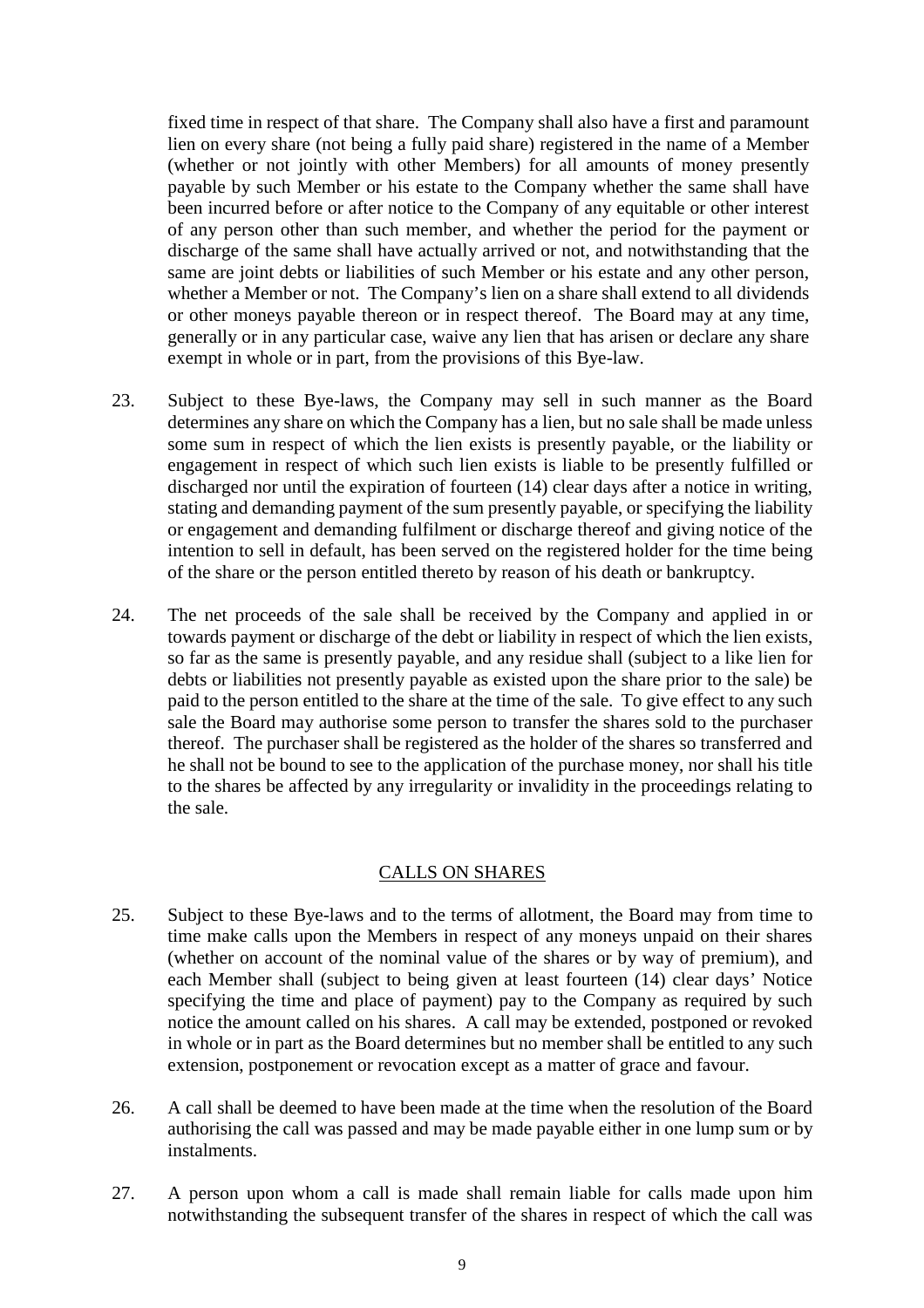fixed time in respect of that share. The Company shall also have a first and paramount lien on every share (not being a fully paid share) registered in the name of a Member (whether or not jointly with other Members) for all amounts of money presently payable by such Member or his estate to the Company whether the same shall have been incurred before or after notice to the Company of any equitable or other interest of any person other than such member, and whether the period for the payment or discharge of the same shall have actually arrived or not, and notwithstanding that the same are joint debts or liabilities of such Member or his estate and any other person, whether a Member or not. The Company's lien on a share shall extend to all dividends or other moneys payable thereon or in respect thereof. The Board may at any time, generally or in any particular case, waive any lien that has arisen or declare any share exempt in whole or in part, from the provisions of this Bye-law.

23. Subject to these Bye-laws, the Company may sell in such manner as the Board determines any share on which the Company has a lien, but no sale shall be made unless some sum in respect of which the lien exists is presently payable, or the liability or engagement in respect of which such lien exists is liable to be presently fulfilled or discharged nor until the expiration of fourteen (14) clear days after a notice in writing, stating and demanding payment of the sum presently payable, or specifying the liability or engagement and demanding fulfilment or discharge thereof and giving notice of the intention to sell in default, has been served on the registered holder for the time being of the share or the person entitled thereto by reason of his death or bankruptcy.

24. The net proceeds of the sale shall be received by the Company and applied in or towards payment or discharge of the debt or liability in respect of which the lien exists, so far as the same is presently payable, and any residue shall (subject to a like lien for debts or liabilities not presently payable as existed upon the share prior to the sale) be paid to the person entitled to the share at the time of the sale. To give effect to any such sale the Board may authorise some person to transfer the shares sold to the purchaser thereof. The purchaser shall be registered as the holder of the shares so transferred and he shall not be bound to see to the application of the purchase money, nor shall his title to the shares be affected by any irregularity or invalidity in the proceedings relating to the sale.

## CALLS ON SHARES

25. Subject to these Bye-laws and to the terms of allotment, the Board may from time to time make calls upon the Members in respect of any moneys unpaid on their shares (whether on account of the nominal value of the shares or by way of premium), and each Member shall (subject to being given at least fourteen (14) clear days' Notice specifying the time and place of payment) pay to the Company as required by such notice the amount called on his shares. A call may be extended, postponed or revoked in whole or in part as the Board determines but no member shall be entitled to any such extension, postponement or revocation except as a matter of grace and favour.

26. A call shall be deemed to have been made at the time when the resolution of the Board authorising the call was passed and may be made payable either in one lump sum or by instalments.

27. A person upon whom a call is made shall remain liable for calls made upon him notwithstanding the subsequent transfer of the shares in respect of which the call was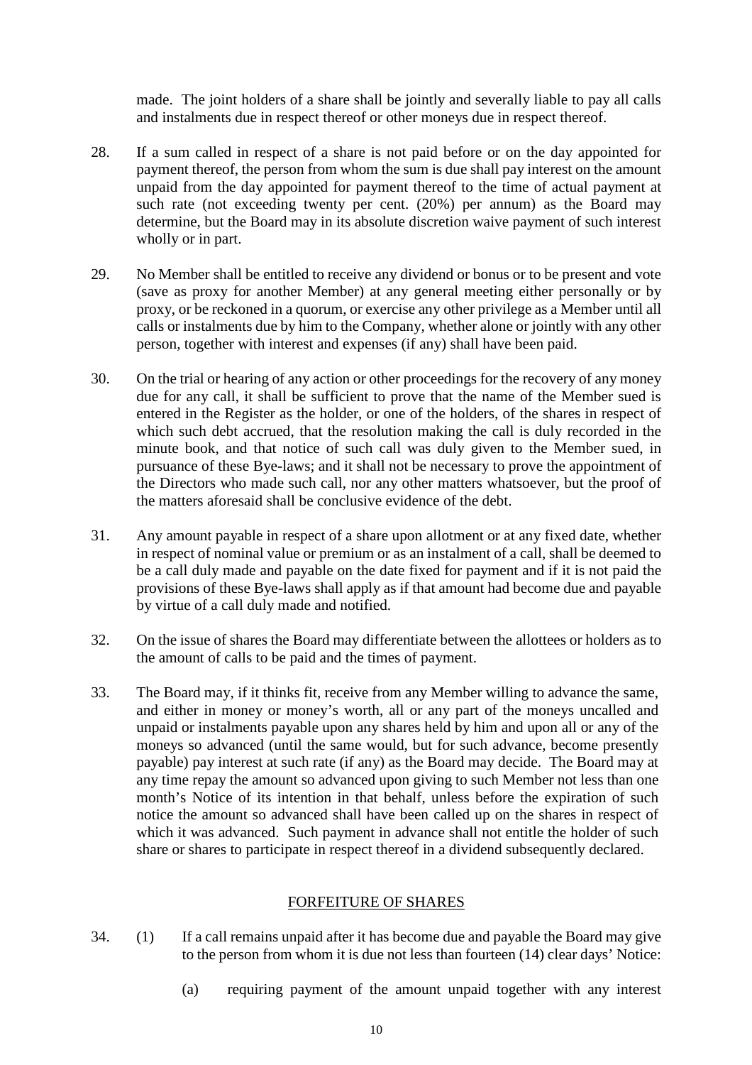made. The joint holders of a share shall be jointly and severally liable to pay all calls and instalments due in respect thereof or other moneys due in respect thereof.

28. If a sum called in respect of a share is not paid before or on the day appointed for payment thereof, the person from whom the sum is due shall pay interest on the amount unpaid from the day appointed for payment thereof to the time of actual payment at such rate (not exceeding twenty per cent. (20%) per annum) as the Board may determine, but the Board may in its absolute discretion waive payment of such interest wholly or in part.

29. No Member shall be entitled to receive any dividend or bonus or to be present and vote (save as proxy for another Member) at any general meeting either personally or by proxy, or be reckoned in a quorum, or exercise any other privilege as a Member until all calls or instalments due by him to the Company, whether alone or jointly with any other person, together with interest and expenses (if any) shall have been paid.

30. On the trial or hearing of any action or other proceedings for the recovery of any money due for any call, it shall be sufficient to prove that the name of the Member sued is entered in the Register as the holder, or one of the holders, of the shares in respect of which such debt accrued, that the resolution making the call is duly recorded in the minute book, and that notice of such call was duly given to the Member sued, in pursuance of these Bye-laws; and it shall not be necessary to prove the appointment of the Directors who made such call, nor any other matters whatsoever, but the proof of the matters aforesaid shall be conclusive evidence of the debt.

31. Any amount payable in respect of a share upon allotment or at any fixed date, whether in respect of nominal value or premium or as an instalment of a call, shall be deemed to be a call duly made and payable on the date fixed for payment and if it is not paid the provisions of these Bye-laws shall apply as if that amount had become due and payable by virtue of a call duly made and notified.

32. On the issue of shares the Board may differentiate between the allottees or holders as to the amount of calls to be paid and the times of payment.

33. The Board may, if it thinks fit, receive from any Member willing to advance the same, and either in money or money's worth, all or any part of the moneys uncalled and unpaid or instalments payable upon any shares held by him and upon all or any of the moneys so advanced (until the same would, but for such advance, become presently payable) pay interest at such rate (if any) as the Board may decide. The Board may at any time repay the amount so advanced upon giving to such Member not less than one month's Notice of its intention in that behalf, unless before the expiration of such notice the amount so advanced shall have been called up on the shares in respect of which it was advanced. Such payment in advance shall not entitle the holder of such share or shares to participate in respect thereof in a dividend subsequently declared.

## FORFEITURE OF SHARES

34. (1) If a call remains unpaid after it has become due and payable the Board may give to the person from whom it is due not less than fourteen (14) clear days' Notice:

(a) requiring payment of the amount unpaid together with any interest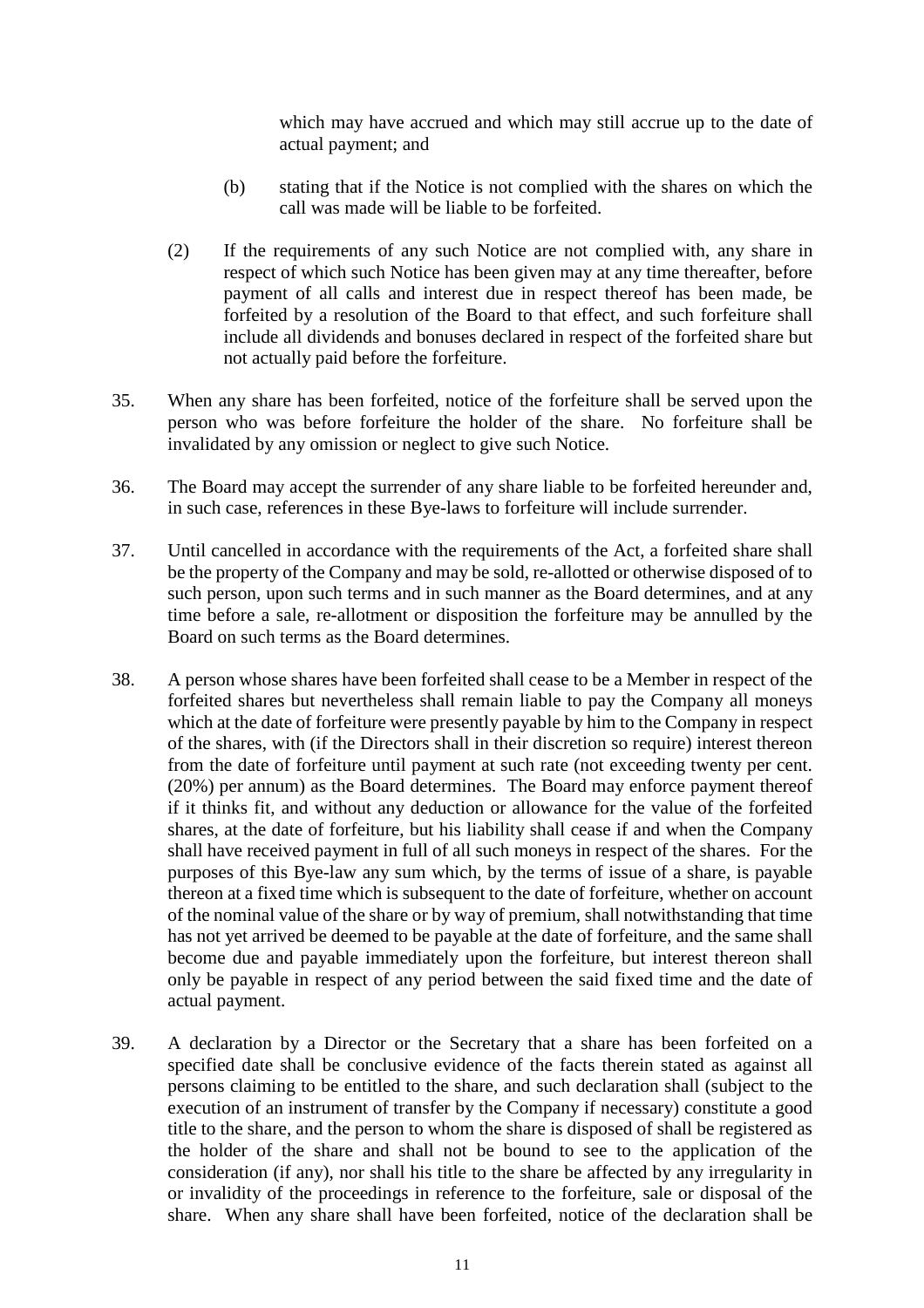which may have accrued and which may still accrue up to the date of actual payment; and

(b) stating that if the Notice is not complied with the shares on which the call was made will be liable to be forfeited.

(2) If the requirements of any such Notice are not complied with, any share in respect of which such Notice has been given may at any time thereafter, before payment of all calls and interest due in respect thereof has been made, be forfeited by a resolution of the Board to that effect, and such forfeiture shall include all dividends and bonuses declared in respect of the forfeited share but not actually paid before the forfeiture.

35. When any share has been forfeited, notice of the forfeiture shall be served upon the person who was before forfeiture the holder of the share. No forfeiture shall be invalidated by any omission or neglect to give such Notice.

36. The Board may accept the surrender of any share liable to be forfeited hereunder and, in such case, references in these Bye-laws to forfeiture will include surrender.

37. Until cancelled in accordance with the requirements of the Act, a forfeited share shall be the property of the Company and may be sold, re-allotted or otherwise disposed of to such person, upon such terms and in such manner as the Board determines, and at any time before a sale, re-allotment or disposition the forfeiture may be annulled by the Board on such terms as the Board determines.

38. A person whose shares have been forfeited shall cease to be a Member in respect of the forfeited shares but nevertheless shall remain liable to pay the Company all moneys which at the date of forfeiture were presently payable by him to the Company in respect of the shares, with (if the Directors shall in their discretion so require) interest thereon from the date of forfeiture until payment at such rate (not exceeding twenty per cent. (20%) per annum) as the Board determines. The Board may enforce payment thereof if it thinks fit, and without any deduction or allowance for the value of the forfeited shares, at the date of forfeiture, but his liability shall cease if and when the Company shall have received payment in full of all such moneys in respect of the shares. For the purposes of this Bye-law any sum which, by the terms of issue of a share, is payable thereon at a fixed time which is subsequent to the date of forfeiture, whether on account of the nominal value of the share or by way of premium, shall notwithstanding that time has not yet arrived be deemed to be payable at the date of forfeiture, and the same shall become due and payable immediately upon the forfeiture, but interest thereon shall only be payable in respect of any period between the said fixed time and the date of actual payment.

39. A declaration by a Director or the Secretary that a share has been forfeited on a specified date shall be conclusive evidence of the facts therein stated as against all persons claiming to be entitled to the share, and such declaration shall (subject to the execution of an instrument of transfer by the Company if necessary) constitute a good title to the share, and the person to whom the share is disposed of shall be registered as the holder of the share and shall not be bound to see to the application of the consideration (if any), nor shall his title to the share be affected by any irregularity in or invalidity of the proceedings in reference to the forfeiture, sale or disposal of the share. When any share shall have been forfeited, notice of the declaration shall be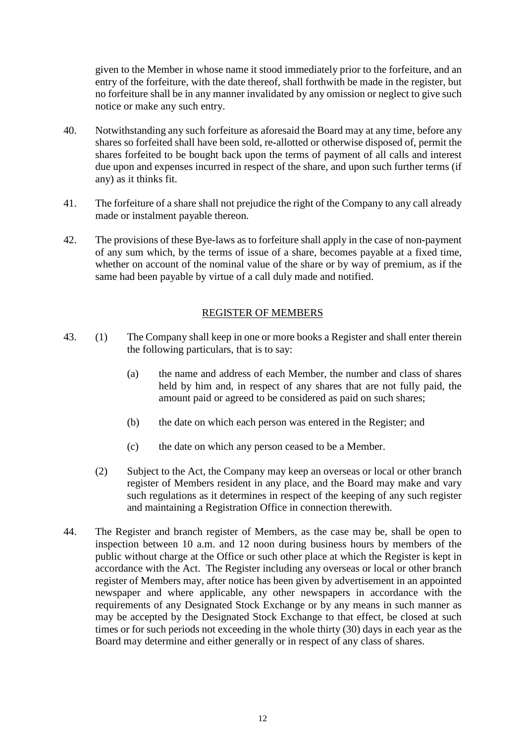given to the Member in whose name it stood immediately prior to the forfeiture, and an entry of the forfeiture, with the date thereof, shall forthwith be made in the register, but no forfeiture shall be in any manner invalidated by any omission or neglect to give such notice or make any such entry.

40. Notwithstanding any such forfeiture as aforesaid the Board may at any time, before any shares so forfeited shall have been sold, re-allotted or otherwise disposed of, permit the shares forfeited to be bought back upon the terms of payment of all calls and interest due upon and expenses incurred in respect of the share, and upon such further terms (if any) as it thinks fit.

41. The forfeiture of a share shall not prejudice the right of the Company to any call already made or instalment payable thereon.

42. The provisions of these Bye-laws as to forfeiture shall apply in the case of non-payment of any sum which, by the terms of issue of a share, becomes payable at a fixed time, whether on account of the nominal value of the share or by way of premium, as if the same had been payable by virtue of a call duly made and notified.

## REGISTER OF MEMBERS

43. (1) The Company shall keep in one or more books a Register and shall enter therein the following particulars, that is to say:

    (a) the name and address of each Member, the number and class of shares held by him and, in respect of any shares that are not fully paid, the amount paid or agreed to be considered as paid on such shares;

    (b) the date on which each person was entered in the Register; and

    (c) the date on which any person ceased to be a Member.

    (2) Subject to the Act, the Company may keep an overseas or local or other branch register of Members resident in any place, and the Board may make and vary such regulations as it determines in respect of the keeping of any such register and maintaining a Registration Office in connection therewith.

44. The Register and branch register of Members, as the case may be, shall be open to inspection between 10 a.m. and 12 noon during business hours by members of the public without charge at the Office or such other place at which the Register is kept in accordance with the Act. The Register including any overseas or local or other branch register of Members may, after notice has been given by advertisement in an appointed newspaper and where applicable, any other newspapers in accordance with the requirements of any Designated Stock Exchange or by any means in such manner as may be accepted by the Designated Stock Exchange to that effect, be closed at such times or for such periods not exceeding in the whole thirty (30) days in each year as the Board may determine and either generally or in respect of any class of shares.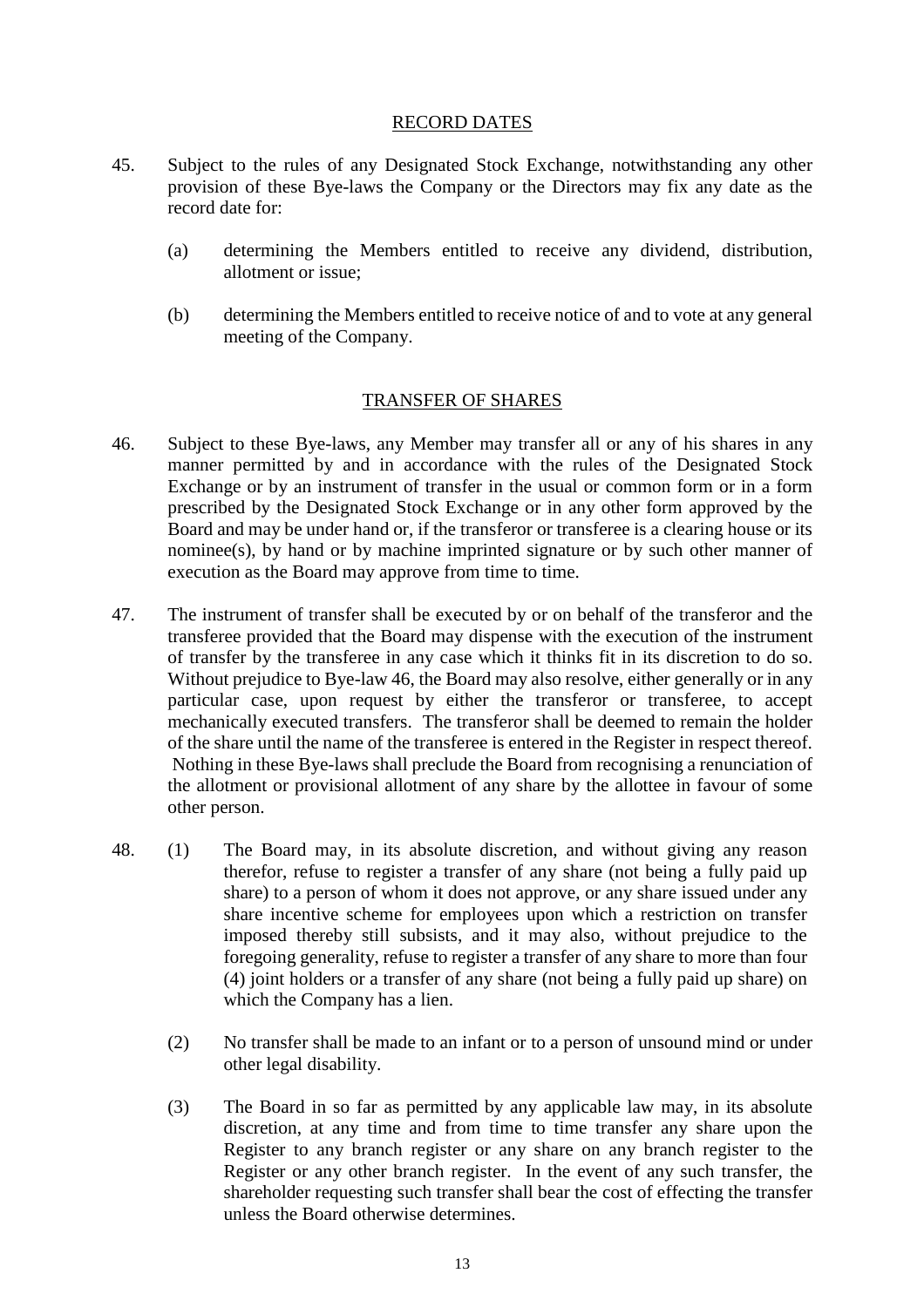## RECORD DATES

45. Subject to the rules of any Designated Stock Exchange, notwithstanding any other provision of these Bye-laws the Company or the Directors may fix any date as the record date for:

    (a) determining the Members entitled to receive any dividend, distribution, allotment or issue;

    (b) determining the Members entitled to receive notice of and to vote at any general meeting of the Company.

## TRANSFER OF SHARES

46. Subject to these Bye-laws, any Member may transfer all or any of his shares in any manner permitted by and in accordance with the rules of the Designated Stock Exchange or by an instrument of transfer in the usual or common form or in a form prescribed by the Designated Stock Exchange or in any other form approved by the Board and may be under hand or, if the transferor or transferee is a clearing house or its nominee(s), by hand or by machine imprinted signature or by such other manner of execution as the Board may approve from time to time.

47. The instrument of transfer shall be executed by or on behalf of the transferor and the transferee provided that the Board may dispense with the execution of the instrument of transfer by the transferee in any case which it thinks fit in its discretion to do so. Without prejudice to Bye-law 46, the Board may also resolve, either generally or in any particular case, upon request by either the transferor or transferee, to accept mechanically executed transfers. The transferor shall be deemed to remain the holder of the share until the name of the transferee is entered in the Register in respect thereof. Nothing in these Bye-laws shall preclude the Board from recognising a renunciation of the allotment or provisional allotment of any share by the allottee in favour of some other person.

48. (1) The Board may, in its absolute discretion, and without giving any reason therefor, refuse to register a transfer of any share (not being a fully paid up share) to a person of whom it does not approve, or any share issued under any share incentive scheme for employees upon which a restriction on transfer imposed thereby still subsists, and it may also, without prejudice to the foregoing generality, refuse to register a transfer of any share to more than four (4) joint holders or a transfer of any share (not being a fully paid up share) on which the Company has a lien.

    (2) No transfer shall be made to an infant or to a person of unsound mind or under other legal disability.

    (3) The Board in so far as permitted by any applicable law may, in its absolute discretion, at any time and from time to time transfer any share upon the Register to any branch register or any share on any branch register to the Register or any other branch register. In the event of any such transfer, the shareholder requesting such transfer shall bear the cost of effecting the transfer unless the Board otherwise determines.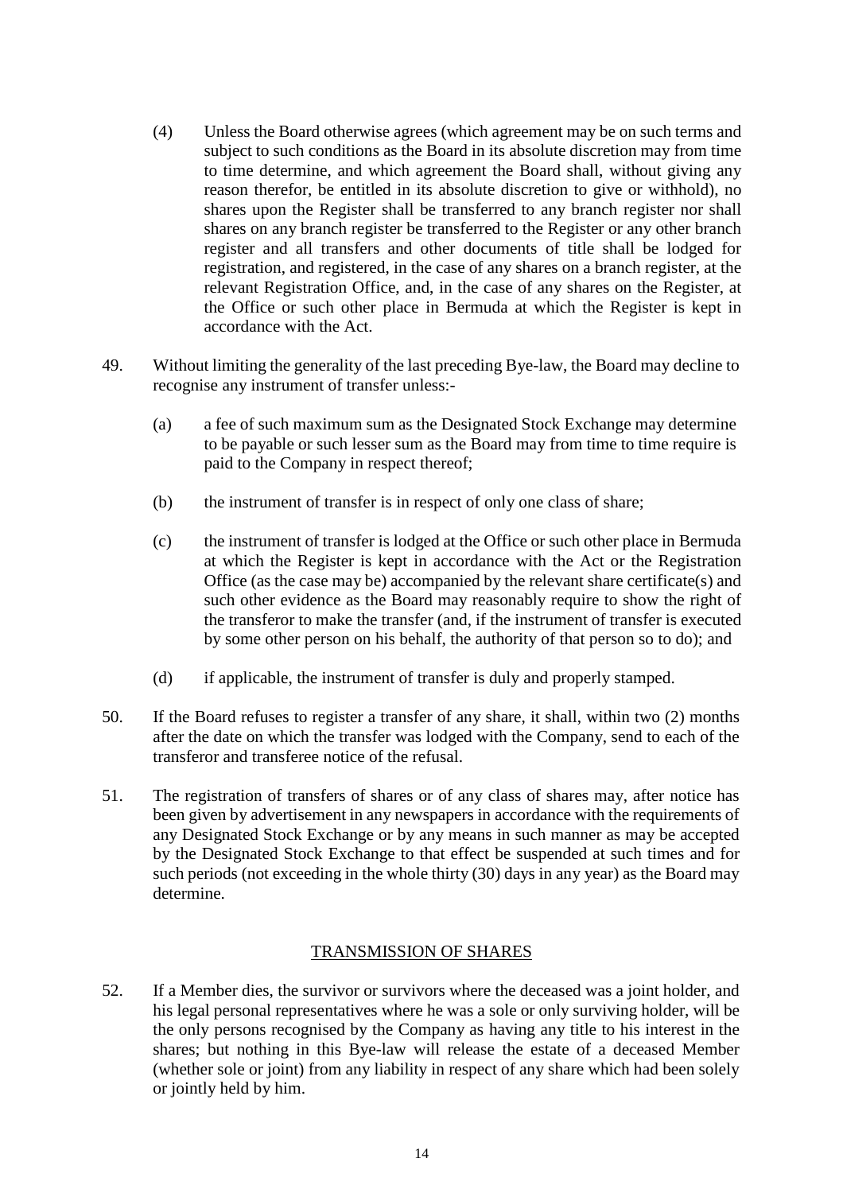(4) Unless the Board otherwise agrees (which agreement may be on such terms and subject to such conditions as the Board in its absolute discretion may from time to time determine, and which agreement the Board shall, without giving any reason therefor, be entitled in its absolute discretion to give or withhold), no shares upon the Register shall be transferred to any branch register nor shall shares on any branch register be transferred to the Register or any other branch register and all transfers and other documents of title shall be lodged for registration, and registered, in the case of any shares on a branch register, at the relevant Registration Office, and, in the case of any shares on the Register, at the Office or such other place in Bermuda at which the Register is kept in accordance with the Act.

49. Without limiting the generality of the last preceding Bye-law, the Board may decline to recognise any instrument of transfer unless:-

(a) a fee of such maximum sum as the Designated Stock Exchange may determine to be payable or such lesser sum as the Board may from time to time require is paid to the Company in respect thereof;

(b) the instrument of transfer is in respect of only one class of share;

(c) the instrument of transfer is lodged at the Office or such other place in Bermuda at which the Register is kept in accordance with the Act or the Registration Office (as the case may be) accompanied by the relevant share certificate(s) and such other evidence as the Board may reasonably require to show the right of the transferor to make the transfer (and, if the instrument of transfer is executed by some other person on his behalf, the authority of that person so to do); and

(d) if applicable, the instrument of transfer is duly and properly stamped.

50. If the Board refuses to register a transfer of any share, it shall, within two (2) months after the date on which the transfer was lodged with the Company, send to each of the transferor and transferee notice of the refusal.

51. The registration of transfers of shares or of any class of shares may, after notice has been given by advertisement in any newspapers in accordance with the requirements of any Designated Stock Exchange or by any means in such manner as may be accepted by the Designated Stock Exchange to that effect be suspended at such times and for such periods (not exceeding in the whole thirty (30) days in any year) as the Board may determine.

## TRANSMISSION OF SHARES

52. If a Member dies, the survivor or survivors where the deceased was a joint holder, and his legal personal representatives where he was a sole or only surviving holder, will be the only persons recognised by the Company as having any title to his interest in the shares; but nothing in this Bye-law will release the estate of a deceased Member (whether sole or joint) from any liability in respect of any share which had been solely or jointly held by him.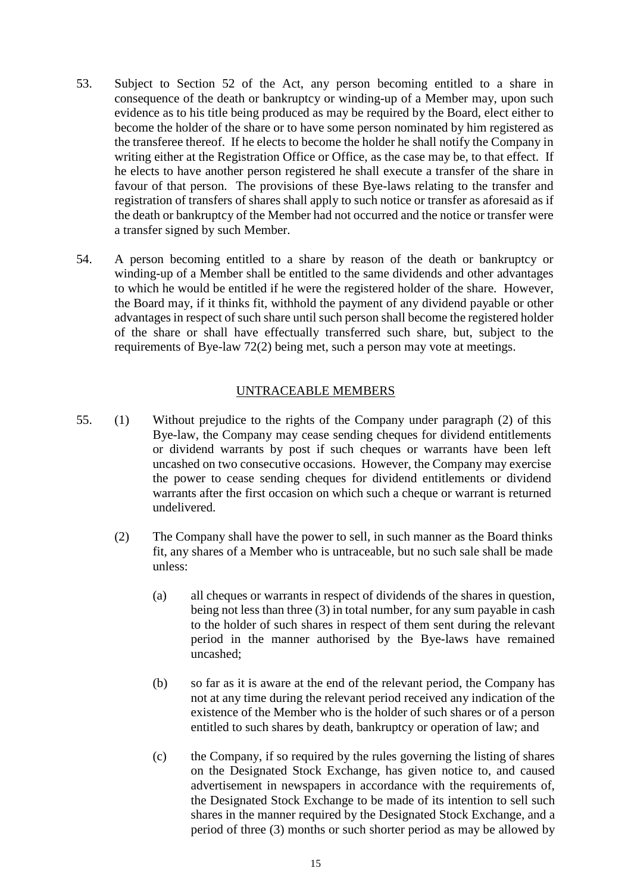53. Subject to Section 52 of the Act, any person becoming entitled to a share in consequence of the death or bankruptcy or winding-up of a Member may, upon such evidence as to his title being produced as may be required by the Board, elect either to become the holder of the share or to have some person nominated by him registered as the transferee thereof. If he elects to become the holder he shall notify the Company in writing either at the Registration Office or Office, as the case may be, to that effect. If he elects to have another person registered he shall execute a transfer of the share in favour of that person. The provisions of these Bye-laws relating to the transfer and registration of transfers of shares shall apply to such notice or transfer as aforesaid as if the death or bankruptcy of the Member had not occurred and the notice or transfer were a transfer signed by such Member.

54. A person becoming entitled to a share by reason of the death or bankruptcy or winding-up of a Member shall be entitled to the same dividends and other advantages to which he would be entitled if he were the registered holder of the share. However, the Board may, if it thinks fit, withhold the payment of any dividend payable or other advantages in respect of such share until such person shall become the registered holder of the share or shall have effectually transferred such share, but, subject to the requirements of Bye-law 72(2) being met, such a person may vote at meetings.

## UNTRACEABLE MEMBERS

55. (1) Without prejudice to the rights of the Company under paragraph (2) of this Bye-law, the Company may cease sending cheques for dividend entitlements or dividend warrants by post if such cheques or warrants have been left uncashed on two consecutive occasions. However, the Company may exercise the power to cease sending cheques for dividend entitlements or dividend warrants after the first occasion on which such a cheque or warrant is returned undelivered.

(2) The Company shall have the power to sell, in such manner as the Board thinks fit, any shares of a Member who is untraceable, but no such sale shall be made unless:

(a) all cheques or warrants in respect of dividends of the shares in question, being not less than three (3) in total number, for any sum payable in cash to the holder of such shares in respect of them sent during the relevant period in the manner authorised by the Bye-laws have remained uncashed;

(b) so far as it is aware at the end of the relevant period, the Company has not at any time during the relevant period received any indication of the existence of the Member who is the holder of such shares or of a person entitled to such shares by death, bankruptcy or operation of law; and

(c) the Company, if so required by the rules governing the listing of shares on the Designated Stock Exchange, has given notice to, and caused advertisement in newspapers in accordance with the requirements of, the Designated Stock Exchange to be made of its intention to sell such shares in the manner required by the Designated Stock Exchange, and a period of three (3) months or such shorter period as may be allowed by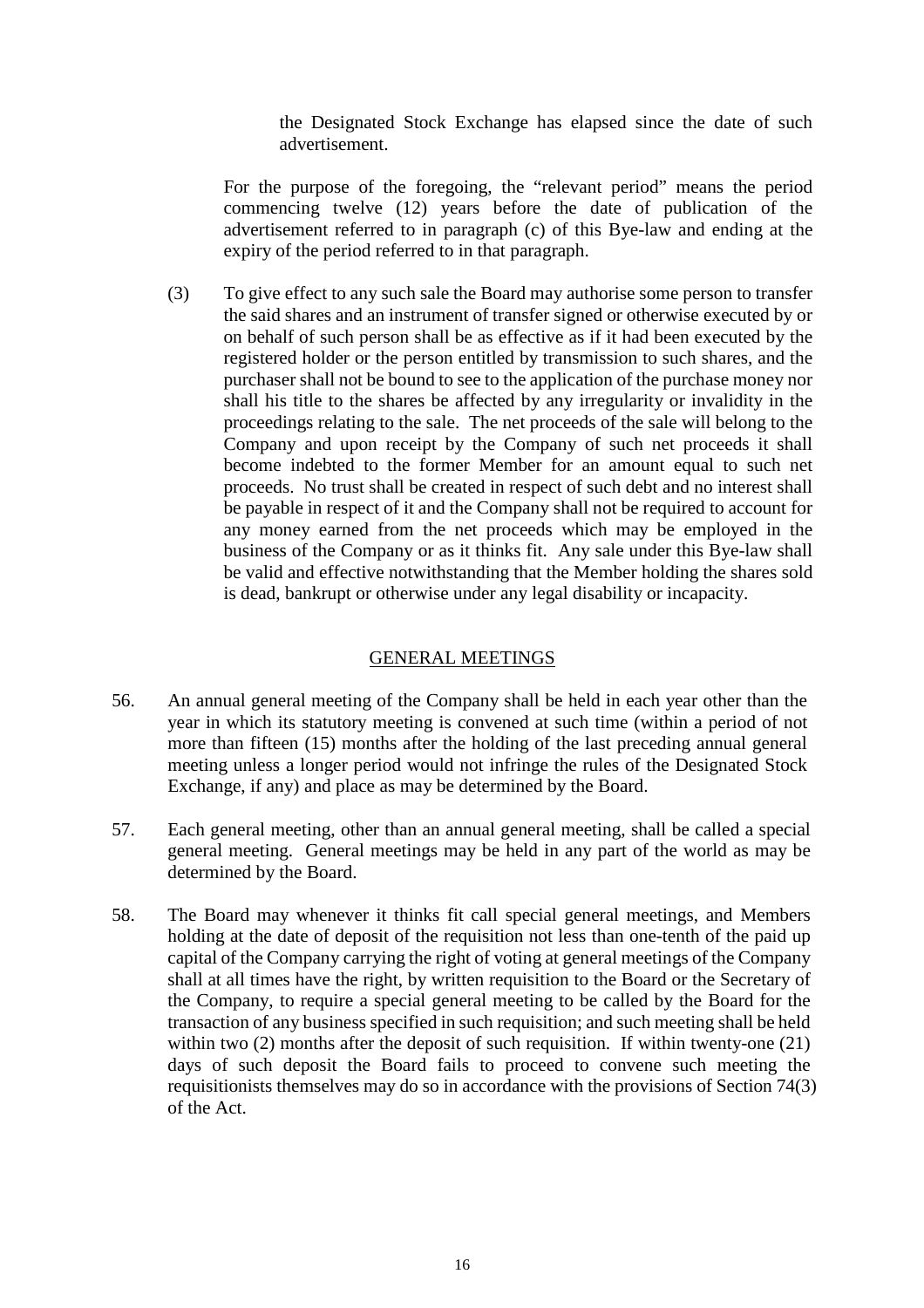the Designated Stock Exchange has elapsed since the date of such advertisement.

For the purpose of the foregoing, the "relevant period" means the period commencing twelve (12) years before the date of publication of the advertisement referred to in paragraph (c) of this Bye-law and ending at the expiry of the period referred to in that paragraph.

(3) To give effect to any such sale the Board may authorise some person to transfer the said shares and an instrument of transfer signed or otherwise executed by or on behalf of such person shall be as effective as if it had been executed by the registered holder or the person entitled by transmission to such shares, and the purchaser shall not be bound to see to the application of the purchase money nor shall his title to the shares be affected by any irregularity or invalidity in the proceedings relating to the sale. The net proceeds of the sale will belong to the Company and upon receipt by the Company of such net proceeds it shall become indebted to the former Member for an amount equal to such net proceeds. No trust shall be created in respect of such debt and no interest shall be payable in respect of it and the Company shall not be required to account for any money earned from the net proceeds which may be employed in the business of the Company or as it thinks fit. Any sale under this Bye-law shall be valid and effective notwithstanding that the Member holding the shares sold is dead, bankrupt or otherwise under any legal disability or incapacity.

## GENERAL MEETINGS

56. An annual general meeting of the Company shall be held in each year other than the year in which its statutory meeting is convened at such time (within a period of not more than fifteen (15) months after the holding of the last preceding annual general meeting unless a longer period would not infringe the rules of the Designated Stock Exchange, if any) and place as may be determined by the Board.

57. Each general meeting, other than an annual general meeting, shall be called a special general meeting. General meetings may be held in any part of the world as may be determined by the Board.

58. The Board may whenever it thinks fit call special general meetings, and Members holding at the date of deposit of the requisition not less than one-tenth of the paid up capital of the Company carrying the right of voting at general meetings of the Company shall at all times have the right, by written requisition to the Board or the Secretary of the Company, to require a special general meeting to be called by the Board for the transaction of any business specified in such requisition; and such meeting shall be held within two (2) months after the deposit of such requisition. If within twenty-one (21) days of such deposit the Board fails to proceed to convene such meeting the requisitionists themselves may do so in accordance with the provisions of Section 74(3) of the Act.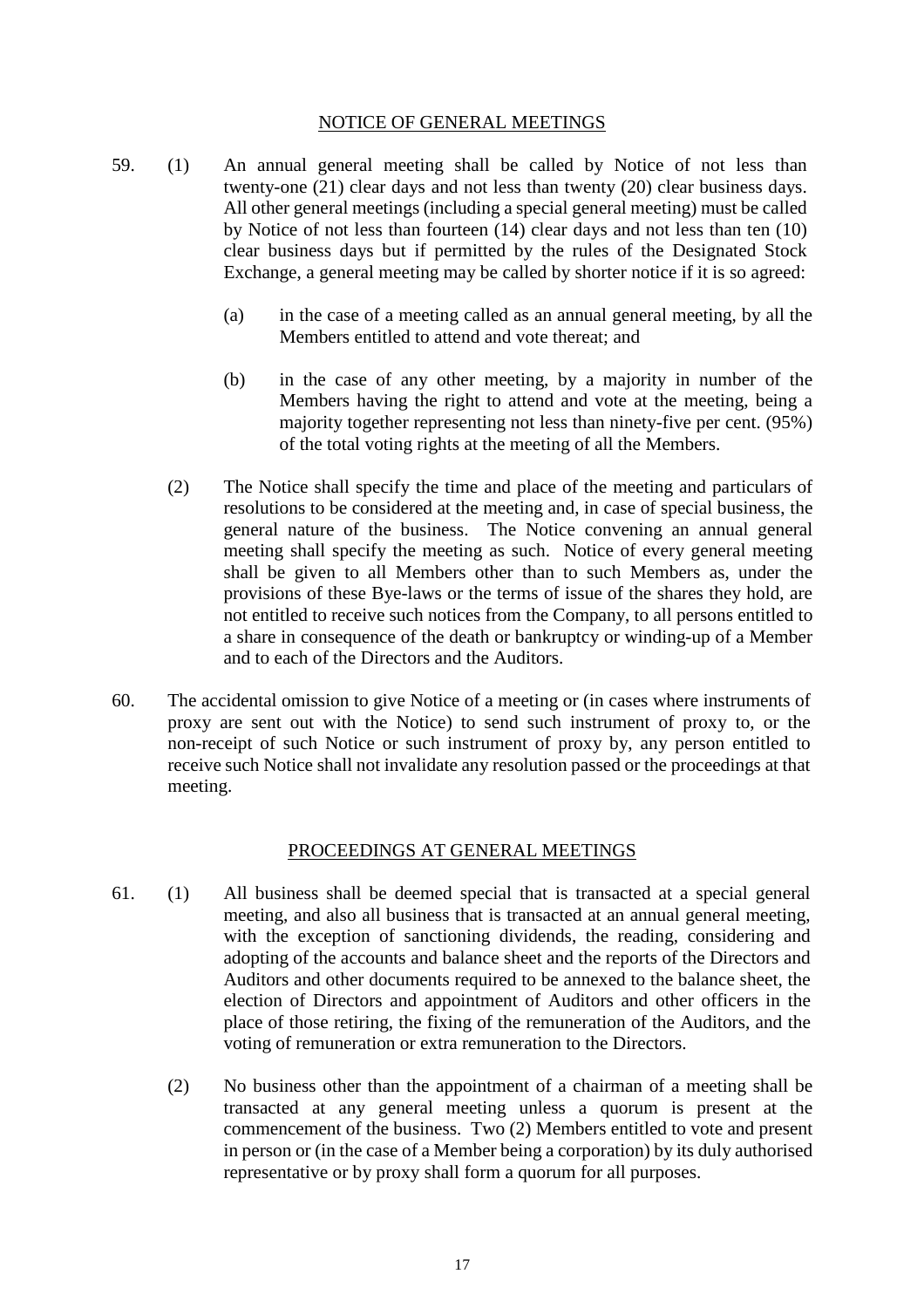## NOTICE OF GENERAL MEETINGS

59. (1) An annual general meeting shall be called by Notice of not less than twenty-one (21) clear days and not less than twenty (20) clear business days. All other general meetings (including a special general meeting) must be called by Notice of not less than fourteen (14) clear days and not less than ten (10) clear business days but if permitted by the rules of the Designated Stock Exchange, a general meeting may be called by shorter notice if it is so agreed:

    (a) in the case of a meeting called as an annual general meeting, by all the Members entitled to attend and vote thereat; and

    (b) in the case of any other meeting, by a majority in number of the Members having the right to attend and vote at the meeting, being a majority together representing not less than ninety-five per cent. (95%) of the total voting rights at the meeting of all the Members.

    (2) The Notice shall specify the time and place of the meeting and particulars of resolutions to be considered at the meeting and, in case of special business, the general nature of the business. The Notice convening an annual general meeting shall specify the meeting as such. Notice of every general meeting shall be given to all Members other than to such Members as, under the provisions of these Bye-laws or the terms of issue of the shares they hold, are not entitled to receive such notices from the Company, to all persons entitled to a share in consequence of the death or bankruptcy or winding-up of a Member and to each of the Directors and the Auditors.

60. The accidental omission to give Notice of a meeting or (in cases where instruments of proxy are sent out with the Notice) to send such instrument of proxy to, or the non-receipt of such Notice or such instrument of proxy by, any person entitled to receive such Notice shall not invalidate any resolution passed or the proceedings at that meeting.

## PROCEEDINGS AT GENERAL MEETINGS

61. (1) All business shall be deemed special that is transacted at a special general meeting, and also all business that is transacted at an annual general meeting, with the exception of sanctioning dividends, the reading, considering and adopting of the accounts and balance sheet and the reports of the Directors and Auditors and other documents required to be annexed to the balance sheet, the election of Directors and appointment of Auditors and other officers in the place of those retiring, the fixing of the remuneration of the Auditors, and the voting of remuneration or extra remuneration to the Directors.

    (2) No business other than the appointment of a chairman of a meeting shall be transacted at any general meeting unless a quorum is present at the commencement of the business. Two (2) Members entitled to vote and present in person or (in the case of a Member being a corporation) by its duly authorised representative or by proxy shall form a quorum for all purposes.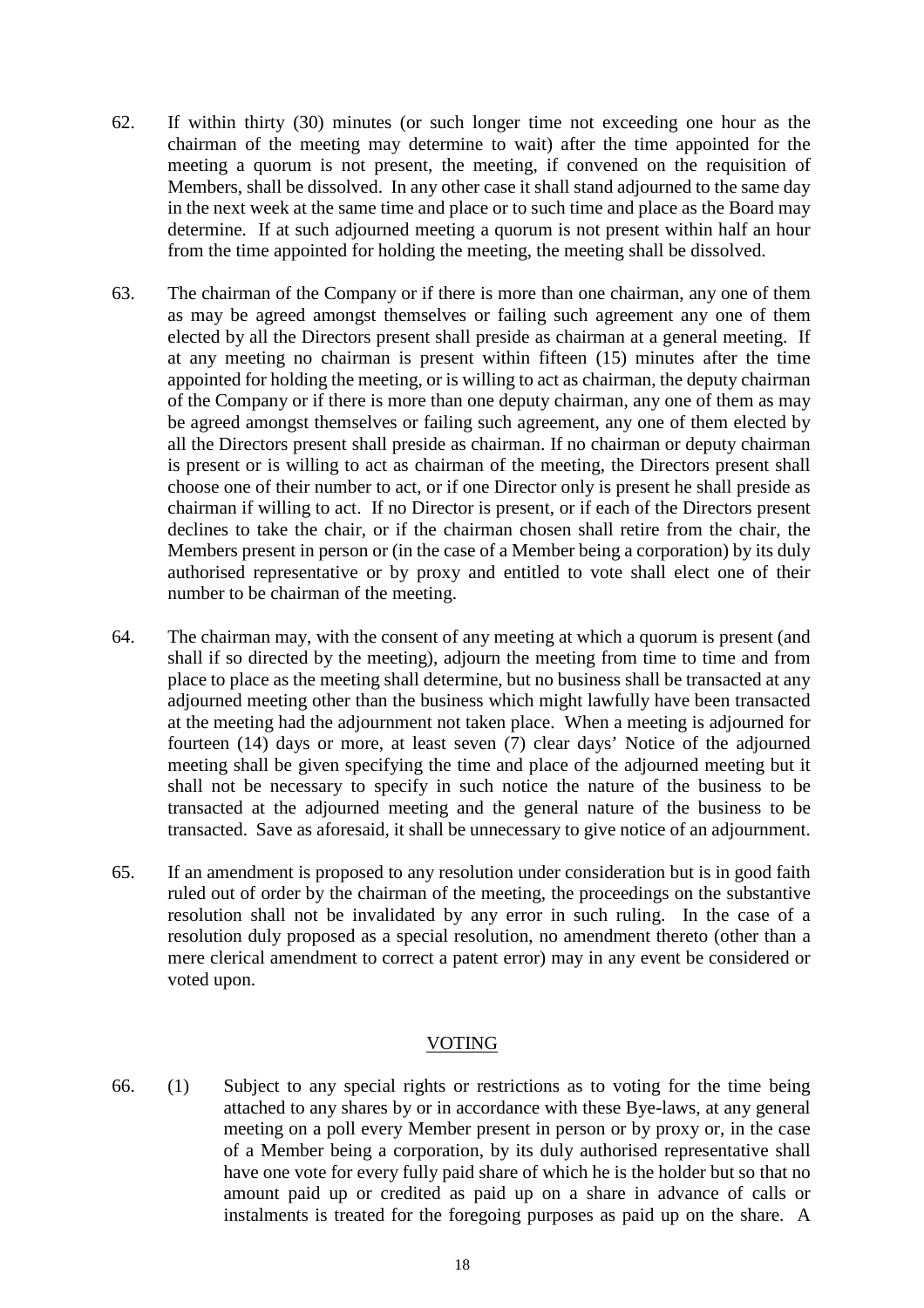62. If within thirty (30) minutes (or such longer time not exceeding one hour as the chairman of the meeting may determine to wait) after the time appointed for the meeting a quorum is not present, the meeting, if convened on the requisition of Members, shall be dissolved. In any other case it shall stand adjourned to the same day in the next week at the same time and place or to such time and place as the Board may determine. If at such adjourned meeting a quorum is not present within half an hour from the time appointed for holding the meeting, the meeting shall be dissolved.

63. The chairman of the Company or if there is more than one chairman, any one of them as may be agreed amongst themselves or failing such agreement any one of them elected by all the Directors present shall preside as chairman at a general meeting. If at any meeting no chairman is present within fifteen (15) minutes after the time appointed for holding the meeting, or is willing to act as chairman, the deputy chairman of the Company or if there is more than one deputy chairman, any one of them as may be agreed amongst themselves or failing such agreement, any one of them elected by all the Directors present shall preside as chairman. If no chairman or deputy chairman is present or is willing to act as chairman of the meeting, the Directors present shall choose one of their number to act, or if one Director only is present he shall preside as chairman if willing to act. If no Director is present, or if each of the Directors present declines to take the chair, or if the chairman chosen shall retire from the chair, the Members present in person or (in the case of a Member being a corporation) by its duly authorised representative or by proxy and entitled to vote shall elect one of their number to be chairman of the meeting.

64. The chairman may, with the consent of any meeting at which a quorum is present (and shall if so directed by the meeting), adjourn the meeting from time to time and from place to place as the meeting shall determine, but no business shall be transacted at any adjourned meeting other than the business which might lawfully have been transacted at the meeting had the adjournment not taken place. When a meeting is adjourned for fourteen (14) days or more, at least seven (7) clear days' Notice of the adjourned meeting shall be given specifying the time and place of the adjourned meeting but it shall not be necessary to specify in such notice the nature of the business to be transacted at the adjourned meeting and the general nature of the business to be transacted. Save as aforesaid, it shall be unnecessary to give notice of an adjournment.

65. If an amendment is proposed to any resolution under consideration but is in good faith ruled out of order by the chairman of the meeting, the proceedings on the substantive resolution shall not be invalidated by any error in such ruling. In the case of a resolution duly proposed as a special resolution, no amendment thereto (other than a mere clerical amendment to correct a patent error) may in any event be considered or voted upon.

## VOTING

66. (1) Subject to any special rights or restrictions as to voting for the time being attached to any shares by or in accordance with these Bye-laws, at any general meeting on a poll every Member present in person or by proxy or, in the case of a Member being a corporation, by its duly authorised representative shall have one vote for every fully paid share of which he is the holder but so that no amount paid up or credited as paid up on a share in advance of calls or instalments is treated for the foregoing purposes as paid up on the share. A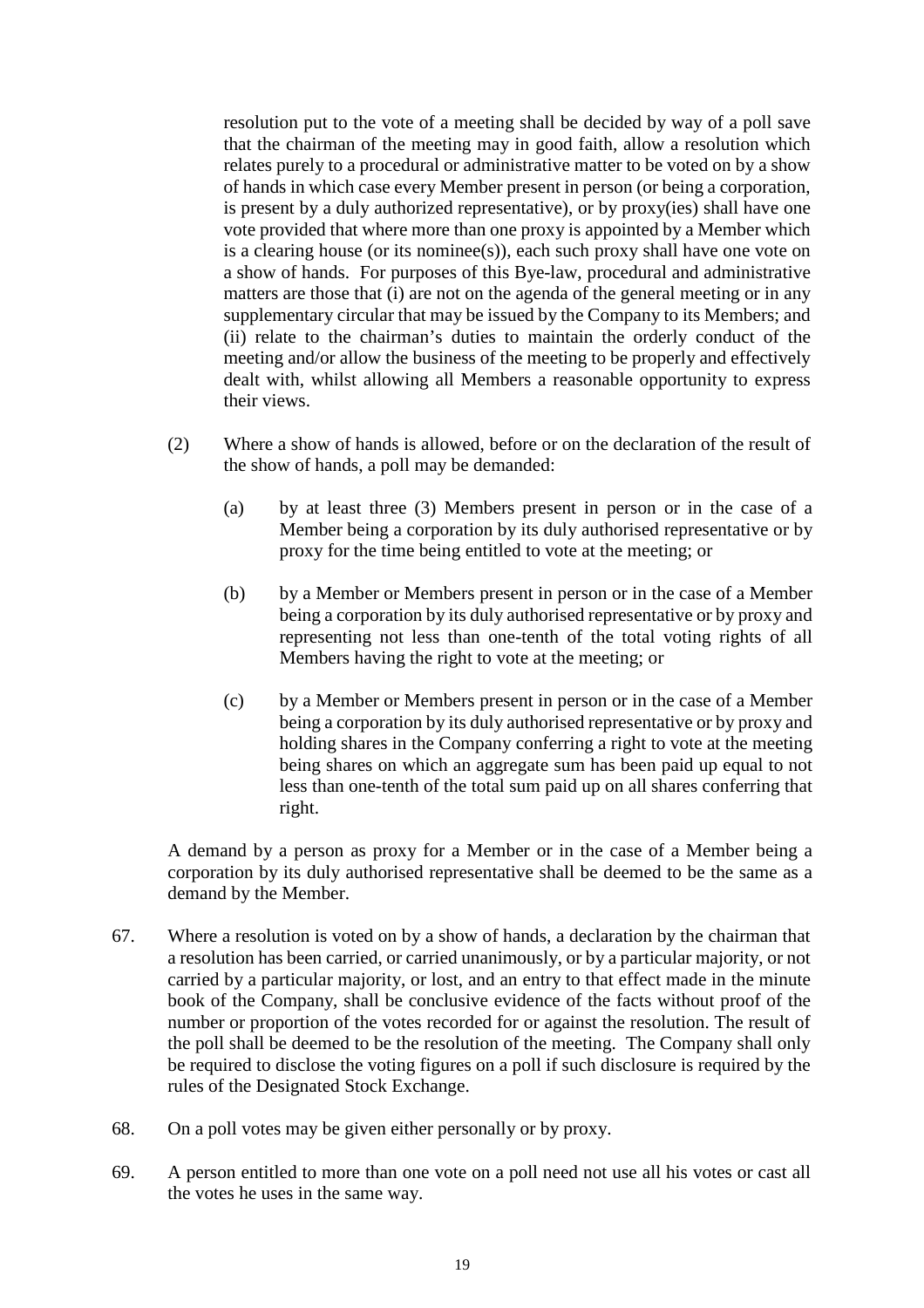resolution put to the vote of a meeting shall be decided by way of a poll save that the chairman of the meeting may in good faith, allow a resolution which relates purely to a procedural or administrative matter to be voted on by a show of hands in which case every Member present in person (or being a corporation, is present by a duly authorized representative), or by proxy(ies) shall have one vote provided that where more than one proxy is appointed by a Member which is a clearing house (or its nominee(s)), each such proxy shall have one vote on a show of hands. For purposes of this Bye-law, procedural and administrative matters are those that (i) are not on the agenda of the general meeting or in any supplementary circular that may be issued by the Company to its Members; and (ii) relate to the chairman's duties to maintain the orderly conduct of the meeting and/or allow the business of the meeting to be properly and effectively dealt with, whilst allowing all Members a reasonable opportunity to express their views.

(2) Where a show of hands is allowed, before or on the declaration of the result of the show of hands, a poll may be demanded:

(a) by at least three (3) Members present in person or in the case of a Member being a corporation by its duly authorised representative or by proxy for the time being entitled to vote at the meeting; or

(b) by a Member or Members present in person or in the case of a Member being a corporation by its duly authorised representative or by proxy and representing not less than one-tenth of the total voting rights of all Members having the right to vote at the meeting; or

(c) by a Member or Members present in person or in the case of a Member being a corporation by its duly authorised representative or by proxy and holding shares in the Company conferring a right to vote at the meeting being shares on which an aggregate sum has been paid up equal to not less than one-tenth of the total sum paid up on all shares conferring that right.

A demand by a person as proxy for a Member or in the case of a Member being a corporation by its duly authorised representative shall be deemed to be the same as a demand by the Member.

67. Where a resolution is voted on by a show of hands, a declaration by the chairman that a resolution has been carried, or carried unanimously, or by a particular majority, or not carried by a particular majority, or lost, and an entry to that effect made in the minute book of the Company, shall be conclusive evidence of the facts without proof of the number or proportion of the votes recorded for or against the resolution. The result of the poll shall be deemed to be the resolution of the meeting. The Company shall only be required to disclose the voting figures on a poll if such disclosure is required by the rules of the Designated Stock Exchange.

68. On a poll votes may be given either personally or by proxy.

69. A person entitled to more than one vote on a poll need not use all his votes or cast all the votes he uses in the same way.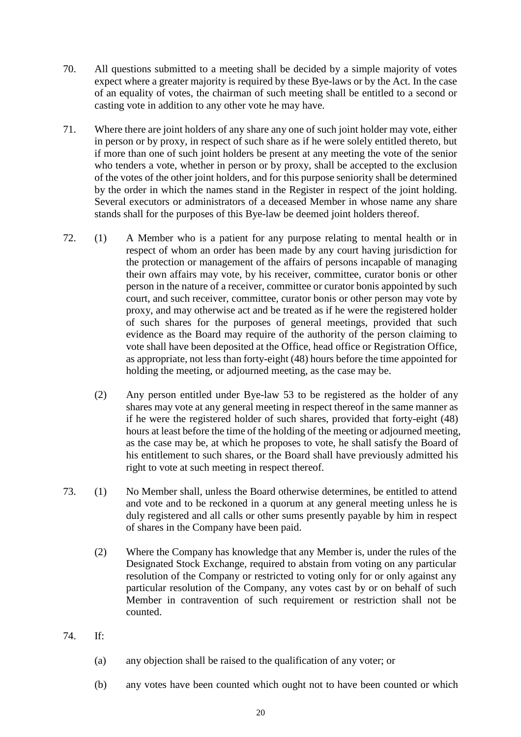70. All questions submitted to a meeting shall be decided by a simple majority of votes expect where a greater majority is required by these Bye-laws or by the Act. In the case of an equality of votes, the chairman of such meeting shall be entitled to a second or casting vote in addition to any other vote he may have.

71. Where there are joint holders of any share any one of such joint holder may vote, either in person or by proxy, in respect of such share as if he were solely entitled thereto, but if more than one of such joint holders be present at any meeting the vote of the senior who tenders a vote, whether in person or by proxy, shall be accepted to the exclusion of the votes of the other joint holders, and for this purpose seniority shall be determined by the order in which the names stand in the Register in respect of the joint holding. Several executors or administrators of a deceased Member in whose name any share stands shall for the purposes of this Bye-law be deemed joint holders thereof.

72. (1) A Member who is a patient for any purpose relating to mental health or in respect of whom an order has been made by any court having jurisdiction for the protection or management of the affairs of persons incapable of managing their own affairs may vote, by his receiver, committee, curator bonis or other person in the nature of a receiver, committee or curator bonis appointed by such court, and such receiver, committee, curator bonis or other person may vote by proxy, and may otherwise act and be treated as if he were the registered holder of such shares for the purposes of general meetings, provided that such evidence as the Board may require of the authority of the person claiming to vote shall have been deposited at the Office, head office or Registration Office, as appropriate, not less than forty-eight (48) hours before the time appointed for holding the meeting, or adjourned meeting, as the case may be.

(2) Any person entitled under Bye-law 53 to be registered as the holder of any shares may vote at any general meeting in respect thereof in the same manner as if he were the registered holder of such shares, provided that forty-eight (48) hours at least before the time of the holding of the meeting or adjourned meeting, as the case may be, at which he proposes to vote, he shall satisfy the Board of his entitlement to such shares, or the Board shall have previously admitted his right to vote at such meeting in respect thereof.

73. (1) No Member shall, unless the Board otherwise determines, be entitled to attend and vote and to be reckoned in a quorum at any general meeting unless he is duly registered and all calls or other sums presently payable by him in respect of shares in the Company have been paid.

(2) Where the Company has knowledge that any Member is, under the rules of the Designated Stock Exchange, required to abstain from voting on any particular resolution of the Company or restricted to voting only for or only against any particular resolution of the Company, any votes cast by or on behalf of such Member in contravention of such requirement or restriction shall not be counted.

74. If:

(a) any objection shall be raised to the qualification of any voter; or

(b) any votes have been counted which ought not to have been counted or which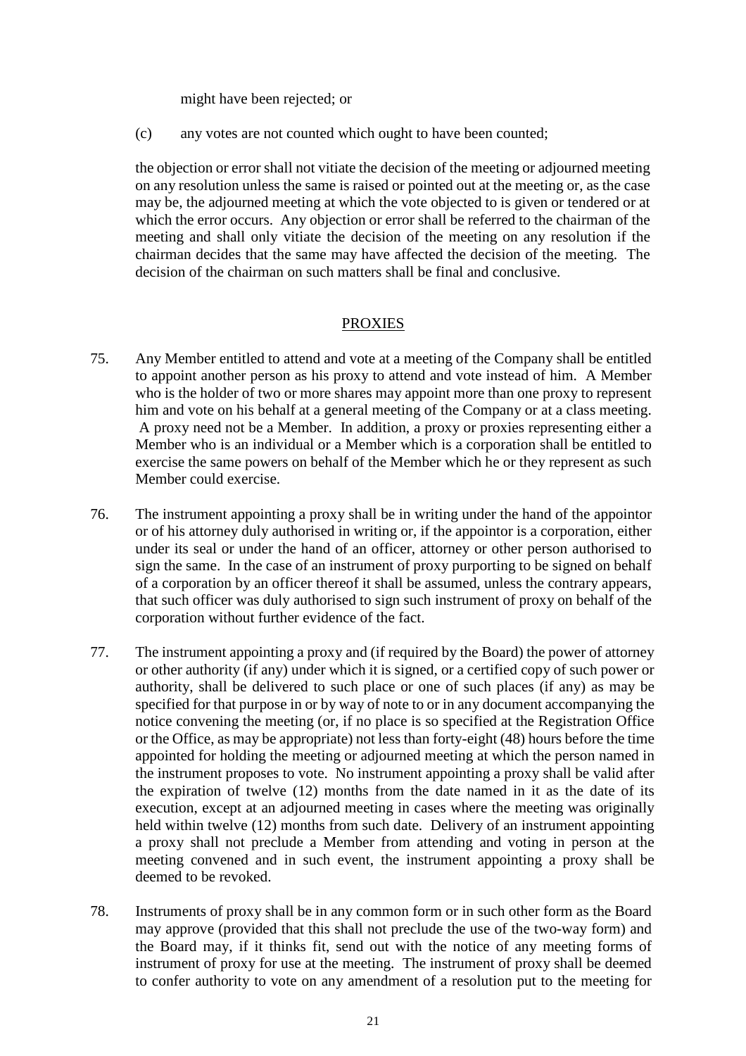might have been rejected; or

(c) any votes are not counted which ought to have been counted;

the objection or error shall not vitiate the decision of the meeting or adjourned meeting on any resolution unless the same is raised or pointed out at the meeting or, as the case may be, the adjourned meeting at which the vote objected to is given or tendered or at which the error occurs. Any objection or error shall be referred to the chairman of the meeting and shall only vitiate the decision of the meeting on any resolution if the chairman decides that the same may have affected the decision of the meeting. The decision of the chairman on such matters shall be final and conclusive.

## PROXIES

75. Any Member entitled to attend and vote at a meeting of the Company shall be entitled to appoint another person as his proxy to attend and vote instead of him. A Member who is the holder of two or more shares may appoint more than one proxy to represent him and vote on his behalf at a general meeting of the Company or at a class meeting. A proxy need not be a Member. In addition, a proxy or proxies representing either a Member who is an individual or a Member which is a corporation shall be entitled to exercise the same powers on behalf of the Member which he or they represent as such Member could exercise.

76. The instrument appointing a proxy shall be in writing under the hand of the appointor or of his attorney duly authorised in writing or, if the appointor is a corporation, either under its seal or under the hand of an officer, attorney or other person authorised to sign the same. In the case of an instrument of proxy purporting to be signed on behalf of a corporation by an officer thereof it shall be assumed, unless the contrary appears, that such officer was duly authorised to sign such instrument of proxy on behalf of the corporation without further evidence of the fact.

77. The instrument appointing a proxy and (if required by the Board) the power of attorney or other authority (if any) under which it is signed, or a certified copy of such power or authority, shall be delivered to such place or one of such places (if any) as may be specified for that purpose in or by way of note to or in any document accompanying the notice convening the meeting (or, if no place is so specified at the Registration Office or the Office, as may be appropriate) not less than forty-eight (48) hours before the time appointed for holding the meeting or adjourned meeting at which the person named in the instrument proposes to vote. No instrument appointing a proxy shall be valid after the expiration of twelve (12) months from the date named in it as the date of its execution, except at an adjourned meeting in cases where the meeting was originally held within twelve (12) months from such date. Delivery of an instrument appointing a proxy shall not preclude a Member from attending and voting in person at the meeting convened and in such event, the instrument appointing a proxy shall be deemed to be revoked.

78. Instruments of proxy shall be in any common form or in such other form as the Board may approve (provided that this shall not preclude the use of the two-way form) and the Board may, if it thinks fit, send out with the notice of any meeting forms of instrument of proxy for use at the meeting. The instrument of proxy shall be deemed to confer authority to vote on any amendment of a resolution put to the meeting for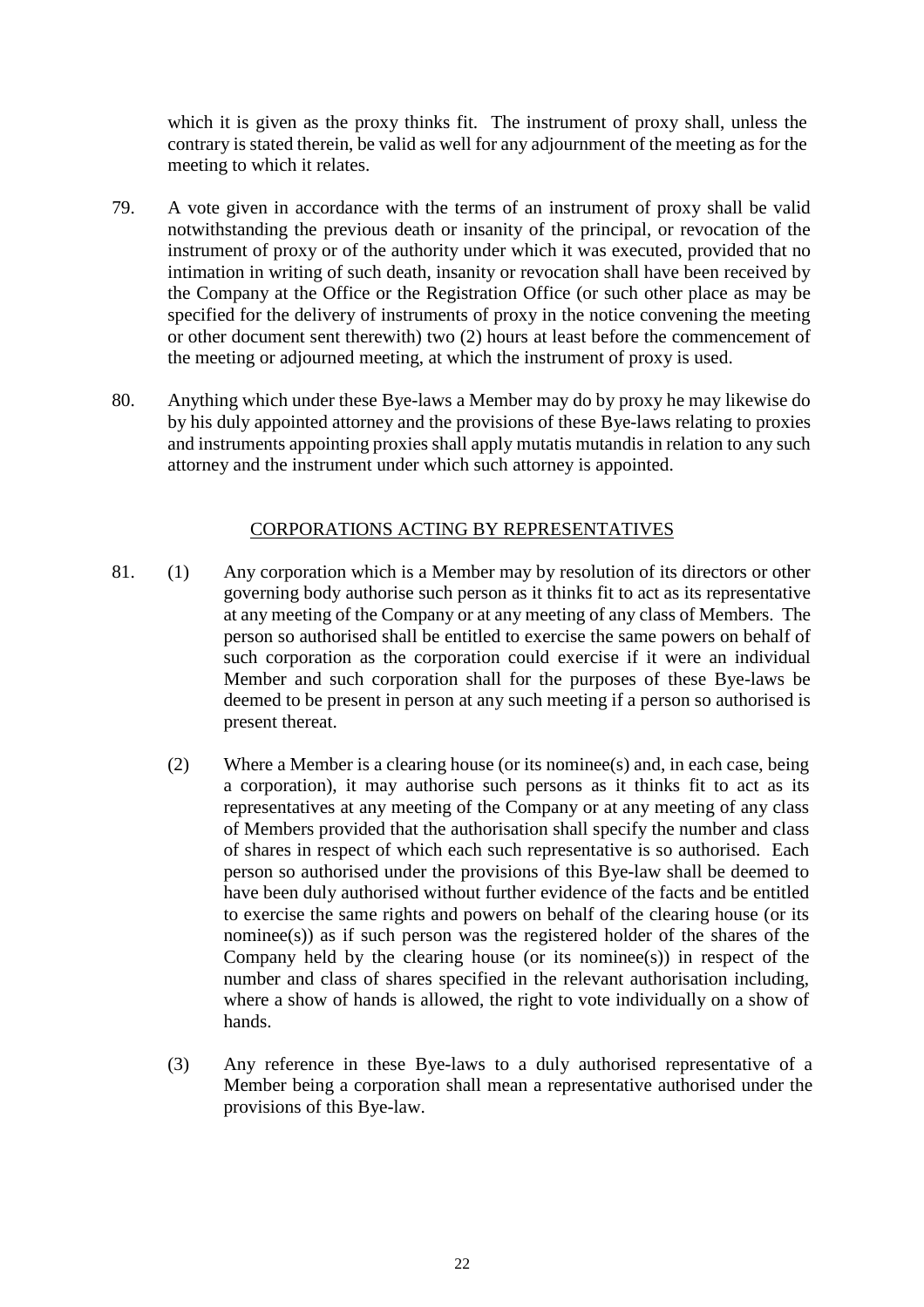which it is given as the proxy thinks fit. The instrument of proxy shall, unless the contrary is stated therein, be valid as well for any adjournment of the meeting as for the meeting to which it relates.

79. A vote given in accordance with the terms of an instrument of proxy shall be valid notwithstanding the previous death or insanity of the principal, or revocation of the instrument of proxy or of the authority under which it was executed, provided that no intimation in writing of such death, insanity or revocation shall have been received by the Company at the Office or the Registration Office (or such other place as may be specified for the delivery of instruments of proxy in the notice convening the meeting or other document sent therewith) two (2) hours at least before the commencement of the meeting or adjourned meeting, at which the instrument of proxy is used.

80. Anything which under these Bye-laws a Member may do by proxy he may likewise do by his duly appointed attorney and the provisions of these Bye-laws relating to proxies and instruments appointing proxies shall apply mutatis mutandis in relation to any such attorney and the instrument under which such attorney is appointed.

## CORPORATIONS ACTING BY REPRESENTATIVES

81. (1) Any corporation which is a Member may by resolution of its directors or other governing body authorise such person as it thinks fit to act as its representative at any meeting of the Company or at any meeting of any class of Members. The person so authorised shall be entitled to exercise the same powers on behalf of such corporation as the corporation could exercise if it were an individual Member and such corporation shall for the purposes of these Bye-laws be deemed to be present in person at any such meeting if a person so authorised is present thereat.

    (2) Where a Member is a clearing house (or its nominee(s) and, in each case, being a corporation), it may authorise such persons as it thinks fit to act as its representatives at any meeting of the Company or at any meeting of any class of Members provided that the authorisation shall specify the number and class of shares in respect of which each such representative is so authorised. Each person so authorised under the provisions of this Bye-law shall be deemed to have been duly authorised without further evidence of the facts and be entitled to exercise the same rights and powers on behalf of the clearing house (or its nominee(s)) as if such person was the registered holder of the shares of the Company held by the clearing house (or its nominee(s)) in respect of the number and class of shares specified in the relevant authorisation including, where a show of hands is allowed, the right to vote individually on a show of hands.

    (3) Any reference in these Bye-laws to a duly authorised representative of a Member being a corporation shall mean a representative authorised under the provisions of this Bye-law.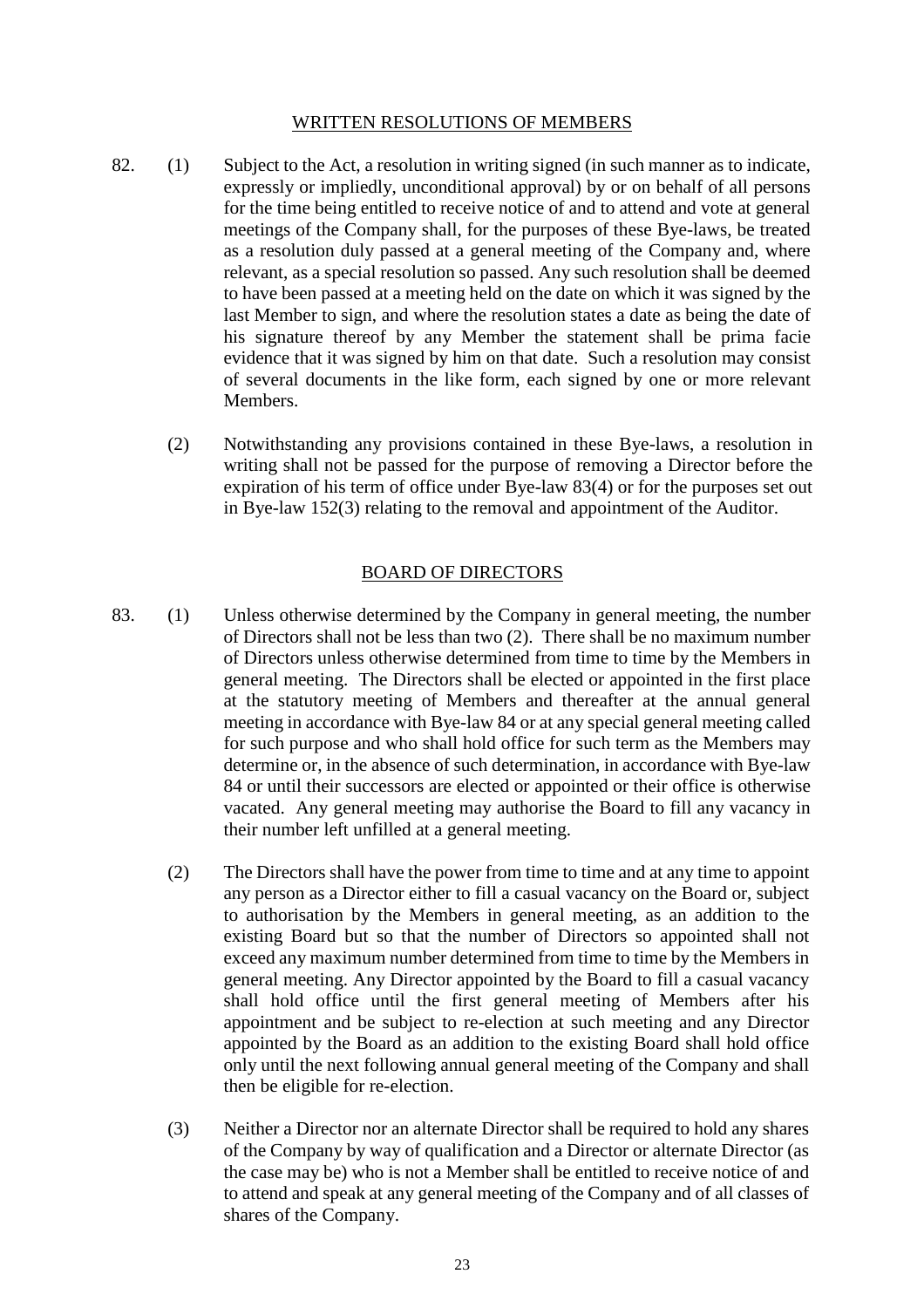## WRITTEN RESOLUTIONS OF MEMBERS

82. (1) Subject to the Act, a resolution in writing signed (in such manner as to indicate, expressly or impliedly, unconditional approval) by or on behalf of all persons for the time being entitled to receive notice of and to attend and vote at general meetings of the Company shall, for the purposes of these Bye-laws, be treated as a resolution duly passed at a general meeting of the Company and, where relevant, as a special resolution so passed. Any such resolution shall be deemed to have been passed at a meeting held on the date on which it was signed by the last Member to sign, and where the resolution states a date as being the date of his signature thereof by any Member the statement shall be prima facie evidence that it was signed by him on that date. Such a resolution may consist of several documents in the like form, each signed by one or more relevant Members.

(2) Notwithstanding any provisions contained in these Bye-laws, a resolution in writing shall not be passed for the purpose of removing a Director before the expiration of his term of office under Bye-law 83(4) or for the purposes set out in Bye-law 152(3) relating to the removal and appointment of the Auditor.

## BOARD OF DIRECTORS

83. (1) Unless otherwise determined by the Company in general meeting, the number of Directors shall not be less than two (2). There shall be no maximum number of Directors unless otherwise determined from time to time by the Members in general meeting. The Directors shall be elected or appointed in the first place at the statutory meeting of Members and thereafter at the annual general meeting in accordance with Bye-law 84 or at any special general meeting called for such purpose and who shall hold office for such term as the Members may determine or, in the absence of such determination, in accordance with Bye-law 84 or until their successors are elected or appointed or their office is otherwise vacated. Any general meeting may authorise the Board to fill any vacancy in their number left unfilled at a general meeting.

(2) The Directors shall have the power from time to time and at any time to appoint any person as a Director either to fill a casual vacancy on the Board or, subject to authorisation by the Members in general meeting, as an addition to the existing Board but so that the number of Directors so appointed shall not exceed any maximum number determined from time to time by the Members in general meeting. Any Director appointed by the Board to fill a casual vacancy shall hold office until the first general meeting of Members after his appointment and be subject to re-election at such meeting and any Director appointed by the Board as an addition to the existing Board shall hold office only until the next following annual general meeting of the Company and shall then be eligible for re-election.

(3) Neither a Director nor an alternate Director shall be required to hold any shares of the Company by way of qualification and a Director or alternate Director (as the case may be) who is not a Member shall be entitled to receive notice of and to attend and speak at any general meeting of the Company and of all classes of shares of the Company.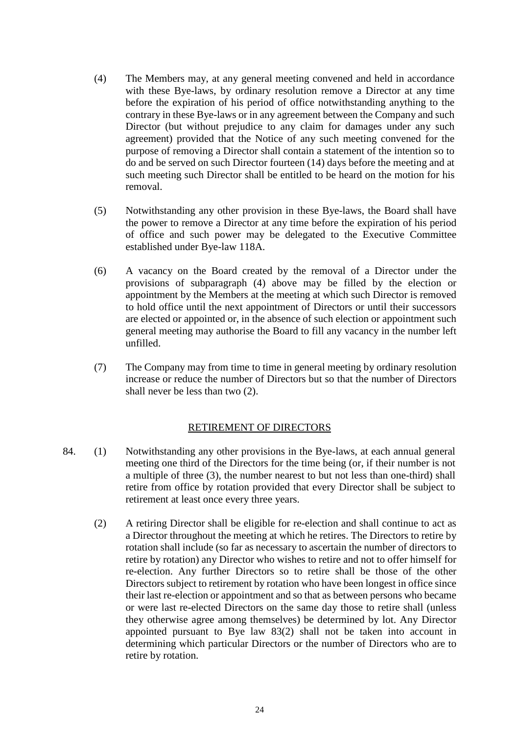(4) The Members may, at any general meeting convened and held in accordance with these Bye-laws, by ordinary resolution remove a Director at any time before the expiration of his period of office notwithstanding anything to the contrary in these Bye-laws or in any agreement between the Company and such Director (but without prejudice to any claim for damages under any such agreement) provided that the Notice of any such meeting convened for the purpose of removing a Director shall contain a statement of the intention so to do and be served on such Director fourteen (14) days before the meeting and at such meeting such Director shall be entitled to be heard on the motion for his removal.

(5) Notwithstanding any other provision in these Bye-laws, the Board shall have the power to remove a Director at any time before the expiration of his period of office and such power may be delegated to the Executive Committee established under Bye-law 118A.

(6) A vacancy on the Board created by the removal of a Director under the provisions of subparagraph (4) above may be filled by the election or appointment by the Members at the meeting at which such Director is removed to hold office until the next appointment of Directors or until their successors are elected or appointed or, in the absence of such election or appointment such general meeting may authorise the Board to fill any vacancy in the number left unfilled.

(7) The Company may from time to time in general meeting by ordinary resolution increase or reduce the number of Directors but so that the number of Directors shall never be less than two (2).

## RETIREMENT OF DIRECTORS

84. (1) Notwithstanding any other provisions in the Bye-laws, at each annual general meeting one third of the Directors for the time being (or, if their number is not a multiple of three (3), the number nearest to but not less than one-third) shall retire from office by rotation provided that every Director shall be subject to retirement at least once every three years.

(2) A retiring Director shall be eligible for re-election and shall continue to act as a Director throughout the meeting at which he retires. The Directors to retire by rotation shall include (so far as necessary to ascertain the number of directors to retire by rotation) any Director who wishes to retire and not to offer himself for re-election. Any further Directors so to retire shall be those of the other Directors subject to retirement by rotation who have been longest in office since their last re-election or appointment and so that as between persons who became or were last re-elected Directors on the same day those to retire shall (unless they otherwise agree among themselves) be determined by lot. Any Director appointed pursuant to Bye law 83(2) shall not be taken into account in determining which particular Directors or the number of Directors who are to retire by rotation.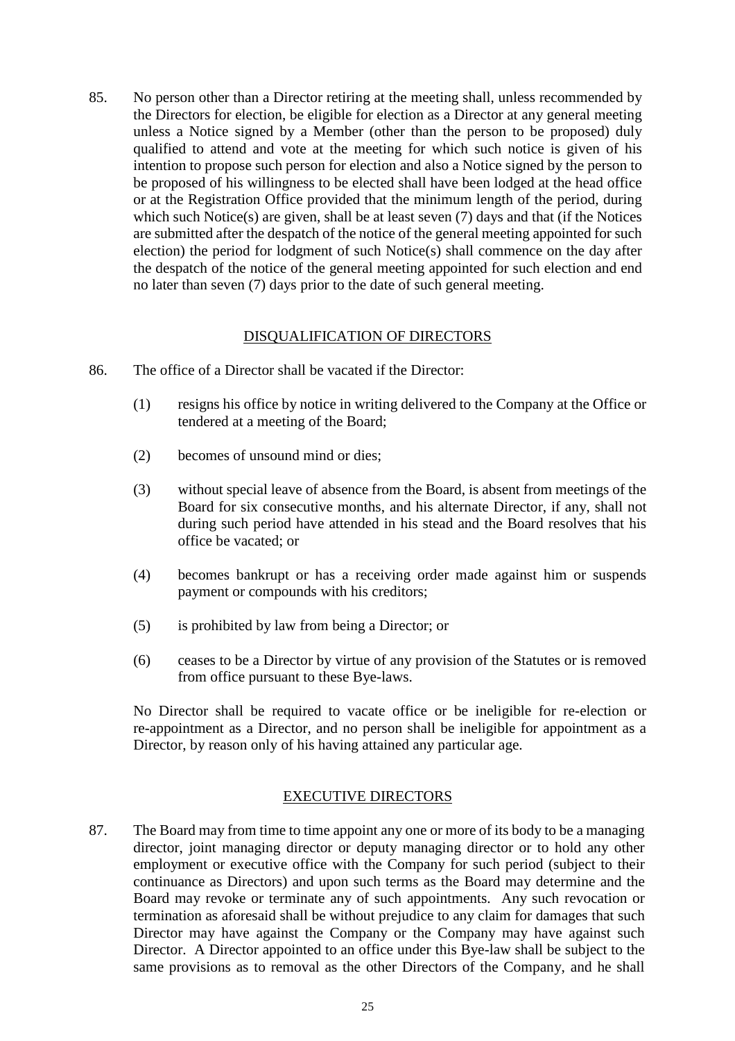85. No person other than a Director retiring at the meeting shall, unless recommended by the Directors for election, be eligible for election as a Director at any general meeting unless a Notice signed by a Member (other than the person to be proposed) duly qualified to attend and vote at the meeting for which such notice is given of his intention to propose such person for election and also a Notice signed by the person to be proposed of his willingness to be elected shall have been lodged at the head office or at the Registration Office provided that the minimum length of the period, during which such Notice(s) are given, shall be at least seven (7) days and that (if the Notices are submitted after the despatch of the notice of the general meeting appointed for such election) the period for lodgment of such Notice(s) shall commence on the day after the despatch of the notice of the general meeting appointed for such election and end no later than seven (7) days prior to the date of such general meeting.

## DISQUALIFICATION OF DIRECTORS

86. The office of a Director shall be vacated if the Director:

    (1) resigns his office by notice in writing delivered to the Company at the Office or tendered at a meeting of the Board;

    (2) becomes of unsound mind or dies;

    (3) without special leave of absence from the Board, is absent from meetings of the Board for six consecutive months, and his alternate Director, if any, shall not during such period have attended in his stead and the Board resolves that his office be vacated; or

    (4) becomes bankrupt or has a receiving order made against him or suspends payment or compounds with his creditors;

    (5) is prohibited by law from being a Director; or

    (6) ceases to be a Director by virtue of any provision of the Statutes or is removed from office pursuant to these Bye-laws.

    No Director shall be required to vacate office or be ineligible for re-election or re-appointment as a Director, and no person shall be ineligible for appointment as a Director, by reason only of his having attained any particular age.

## EXECUTIVE DIRECTORS

87. The Board may from time to time appoint any one or more of its body to be a managing director, joint managing director or deputy managing director or to hold any other employment or executive office with the Company for such period (subject to their continuance as Directors) and upon such terms as the Board may determine and the Board may revoke or terminate any of such appointments. Any such revocation or termination as aforesaid shall be without prejudice to any claim for damages that such Director may have against the Company or the Company may have against such Director. A Director appointed to an office under this Bye-law shall be subject to the same provisions as to removal as the other Directors of the Company, and he shall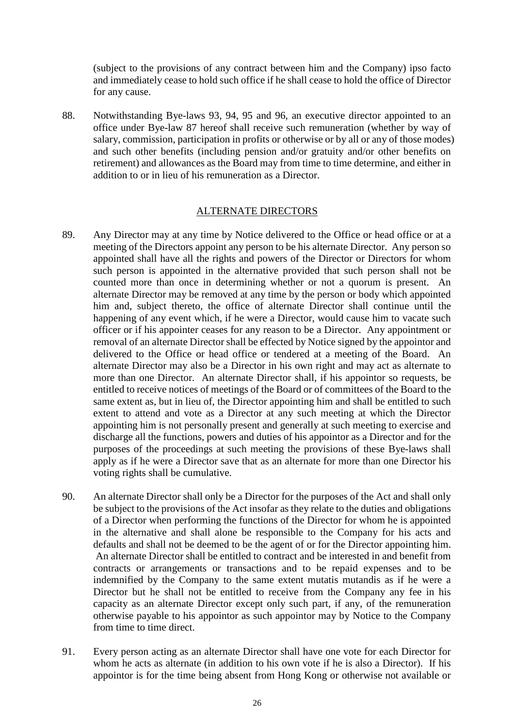(subject to the provisions of any contract between him and the Company) ipso facto and immediately cease to hold such office if he shall cease to hold the office of Director for any cause.

88. Notwithstanding Bye-laws 93, 94, 95 and 96, an executive director appointed to an office under Bye-law 87 hereof shall receive such remuneration (whether by way of salary, commission, participation in profits or otherwise or by all or any of those modes) and such other benefits (including pension and/or gratuity and/or other benefits on retirement) and allowances as the Board may from time to time determine, and either in addition to or in lieu of his remuneration as a Director.

## ALTERNATE DIRECTORS

89. Any Director may at any time by Notice delivered to the Office or head office or at a meeting of the Directors appoint any person to be his alternate Director. Any person so appointed shall have all the rights and powers of the Director or Directors for whom such person is appointed in the alternative provided that such person shall not be counted more than once in determining whether or not a quorum is present. An alternate Director may be removed at any time by the person or body which appointed him and, subject thereto, the office of alternate Director shall continue until the happening of any event which, if he were a Director, would cause him to vacate such officer or if his appointer ceases for any reason to be a Director. Any appointment or removal of an alternate Director shall be effected by Notice signed by the appointor and delivered to the Office or head office or tendered at a meeting of the Board. An alternate Director may also be a Director in his own right and may act as alternate to more than one Director. An alternate Director shall, if his appointor so requests, be entitled to receive notices of meetings of the Board or of committees of the Board to the same extent as, but in lieu of, the Director appointing him and shall be entitled to such extent to attend and vote as a Director at any such meeting at which the Director appointing him is not personally present and generally at such meeting to exercise and discharge all the functions, powers and duties of his appointor as a Director and for the purposes of the proceedings at such meeting the provisions of these Bye-laws shall apply as if he were a Director save that as an alternate for more than one Director his voting rights shall be cumulative.

90. An alternate Director shall only be a Director for the purposes of the Act and shall only be subject to the provisions of the Act insofar as they relate to the duties and obligations of a Director when performing the functions of the Director for whom he is appointed in the alternative and shall alone be responsible to the Company for his acts and defaults and shall not be deemed to be the agent of or for the Director appointing him. An alternate Director shall be entitled to contract and be interested in and benefit from contracts or arrangements or transactions and to be repaid expenses and to be indemnified by the Company to the same extent mutatis mutandis as if he were a Director but he shall not be entitled to receive from the Company any fee in his capacity as an alternate Director except only such part, if any, of the remuneration otherwise payable to his appointor as such appointor may by Notice to the Company from time to time direct.

91. Every person acting as an alternate Director shall have one vote for each Director for whom he acts as alternate (in addition to his own vote if he is also a Director). If his appointor is for the time being absent from Hong Kong or otherwise not available or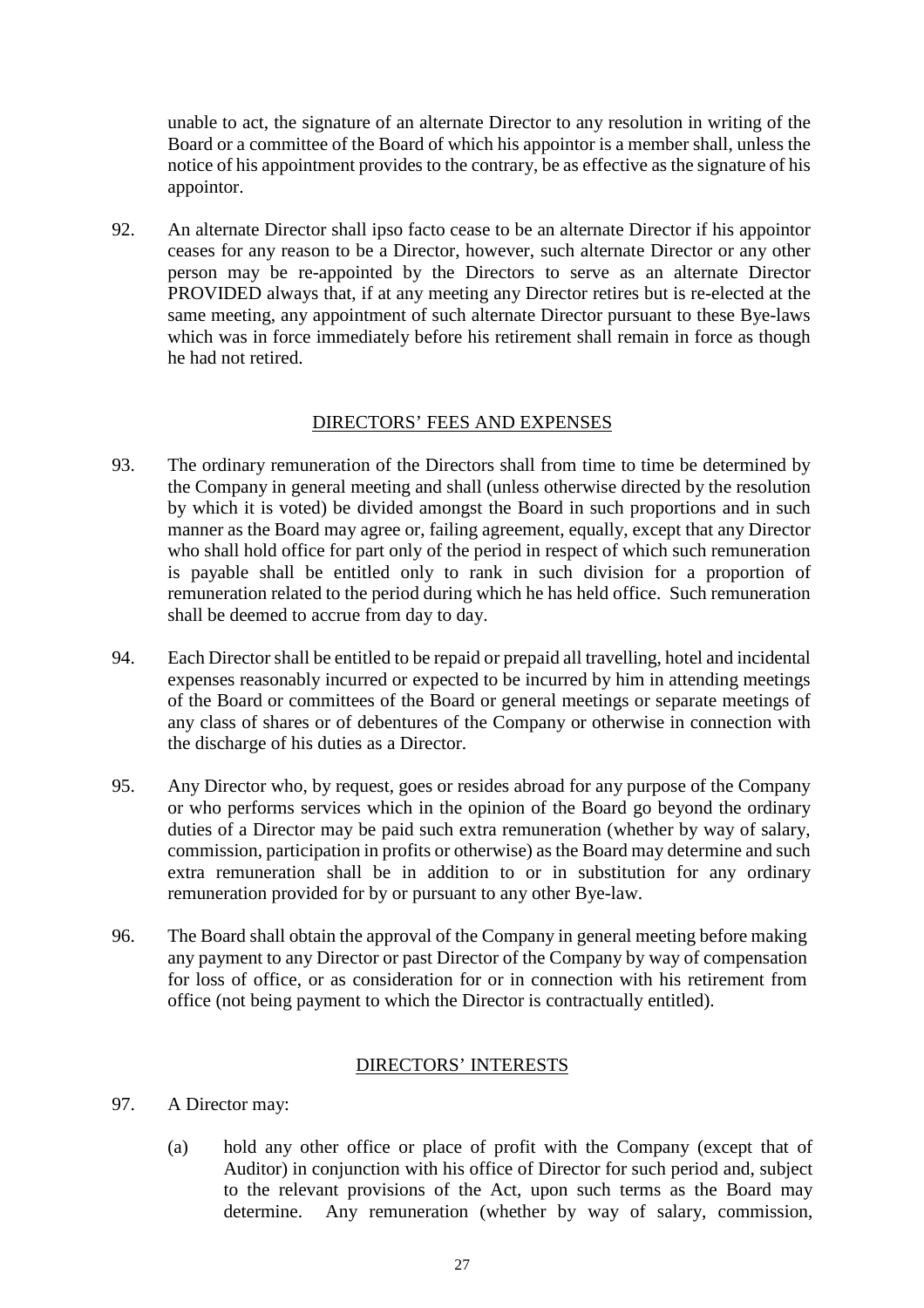unable to act, the signature of an alternate Director to any resolution in writing of the Board or a committee of the Board of which his appointor is a member shall, unless the notice of his appointment provides to the contrary, be as effective as the signature of his appointor.

92. An alternate Director shall ipso facto cease to be an alternate Director if his appointor ceases for any reason to be a Director, however, such alternate Director or any other person may be re-appointed by the Directors to serve as an alternate Director PROVIDED always that, if at any meeting any Director retires but is re-elected at the same meeting, any appointment of such alternate Director pursuant to these Bye-laws which was in force immediately before his retirement shall remain in force as though he had not retired.

## DIRECTORS' FEES AND EXPENSES

93. The ordinary remuneration of the Directors shall from time to time be determined by the Company in general meeting and shall (unless otherwise directed by the resolution by which it is voted) be divided amongst the Board in such proportions and in such manner as the Board may agree or, failing agreement, equally, except that any Director who shall hold office for part only of the period in respect of which such remuneration is payable shall be entitled only to rank in such division for a proportion of remuneration related to the period during which he has held office. Such remuneration shall be deemed to accrue from day to day.

94. Each Director shall be entitled to be repaid or prepaid all travelling, hotel and incidental expenses reasonably incurred or expected to be incurred by him in attending meetings of the Board or committees of the Board or general meetings or separate meetings of any class of shares or of debentures of the Company or otherwise in connection with the discharge of his duties as a Director.

95. Any Director who, by request, goes or resides abroad for any purpose of the Company or who performs services which in the opinion of the Board go beyond the ordinary duties of a Director may be paid such extra remuneration (whether by way of salary, commission, participation in profits or otherwise) as the Board may determine and such extra remuneration shall be in addition to or in substitution for any ordinary remuneration provided for by or pursuant to any other Bye-law.

96. The Board shall obtain the approval of the Company in general meeting before making any payment to any Director or past Director of the Company by way of compensation for loss of office, or as consideration for or in connection with his retirement from office (not being payment to which the Director is contractually entitled).

## DIRECTORS' INTERESTS

97. A Director may:

    (a) hold any other office or place of profit with the Company (except that of Auditor) in conjunction with his office of Director for such period and, subject to the relevant provisions of the Act, upon such terms as the Board may determine. Any remuneration (whether by way of salary, commission,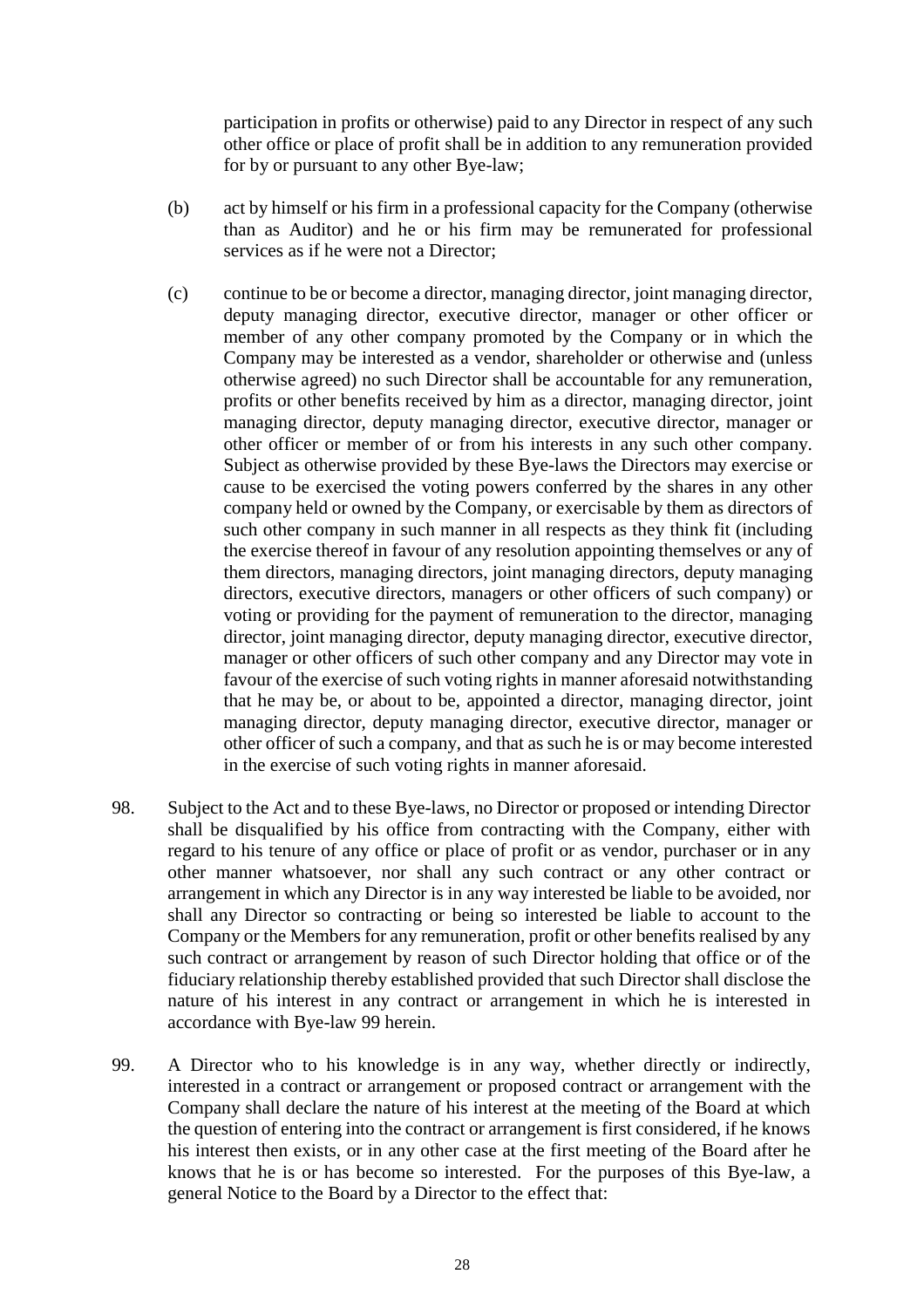participation in profits or otherwise) paid to any Director in respect of any such other office or place of profit shall be in addition to any remuneration provided for by or pursuant to any other Bye-law;

(b) act by himself or his firm in a professional capacity for the Company (otherwise than as Auditor) and he or his firm may be remunerated for professional services as if he were not a Director;

(c) continue to be or become a director, managing director, joint managing director, deputy managing director, executive director, manager or other officer or member of any other company promoted by the Company or in which the Company may be interested as a vendor, shareholder or otherwise and (unless otherwise agreed) no such Director shall be accountable for any remuneration, profits or other benefits received by him as a director, managing director, joint managing director, deputy managing director, executive director, manager or other officer or member of or from his interests in any such other company. Subject as otherwise provided by these Bye-laws the Directors may exercise or cause to be exercised the voting powers conferred by the shares in any other company held or owned by the Company, or exercisable by them as directors of such other company in such manner in all respects as they think fit (including the exercise thereof in favour of any resolution appointing themselves or any of them directors, managing directors, joint managing directors, deputy managing directors, executive directors, managers or other officers of such company) or voting or providing for the payment of remuneration to the director, managing director, joint managing director, deputy managing director, executive director, manager or other officers of such other company and any Director may vote in favour of the exercise of such voting rights in manner aforesaid notwithstanding that he may be, or about to be, appointed a director, managing director, joint managing director, deputy managing director, executive director, manager or other officer of such a company, and that as such he is or may become interested in the exercise of such voting rights in manner aforesaid.

98. Subject to the Act and to these Bye-laws, no Director or proposed or intending Director shall be disqualified by his office from contracting with the Company, either with regard to his tenure of any office or place of profit or as vendor, purchaser or in any other manner whatsoever, nor shall any such contract or any other contract or arrangement in which any Director is in any way interested be liable to be avoided, nor shall any Director so contracting or being so interested be liable to account to the Company or the Members for any remuneration, profit or other benefits realised by any such contract or arrangement by reason of such Director holding that office or of the fiduciary relationship thereby established provided that such Director shall disclose the nature of his interest in any contract or arrangement in which he is interested in accordance with Bye-law 99 herein.

99. A Director who to his knowledge is in any way, whether directly or indirectly, interested in a contract or arrangement or proposed contract or arrangement with the Company shall declare the nature of his interest at the meeting of the Board at which the question of entering into the contract or arrangement is first considered, if he knows his interest then exists, or in any other case at the first meeting of the Board after he knows that he is or has become so interested. For the purposes of this Bye-law, a general Notice to the Board by a Director to the effect that: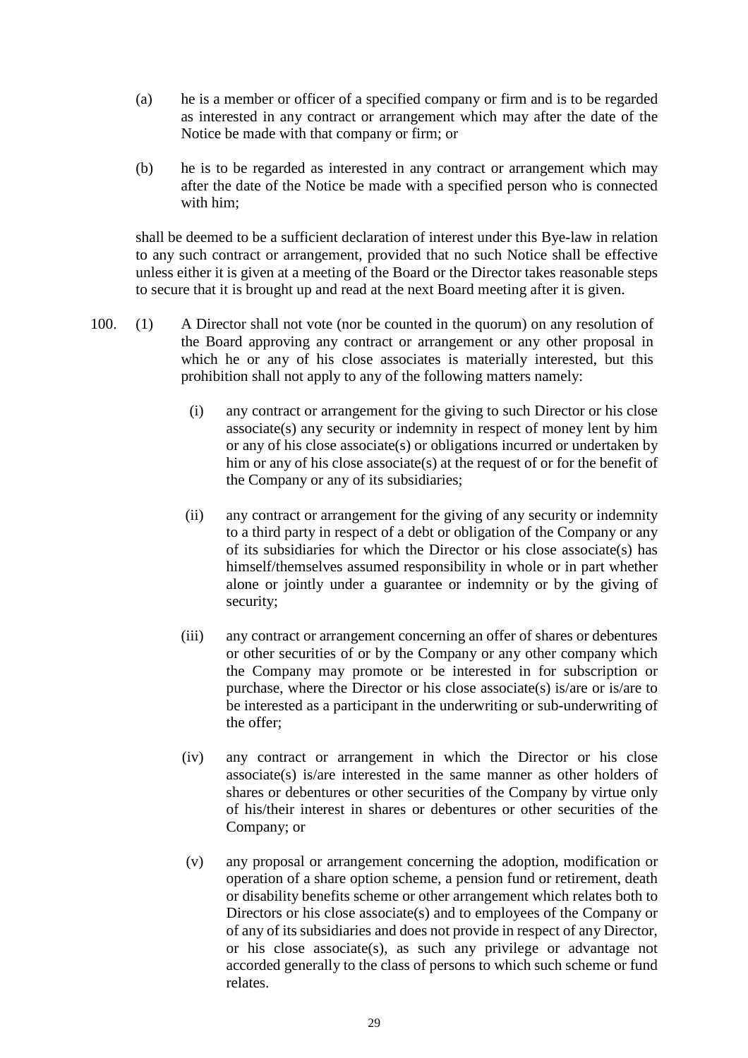(a) he is a member or officer of a specified company or firm and is to be regarded as interested in any contract or arrangement which may after the date of the Notice be made with that company or firm; or

(b) he is to be regarded as interested in any contract or arrangement which may after the date of the Notice be made with a specified person who is connected with him;

shall be deemed to be a sufficient declaration of interest under this Bye-law in relation to any such contract or arrangement, provided that no such Notice shall be effective unless either it is given at a meeting of the Board or the Director takes reasonable steps to secure that it is brought up and read at the next Board meeting after it is given.

100. (1) A Director shall not vote (nor be counted in the quorum) on any resolution of the Board approving any contract or arrangement or any other proposal in which he or any of his close associates is materially interested, but this prohibition shall not apply to any of the following matters namely:

(i) any contract or arrangement for the giving to such Director or his close associate(s) any security or indemnity in respect of money lent by him or any of his close associate(s) or obligations incurred or undertaken by him or any of his close associate(s) at the request of or for the benefit of the Company or any of its subsidiaries;

(ii) any contract or arrangement for the giving of any security or indemnity to a third party in respect of a debt or obligation of the Company or any of its subsidiaries for which the Director or his close associate(s) has himself/themselves assumed responsibility in whole or in part whether alone or jointly under a guarantee or indemnity or by the giving of security;

(iii) any contract or arrangement concerning an offer of shares or debentures or other securities of or by the Company or any other company which the Company may promote or be interested in for subscription or purchase, where the Director or his close associate(s) is/are or is/are to be interested as a participant in the underwriting or sub-underwriting of the offer;

(iv) any contract or arrangement in which the Director or his close associate(s) is/are interested in the same manner as other holders of shares or debentures or other securities of the Company by virtue only of his/their interest in shares or debentures or other securities of the Company; or

(v) any proposal or arrangement concerning the adoption, modification or operation of a share option scheme, a pension fund or retirement, death or disability benefits scheme or other arrangement which relates both to Directors or his close associate(s) and to employees of the Company or of any of its subsidiaries and does not provide in respect of any Director, or his close associate(s), as such any privilege or advantage not accorded generally to the class of persons to which such scheme or fund relates.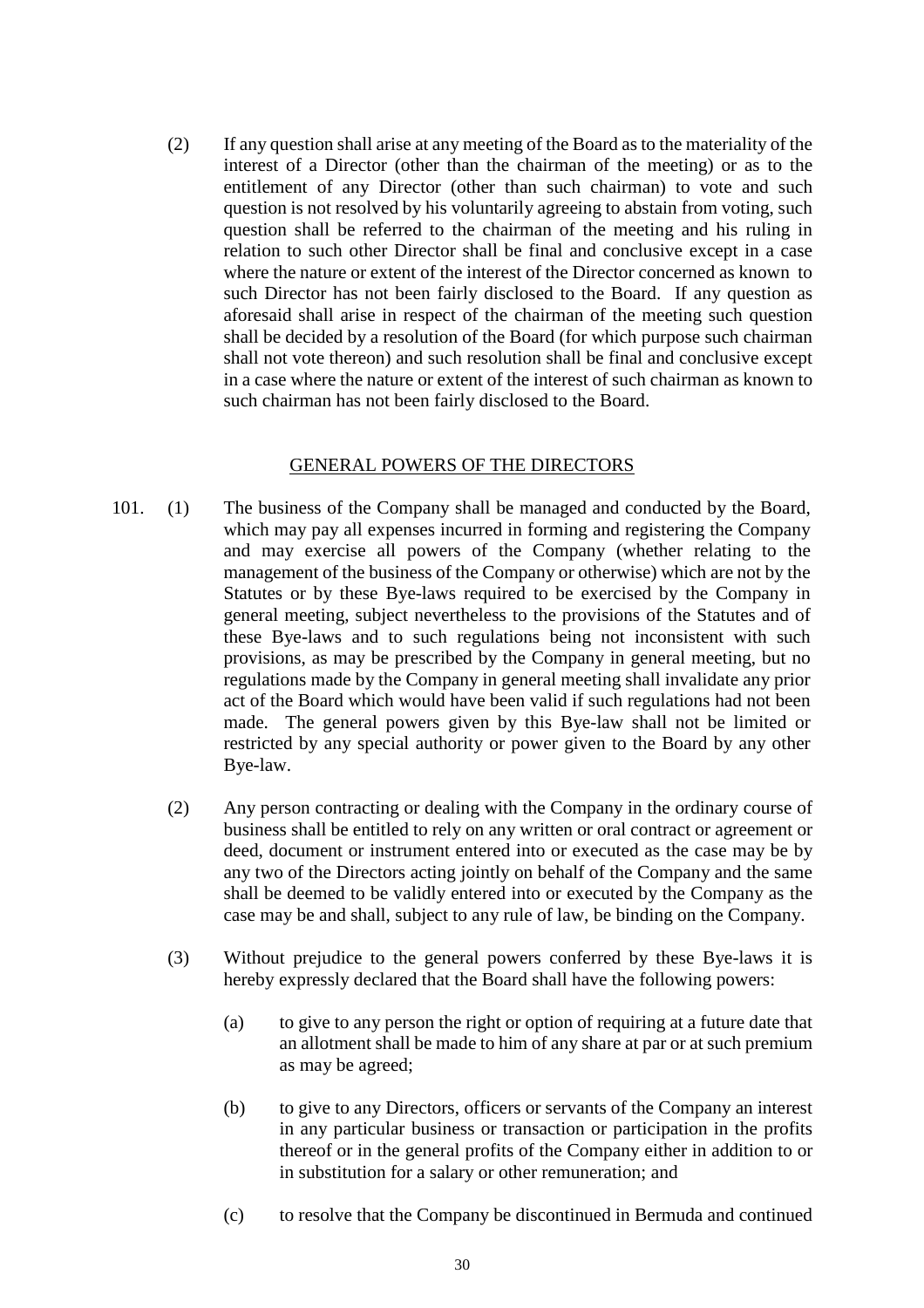(2) If any question shall arise at any meeting of the Board as to the materiality of the interest of a Director (other than the chairman of the meeting) or as to the entitlement of any Director (other than such chairman) to vote and such question is not resolved by his voluntarily agreeing to abstain from voting, such question shall be referred to the chairman of the meeting and his ruling in relation to such other Director shall be final and conclusive except in a case where the nature or extent of the interest of the Director concerned as known to such Director has not been fairly disclosed to the Board. If any question as aforesaid shall arise in respect of the chairman of the meeting such question shall be decided by a resolution of the Board (for which purpose such chairman shall not vote thereon) and such resolution shall be final and conclusive except in a case where the nature or extent of the interest of such chairman as known to such chairman has not been fairly disclosed to the Board.

## GENERAL POWERS OF THE DIRECTORS

101. (1) The business of the Company shall be managed and conducted by the Board, which may pay all expenses incurred in forming and registering the Company and may exercise all powers of the Company (whether relating to the management of the business of the Company or otherwise) which are not by the Statutes or by these Bye-laws required to be exercised by the Company in general meeting, subject nevertheless to the provisions of the Statutes and of these Bye-laws and to such regulations being not inconsistent with such provisions, as may be prescribed by the Company in general meeting, but no regulations made by the Company in general meeting shall invalidate any prior act of the Board which would have been valid if such regulations had not been made. The general powers given by this Bye-law shall not be limited or restricted by any special authority or power given to the Board by any other Bye-law.

(2) Any person contracting or dealing with the Company in the ordinary course of business shall be entitled to rely on any written or oral contract or agreement or deed, document or instrument entered into or executed as the case may be by any two of the Directors acting jointly on behalf of the Company and the same shall be deemed to be validly entered into or executed by the Company as the case may be and shall, subject to any rule of law, be binding on the Company.

(3) Without prejudice to the general powers conferred by these Bye-laws it is hereby expressly declared that the Board shall have the following powers:

(a) to give to any person the right or option of requiring at a future date that an allotment shall be made to him of any share at par or at such premium as may be agreed;

(b) to give to any Directors, officers or servants of the Company an interest in any particular business or transaction or participation in the profits thereof or in the general profits of the Company either in addition to or in substitution for a salary or other remuneration; and

(c) to resolve that the Company be discontinued in Bermuda and continued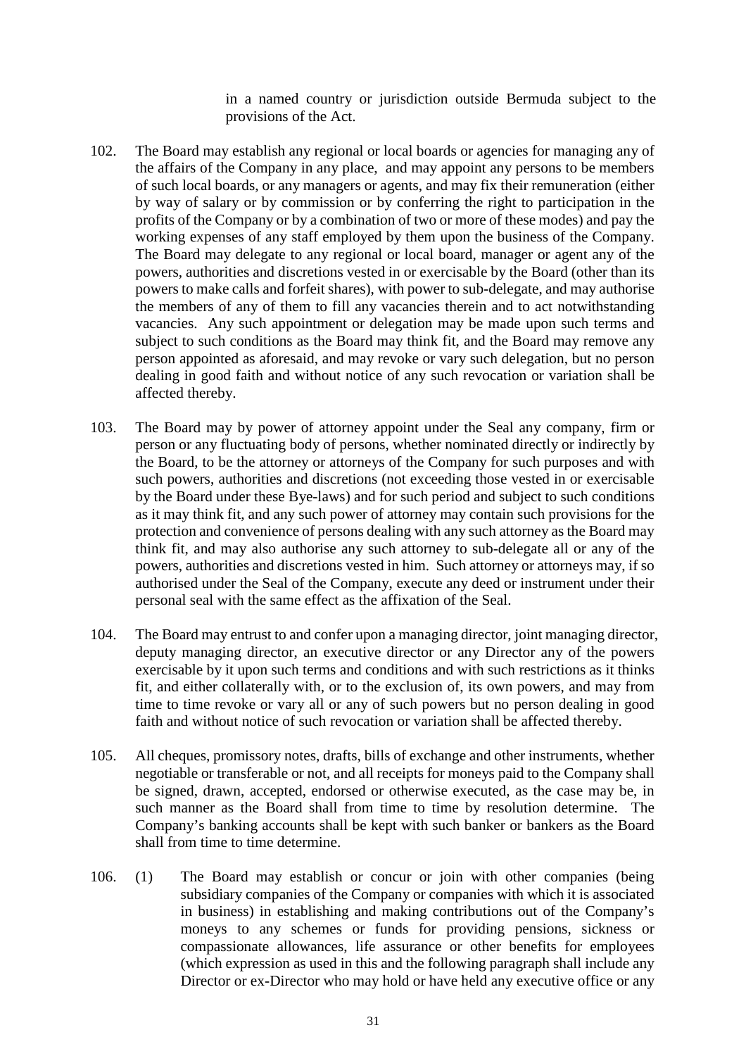in a named country or jurisdiction outside Bermuda subject to the provisions of the Act.

102. The Board may establish any regional or local boards or agencies for managing any of the affairs of the Company in any place, and may appoint any persons to be members of such local boards, or any managers or agents, and may fix their remuneration (either by way of salary or by commission or by conferring the right to participation in the profits of the Company or by a combination of two or more of these modes) and pay the working expenses of any staff employed by them upon the business of the Company. The Board may delegate to any regional or local board, manager or agent any of the powers, authorities and discretions vested in or exercisable by the Board (other than its powers to make calls and forfeit shares), with power to sub-delegate, and may authorise the members of any of them to fill any vacancies therein and to act notwithstanding vacancies. Any such appointment or delegation may be made upon such terms and subject to such conditions as the Board may think fit, and the Board may remove any person appointed as aforesaid, and may revoke or vary such delegation, but no person dealing in good faith and without notice of any such revocation or variation shall be affected thereby.

103. The Board may by power of attorney appoint under the Seal any company, firm or person or any fluctuating body of persons, whether nominated directly or indirectly by the Board, to be the attorney or attorneys of the Company for such purposes and with such powers, authorities and discretions (not exceeding those vested in or exercisable by the Board under these Bye-laws) and for such period and subject to such conditions as it may think fit, and any such power of attorney may contain such provisions for the protection and convenience of persons dealing with any such attorney as the Board may think fit, and may also authorise any such attorney to sub-delegate all or any of the powers, authorities and discretions vested in him. Such attorney or attorneys may, if so authorised under the Seal of the Company, execute any deed or instrument under their personal seal with the same effect as the affixation of the Seal.

104. The Board may entrust to and confer upon a managing director, joint managing director, deputy managing director, an executive director or any Director any of the powers exercisable by it upon such terms and conditions and with such restrictions as it thinks fit, and either collaterally with, or to the exclusion of, its own powers, and may from time to time revoke or vary all or any of such powers but no person dealing in good faith and without notice of such revocation or variation shall be affected thereby.

105. All cheques, promissory notes, drafts, bills of exchange and other instruments, whether negotiable or transferable or not, and all receipts for moneys paid to the Company shall be signed, drawn, accepted, endorsed or otherwise executed, as the case may be, in such manner as the Board shall from time to time by resolution determine. The Company's banking accounts shall be kept with such banker or bankers as the Board shall from time to time determine.

106. (1) The Board may establish or concur or join with other companies (being subsidiary companies of the Company or companies with which it is associated in business) in establishing and making contributions out of the Company's moneys to any schemes or funds for providing pensions, sickness or compassionate allowances, life assurance or other benefits for employees (which expression as used in this and the following paragraph shall include any Director or ex-Director who may hold or have held any executive office or any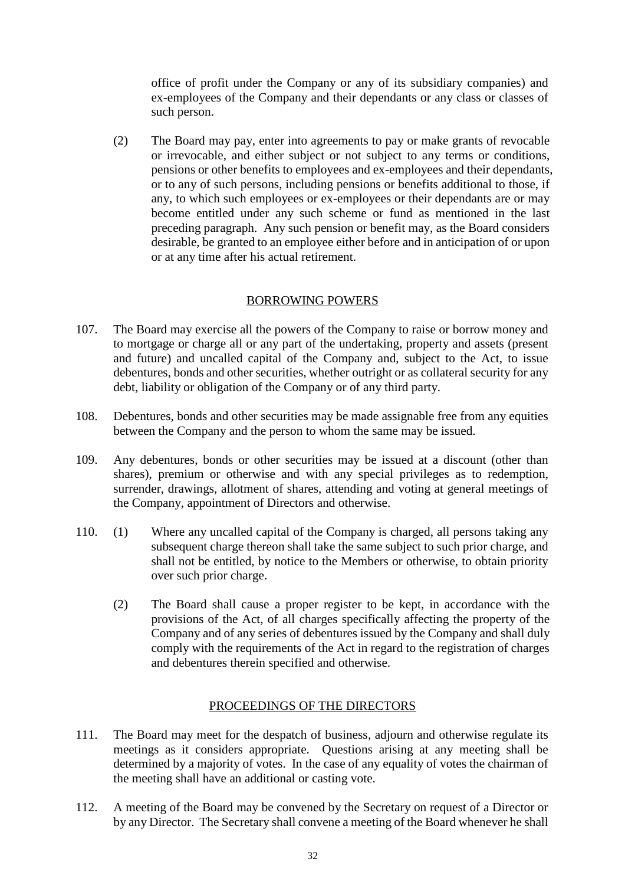office of profit under the Company or any of its subsidiary companies) and ex-employees of the Company and their dependants or any class or classes of such person.

(2) The Board may pay, enter into agreements to pay or make grants of revocable or irrevocable, and either subject or not subject to any terms or conditions, pensions or other benefits to employees and ex-employees and their dependants, or to any of such persons, including pensions or benefits additional to those, if any, to which such employees or ex-employees or their dependants are or may become entitled under any such scheme or fund as mentioned in the last preceding paragraph. Any such pension or benefit may, as the Board considers desirable, be granted to an employee either before and in anticipation of or upon or at any time after his actual retirement.

## BORROWING POWERS

107. The Board may exercise all the powers of the Company to raise or borrow money and to mortgage or charge all or any part of the undertaking, property and assets (present and future) and uncalled capital of the Company and, subject to the Act, to issue debentures, bonds and other securities, whether outright or as collateral security for any debt, liability or obligation of the Company or of any third party.

108. Debentures, bonds and other securities may be made assignable free from any equities between the Company and the person to whom the same may be issued.

109. Any debentures, bonds or other securities may be issued at a discount (other than shares), premium or otherwise and with any special privileges as to redemption, surrender, drawings, allotment of shares, attending and voting at general meetings of the Company, appointment of Directors and otherwise.

110. (1) Where any uncalled capital of the Company is charged, all persons taking any subsequent charge thereon shall take the same subject to such prior charge, and shall not be entitled, by notice to the Members or otherwise, to obtain priority over such prior charge.

(2) The Board shall cause a proper register to be kept, in accordance with the provisions of the Act, of all charges specifically affecting the property of the Company and of any series of debentures issued by the Company and shall duly comply with the requirements of the Act in regard to the registration of charges and debentures therein specified and otherwise.

## PROCEEDINGS OF THE DIRECTORS

111. The Board may meet for the despatch of business, adjourn and otherwise regulate its meetings as it considers appropriate. Questions arising at any meeting shall be determined by a majority of votes. In the case of any equality of votes the chairman of the meeting shall have an additional or casting vote.

112. A meeting of the Board may be convened by the Secretary on request of a Director or by any Director. The Secretary shall convene a meeting of the Board whenever he shall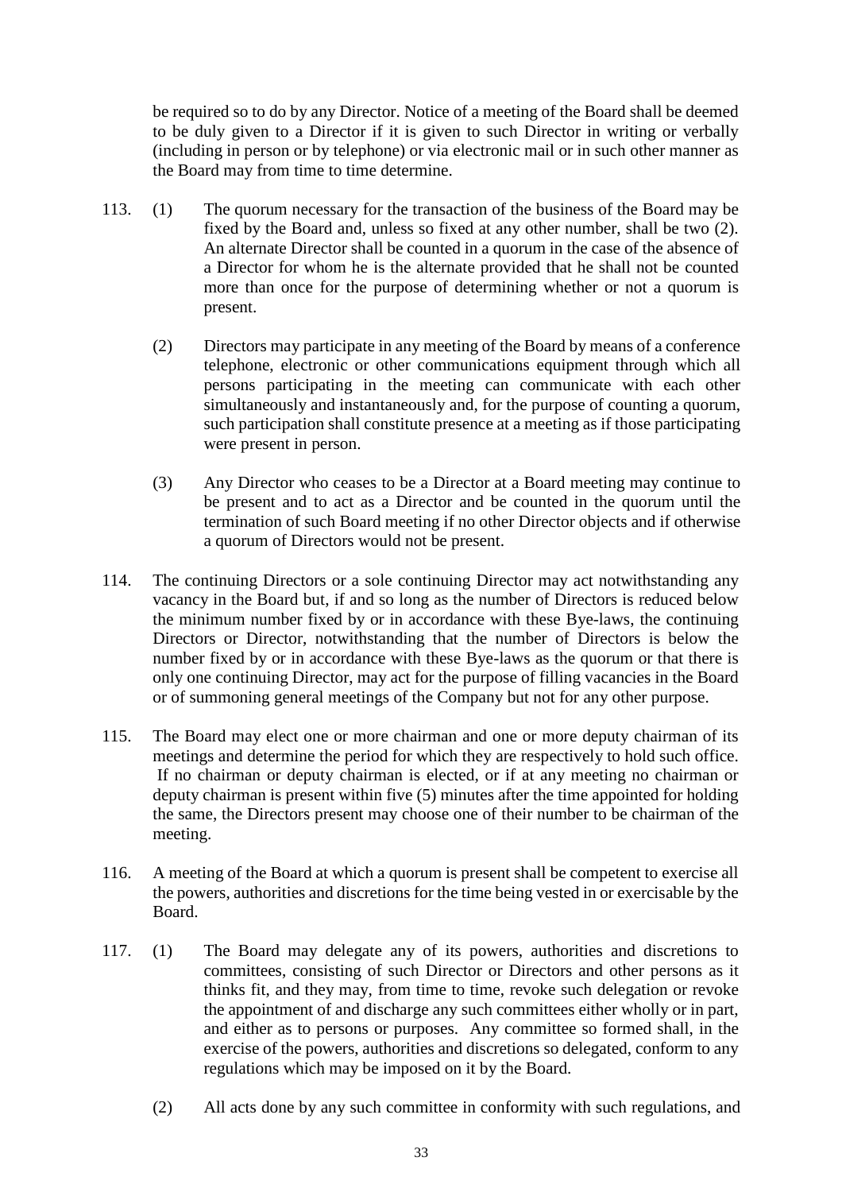be required so to do by any Director. Notice of a meeting of the Board shall be deemed to be duly given to a Director if it is given to such Director in writing or verbally (including in person or by telephone) or via electronic mail or in such other manner as the Board may from time to time determine.

113. (1) The quorum necessary for the transaction of the business of the Board may be fixed by the Board and, unless so fixed at any other number, shall be two (2). An alternate Director shall be counted in a quorum in the case of the absence of a Director for whom he is the alternate provided that he shall not be counted more than once for the purpose of determining whether or not a quorum is present.

(2) Directors may participate in any meeting of the Board by means of a conference telephone, electronic or other communications equipment through which all persons participating in the meeting can communicate with each other simultaneously and instantaneously and, for the purpose of counting a quorum, such participation shall constitute presence at a meeting as if those participating were present in person.

(3) Any Director who ceases to be a Director at a Board meeting may continue to be present and to act as a Director and be counted in the quorum until the termination of such Board meeting if no other Director objects and if otherwise a quorum of Directors would not be present.

114. The continuing Directors or a sole continuing Director may act notwithstanding any vacancy in the Board but, if and so long as the number of Directors is reduced below the minimum number fixed by or in accordance with these Bye-laws, the continuing Directors or Director, notwithstanding that the number of Directors is below the number fixed by or in accordance with these Bye-laws as the quorum or that there is only one continuing Director, may act for the purpose of filling vacancies in the Board or of summoning general meetings of the Company but not for any other purpose.

115. The Board may elect one or more chairman and one or more deputy chairman of its meetings and determine the period for which they are respectively to hold such office. If no chairman or deputy chairman is elected, or if at any meeting no chairman or deputy chairman is present within five (5) minutes after the time appointed for holding the same, the Directors present may choose one of their number to be chairman of the meeting.

116. A meeting of the Board at which a quorum is present shall be competent to exercise all the powers, authorities and discretions for the time being vested in or exercisable by the Board.

117. (1) The Board may delegate any of its powers, authorities and discretions to committees, consisting of such Director or Directors and other persons as it thinks fit, and they may, from time to time, revoke such delegation or revoke the appointment of and discharge any such committees either wholly or in part, and either as to persons or purposes. Any committee so formed shall, in the exercise of the powers, authorities and discretions so delegated, conform to any regulations which may be imposed on it by the Board.

(2) All acts done by any such committee in conformity with such regulations, and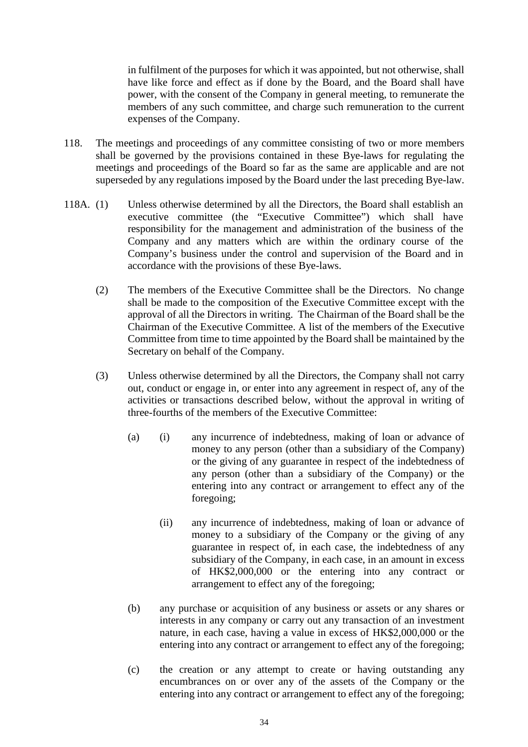in fulfilment of the purposes for which it was appointed, but not otherwise, shall have like force and effect as if done by the Board, and the Board shall have power, with the consent of the Company in general meeting, to remunerate the members of any such committee, and charge such remuneration to the current expenses of the Company.

118. The meetings and proceedings of any committee consisting of two or more members shall be governed by the provisions contained in these Bye-laws for regulating the meetings and proceedings of the Board so far as the same are applicable and are not superseded by any regulations imposed by the Board under the last preceding Bye-law.

118A. (1) Unless otherwise determined by all the Directors, the Board shall establish an executive committee (the "Executive Committee") which shall have responsibility for the management and administration of the business of the Company and any matters which are within the ordinary course of the Company's business under the control and supervision of the Board and in accordance with the provisions of these Bye-laws.

(2) The members of the Executive Committee shall be the Directors. No change shall be made to the composition of the Executive Committee except with the approval of all the Directors in writing. The Chairman of the Board shall be the Chairman of the Executive Committee. A list of the members of the Executive Committee from time to time appointed by the Board shall be maintained by the Secretary on behalf of the Company.

(3) Unless otherwise determined by all the Directors, the Company shall not carry out, conduct or engage in, or enter into any agreement in respect of, any of the activities or transactions described below, without the approval in writing of three-fourths of the members of the Executive Committee:

(a) (i) any incurrence of indebtedness, making of loan or advance of money to any person (other than a subsidiary of the Company) or the giving of any guarantee in respect of the indebtedness of any person (other than a subsidiary of the Company) or the entering into any contract or arrangement to effect any of the foregoing;

(ii) any incurrence of indebtedness, making of loan or advance of money to a subsidiary of the Company or the giving of any guarantee in respect of, in each case, the indebtedness of any subsidiary of the Company, in each case, in an amount in excess of HK$2,000,000 or the entering into any contract or arrangement to effect any of the foregoing;

(b) any purchase or acquisition of any business or assets or any shares or interests in any company or carry out any transaction of an investment nature, in each case, having a value in excess of HK$2,000,000 or the entering into any contract or arrangement to effect any of the foregoing;

(c) the creation or any attempt to create or having outstanding any encumbrances on or over any of the assets of the Company or the entering into any contract or arrangement to effect any of the foregoing;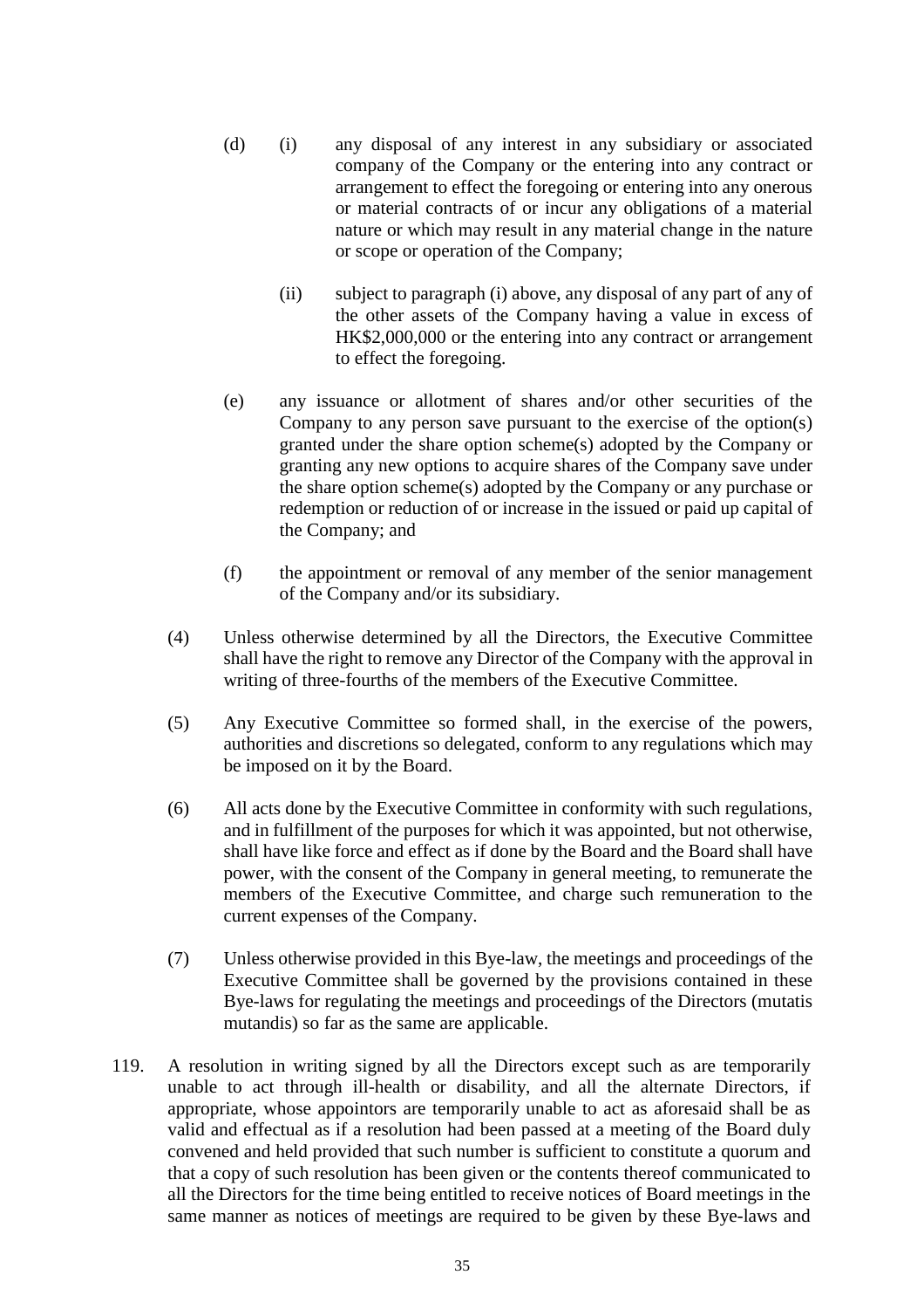(d) (i) any disposal of any interest in any subsidiary or associated company of the Company or the entering into any contract or arrangement to effect the foregoing or entering into any onerous or material contracts of or incur any obligations of a material nature or which may result in any material change in the nature or scope or operation of the Company;

(ii) subject to paragraph (i) above, any disposal of any part of any of the other assets of the Company having a value in excess of HK$2,000,000 or the entering into any contract or arrangement to effect the foregoing.

(e) any issuance or allotment of shares and/or other securities of the Company to any person save pursuant to the exercise of the option(s) granted under the share option scheme(s) adopted by the Company or granting any new options to acquire shares of the Company save under the share option scheme(s) adopted by the Company or any purchase or redemption or reduction of or increase in the issued or paid up capital of the Company; and

(f) the appointment or removal of any member of the senior management of the Company and/or its subsidiary.

(4) Unless otherwise determined by all the Directors, the Executive Committee shall have the right to remove any Director of the Company with the approval in writing of three-fourths of the members of the Executive Committee.

(5) Any Executive Committee so formed shall, in the exercise of the powers, authorities and discretions so delegated, conform to any regulations which may be imposed on it by the Board.

(6) All acts done by the Executive Committee in conformity with such regulations, and in fulfillment of the purposes for which it was appointed, but not otherwise, shall have like force and effect as if done by the Board and the Board shall have power, with the consent of the Company in general meeting, to remunerate the members of the Executive Committee, and charge such remuneration to the current expenses of the Company.

(7) Unless otherwise provided in this Bye-law, the meetings and proceedings of the Executive Committee shall be governed by the provisions contained in these Bye-laws for regulating the meetings and proceedings of the Directors (mutatis mutandis) so far as the same are applicable.

119. A resolution in writing signed by all the Directors except such as are temporarily unable to act through ill-health or disability, and all the alternate Directors, if appropriate, whose appointors are temporarily unable to act as aforesaid shall be as valid and effectual as if a resolution had been passed at a meeting of the Board duly convened and held provided that such number is sufficient to constitute a quorum and that a copy of such resolution has been given or the contents thereof communicated to all the Directors for the time being entitled to receive notices of Board meetings in the same manner as notices of meetings are required to be given by these Bye-laws and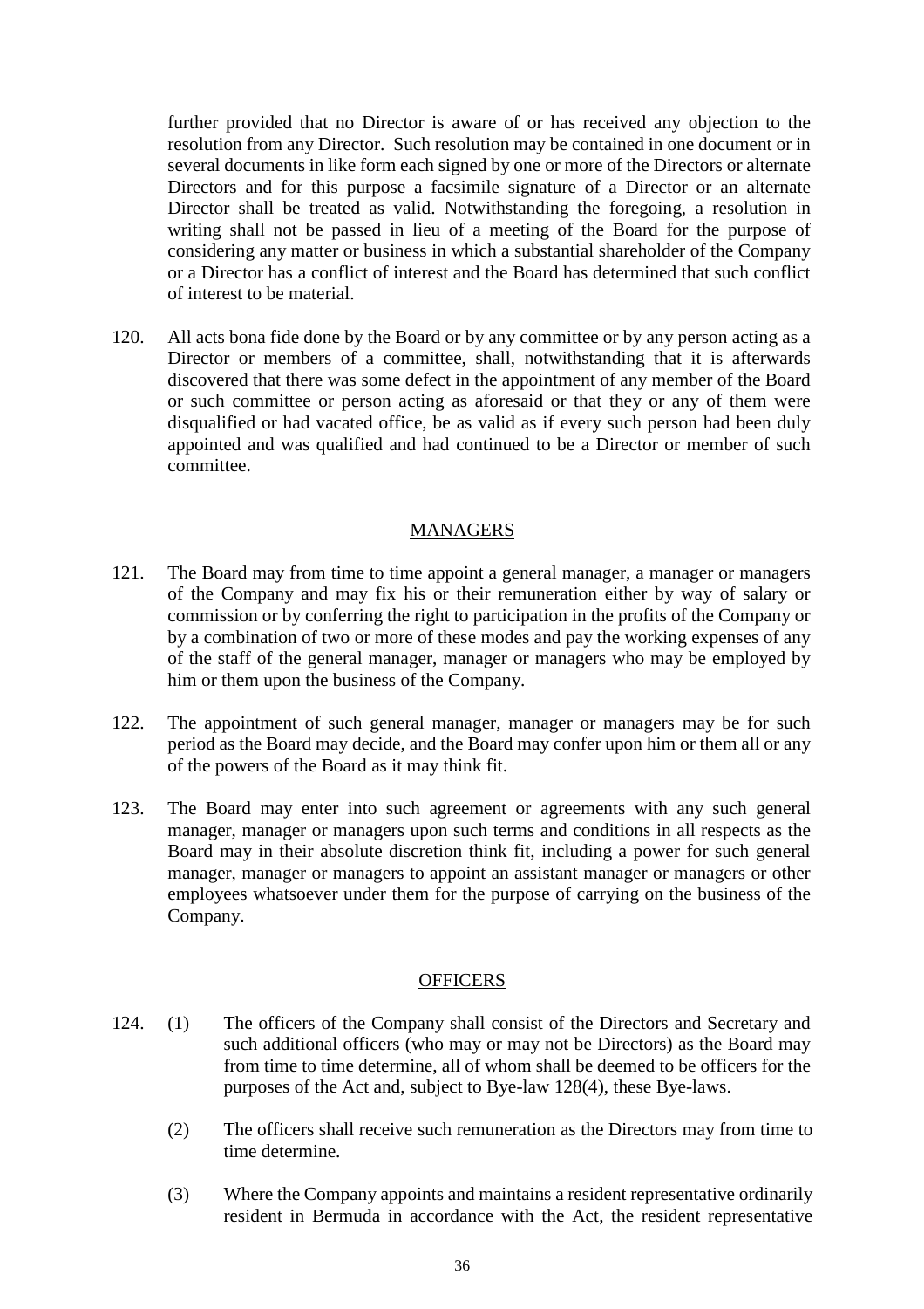further provided that no Director is aware of or has received any objection to the resolution from any Director. Such resolution may be contained in one document or in several documents in like form each signed by one or more of the Directors or alternate Directors and for this purpose a facsimile signature of a Director or an alternate Director shall be treated as valid. Notwithstanding the foregoing, a resolution in writing shall not be passed in lieu of a meeting of the Board for the purpose of considering any matter or business in which a substantial shareholder of the Company or a Director has a conflict of interest and the Board has determined that such conflict of interest to be material.

120. All acts bona fide done by the Board or by any committee or by any person acting as a Director or members of a committee, shall, notwithstanding that it is afterwards discovered that there was some defect in the appointment of any member of the Board or such committee or person acting as aforesaid or that they or any of them were disqualified or had vacated office, be as valid as if every such person had been duly appointed and was qualified and had continued to be a Director or member of such committee.

## MANAGERS

121. The Board may from time to time appoint a general manager, a manager or managers of the Company and may fix his or their remuneration either by way of salary or commission or by conferring the right to participation in the profits of the Company or by a combination of two or more of these modes and pay the working expenses of any of the staff of the general manager, manager or managers who may be employed by him or them upon the business of the Company.

122. The appointment of such general manager, manager or managers may be for such period as the Board may decide, and the Board may confer upon him or them all or any of the powers of the Board as it may think fit.

123. The Board may enter into such agreement or agreements with any such general manager, manager or managers upon such terms and conditions in all respects as the Board may in their absolute discretion think fit, including a power for such general manager, manager or managers to appoint an assistant manager or managers or other employees whatsoever under them for the purpose of carrying on the business of the Company.

## OFFICERS

124. (1) The officers of the Company shall consist of the Directors and Secretary and such additional officers (who may or may not be Directors) as the Board may from time to time determine, all of whom shall be deemed to be officers for the purposes of the Act and, subject to Bye-law 128(4), these Bye-laws.

(2) The officers shall receive such remuneration as the Directors may from time to time determine.

(3) Where the Company appoints and maintains a resident representative ordinarily resident in Bermuda in accordance with the Act, the resident representative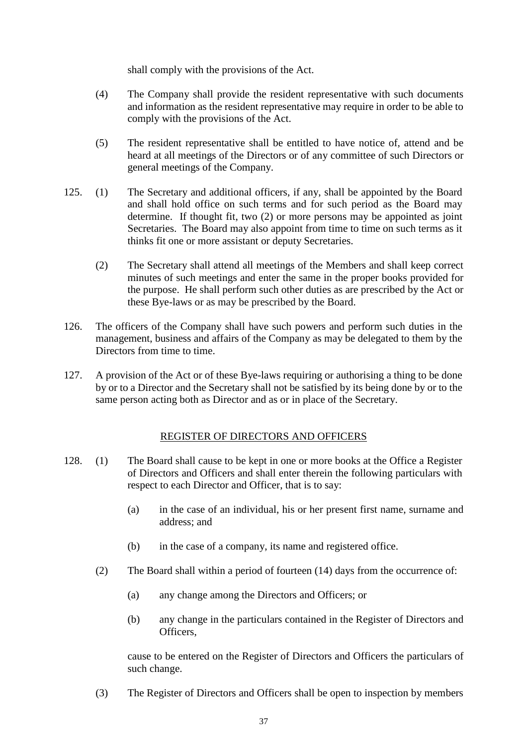shall comply with the provisions of the Act.

(4) The Company shall provide the resident representative with such documents and information as the resident representative may require in order to be able to comply with the provisions of the Act.

(5) The resident representative shall be entitled to have notice of, attend and be heard at all meetings of the Directors or of any committee of such Directors or general meetings of the Company.

125. (1) The Secretary and additional officers, if any, shall be appointed by the Board and shall hold office on such terms and for such period as the Board may determine. If thought fit, two (2) or more persons may be appointed as joint Secretaries. The Board may also appoint from time to time on such terms as it thinks fit one or more assistant or deputy Secretaries.

(2) The Secretary shall attend all meetings of the Members and shall keep correct minutes of such meetings and enter the same in the proper books provided for the purpose. He shall perform such other duties as are prescribed by the Act or these Bye-laws or as may be prescribed by the Board.

126. The officers of the Company shall have such powers and perform such duties in the management, business and affairs of the Company as may be delegated to them by the Directors from time to time.

127. A provision of the Act or of these Bye-laws requiring or authorising a thing to be done by or to a Director and the Secretary shall not be satisfied by its being done by or to the same person acting both as Director and as or in place of the Secretary.

## REGISTER OF DIRECTORS AND OFFICERS

128. (1) The Board shall cause to be kept in one or more books at the Office a Register of Directors and Officers and shall enter therein the following particulars with respect to each Director and Officer, that is to say:

(a) in the case of an individual, his or her present first name, surname and address; and

(b) in the case of a company, its name and registered office.

(2) The Board shall within a period of fourteen (14) days from the occurrence of:

(a) any change among the Directors and Officers; or

(b) any change in the particulars contained in the Register of Directors and Officers,

cause to be entered on the Register of Directors and Officers the particulars of such change.

(3) The Register of Directors and Officers shall be open to inspection by members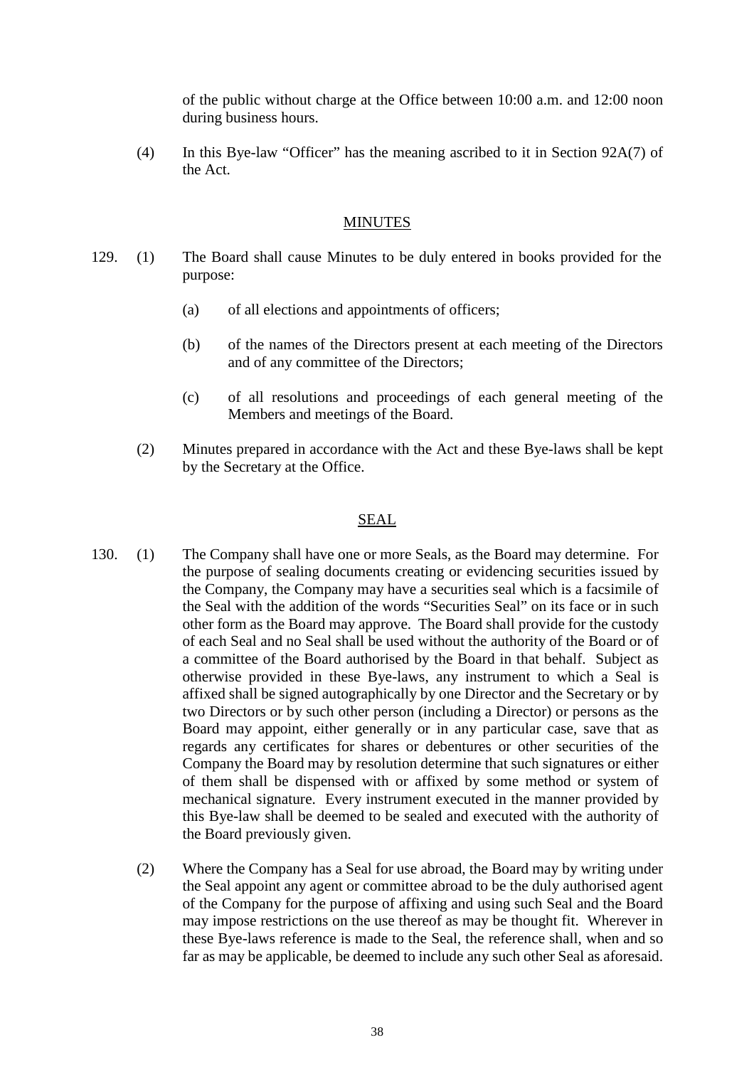of the public without charge at the Office between 10:00 a.m. and 12:00 noon during business hours.

(4) In this Bye-law "Officer" has the meaning ascribed to it in Section 92A(7) of the Act.

## MINUTES

129. (1) The Board shall cause Minutes to be duly entered in books provided for the purpose:

(a) of all elections and appointments of officers;

(b) of the names of the Directors present at each meeting of the Directors and of any committee of the Directors;

(c) of all resolutions and proceedings of each general meeting of the Members and meetings of the Board.

(2) Minutes prepared in accordance with the Act and these Bye-laws shall be kept by the Secretary at the Office.

## SEAL

130. (1) The Company shall have one or more Seals, as the Board may determine. For the purpose of sealing documents creating or evidencing securities issued by the Company, the Company may have a securities seal which is a facsimile of the Seal with the addition of the words "Securities Seal" on its face or in such other form as the Board may approve. The Board shall provide for the custody of each Seal and no Seal shall be used without the authority of the Board or of a committee of the Board authorised by the Board in that behalf. Subject as otherwise provided in these Bye-laws, any instrument to which a Seal is affixed shall be signed autographically by one Director and the Secretary or by two Directors or by such other person (including a Director) or persons as the Board may appoint, either generally or in any particular case, save that as regards any certificates for shares or debentures or other securities of the Company the Board may by resolution determine that such signatures or either of them shall be dispensed with or affixed by some method or system of mechanical signature. Every instrument executed in the manner provided by this Bye-law shall be deemed to be sealed and executed with the authority of the Board previously given.

(2) Where the Company has a Seal for use abroad, the Board may by writing under the Seal appoint any agent or committee abroad to be the duly authorised agent of the Company for the purpose of affixing and using such Seal and the Board may impose restrictions on the use thereof as may be thought fit. Wherever in these Bye-laws reference is made to the Seal, the reference shall, when and so far as may be applicable, be deemed to include any such other Seal as aforesaid.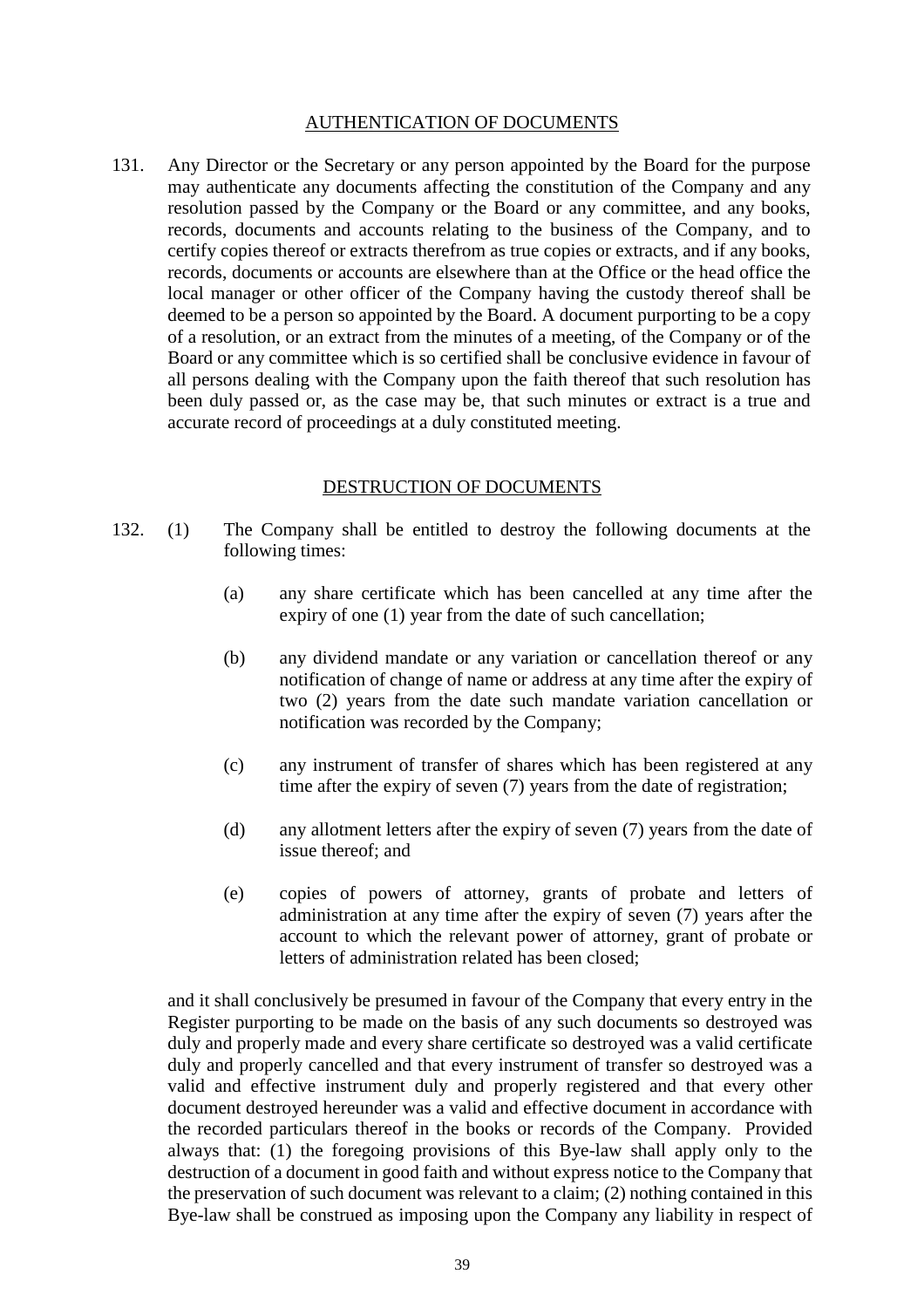## AUTHENTICATION OF DOCUMENTS

131. Any Director or the Secretary or any person appointed by the Board for the purpose may authenticate any documents affecting the constitution of the Company and any resolution passed by the Company or the Board or any committee, and any books, records, documents and accounts relating to the business of the Company, and to certify copies thereof or extracts therefrom as true copies or extracts, and if any books, records, documents or accounts are elsewhere than at the Office or the head office the local manager or other officer of the Company having the custody thereof shall be deemed to be a person so appointed by the Board. A document purporting to be a copy of a resolution, or an extract from the minutes of a meeting, of the Company or of the Board or any committee which is so certified shall be conclusive evidence in favour of all persons dealing with the Company upon the faith thereof that such resolution has been duly passed or, as the case may be, that such minutes or extract is a true and accurate record of proceedings at a duly constituted meeting.

## DESTRUCTION OF DOCUMENTS

132. (1) The Company shall be entitled to destroy the following documents at the following times:

   (a) any share certificate which has been cancelled at any time after the expiry of one (1) year from the date of such cancellation;

   (b) any dividend mandate or any variation or cancellation thereof or any notification of change of name or address at any time after the expiry of two (2) years from the date such mandate variation cancellation or notification was recorded by the Company;

   (c) any instrument of transfer of shares which has been registered at any time after the expiry of seven (7) years from the date of registration;

   (d) any allotment letters after the expiry of seven (7) years from the date of issue thereof; and

   (e) copies of powers of attorney, grants of probate and letters of administration at any time after the expiry of seven (7) years after the account to which the relevant power of attorney, grant of probate or letters of administration related has been closed;

and it shall conclusively be presumed in favour of the Company that every entry in the Register purporting to be made on the basis of any such documents so destroyed was duly and properly made and every share certificate so destroyed was a valid certificate duly and properly cancelled and that every instrument of transfer so destroyed was a valid and effective instrument duly and properly registered and that every other document destroyed hereunder was a valid and effective document in accordance with the recorded particulars thereof in the books or records of the Company. Provided always that: (1) the foregoing provisions of this Bye-law shall apply only to the destruction of a document in good faith and without express notice to the Company that the preservation of such document was relevant to a claim; (2) nothing contained in this Bye-law shall be construed as imposing upon the Company any liability in respect of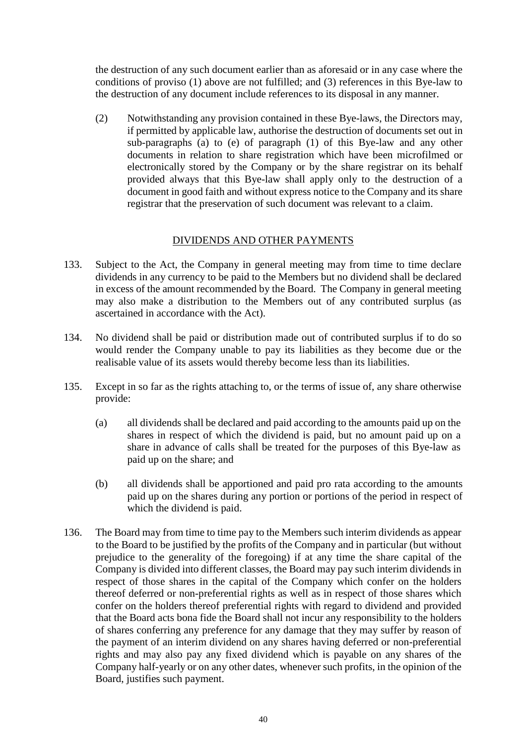the destruction of any such document earlier than as aforesaid or in any case where the conditions of proviso (1) above are not fulfilled; and (3) references in this Bye-law to the destruction of any document include references to its disposal in any manner.

(2) Notwithstanding any provision contained in these Bye-laws, the Directors may, if permitted by applicable law, authorise the destruction of documents set out in sub-paragraphs (a) to (e) of paragraph (1) of this Bye-law and any other documents in relation to share registration which have been microfilmed or electronically stored by the Company or by the share registrar on its behalf provided always that this Bye-law shall apply only to the destruction of a document in good faith and without express notice to the Company and its share registrar that the preservation of such document was relevant to a claim.

## DIVIDENDS AND OTHER PAYMENTS

133. Subject to the Act, the Company in general meeting may from time to time declare dividends in any currency to be paid to the Members but no dividend shall be declared in excess of the amount recommended by the Board. The Company in general meeting may also make a distribution to the Members out of any contributed surplus (as ascertained in accordance with the Act).

134. No dividend shall be paid or distribution made out of contributed surplus if to do so would render the Company unable to pay its liabilities as they become due or the realisable value of its assets would thereby become less than its liabilities.

135. Except in so far as the rights attaching to, or the terms of issue of, any share otherwise provide:

(a) all dividends shall be declared and paid according to the amounts paid up on the shares in respect of which the dividend is paid, but no amount paid up on a share in advance of calls shall be treated for the purposes of this Bye-law as paid up on the share; and

(b) all dividends shall be apportioned and paid pro rata according to the amounts paid up on the shares during any portion or portions of the period in respect of which the dividend is paid.

136. The Board may from time to time pay to the Members such interim dividends as appear to the Board to be justified by the profits of the Company and in particular (but without prejudice to the generality of the foregoing) if at any time the share capital of the Company is divided into different classes, the Board may pay such interim dividends in respect of those shares in the capital of the Company which confer on the holders thereof deferred or non-preferential rights as well as in respect of those shares which confer on the holders thereof preferential rights with regard to dividend and provided that the Board acts bona fide the Board shall not incur any responsibility to the holders of shares conferring any preference for any damage that they may suffer by reason of the payment of an interim dividend on any shares having deferred or non-preferential rights and may also pay any fixed dividend which is payable on any shares of the Company half-yearly or on any other dates, whenever such profits, in the opinion of the Board, justifies such payment.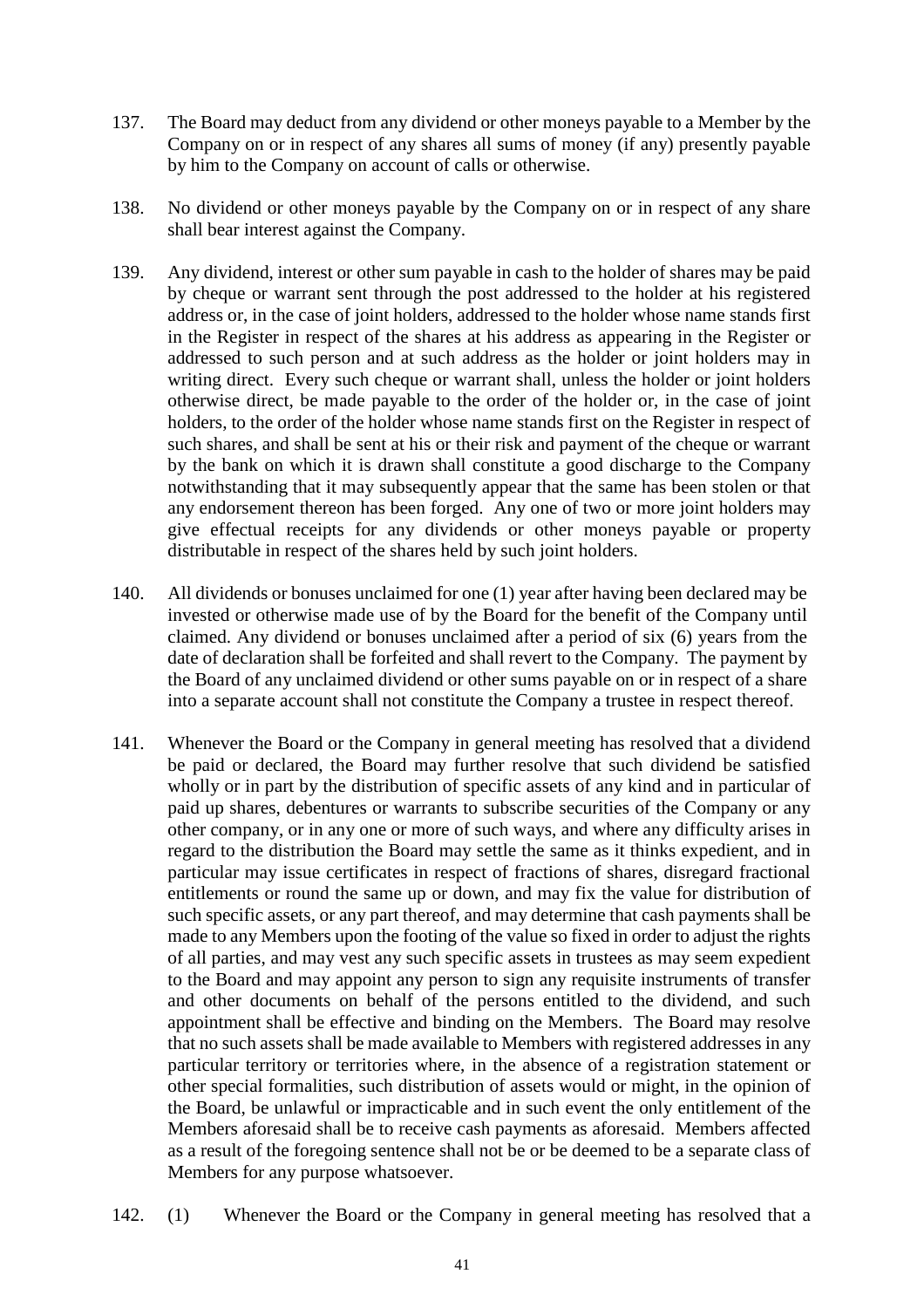137. The Board may deduct from any dividend or other moneys payable to a Member by the Company on or in respect of any shares all sums of money (if any) presently payable by him to the Company on account of calls or otherwise.

138. No dividend or other moneys payable by the Company on or in respect of any share shall bear interest against the Company.

139. Any dividend, interest or other sum payable in cash to the holder of shares may be paid by cheque or warrant sent through the post addressed to the holder at his registered address or, in the case of joint holders, addressed to the holder whose name stands first in the Register in respect of the shares at his address as appearing in the Register or addressed to such person and at such address as the holder or joint holders may in writing direct. Every such cheque or warrant shall, unless the holder or joint holders otherwise direct, be made payable to the order of the holder or, in the case of joint holders, to the order of the holder whose name stands first on the Register in respect of such shares, and shall be sent at his or their risk and payment of the cheque or warrant by the bank on which it is drawn shall constitute a good discharge to the Company notwithstanding that it may subsequently appear that the same has been stolen or that any endorsement thereon has been forged. Any one of two or more joint holders may give effectual receipts for any dividends or other moneys payable or property distributable in respect of the shares held by such joint holders.

140. All dividends or bonuses unclaimed for one (1) year after having been declared may be invested or otherwise made use of by the Board for the benefit of the Company until claimed. Any dividend or bonuses unclaimed after a period of six (6) years from the date of declaration shall be forfeited and shall revert to the Company. The payment by the Board of any unclaimed dividend or other sums payable on or in respect of a share into a separate account shall not constitute the Company a trustee in respect thereof.

141. Whenever the Board or the Company in general meeting has resolved that a dividend be paid or declared, the Board may further resolve that such dividend be satisfied wholly or in part by the distribution of specific assets of any kind and in particular of paid up shares, debentures or warrants to subscribe securities of the Company or any other company, or in any one or more of such ways, and where any difficulty arises in regard to the distribution the Board may settle the same as it thinks expedient, and in particular may issue certificates in respect of fractions of shares, disregard fractional entitlements or round the same up or down, and may fix the value for distribution of such specific assets, or any part thereof, and may determine that cash payments shall be made to any Members upon the footing of the value so fixed in order to adjust the rights of all parties, and may vest any such specific assets in trustees as may seem expedient to the Board and may appoint any person to sign any requisite instruments of transfer and other documents on behalf of the persons entitled to the dividend, and such appointment shall be effective and binding on the Members. The Board may resolve that no such assets shall be made available to Members with registered addresses in any particular territory or territories where, in the absence of a registration statement or other special formalities, such distribution of assets would or might, in the opinion of the Board, be unlawful or impracticable and in such event the only entitlement of the Members aforesaid shall be to receive cash payments as aforesaid. Members affected as a result of the foregoing sentence shall not be or be deemed to be a separate class of Members for any purpose whatsoever.

142. (1) Whenever the Board or the Company in general meeting has resolved that a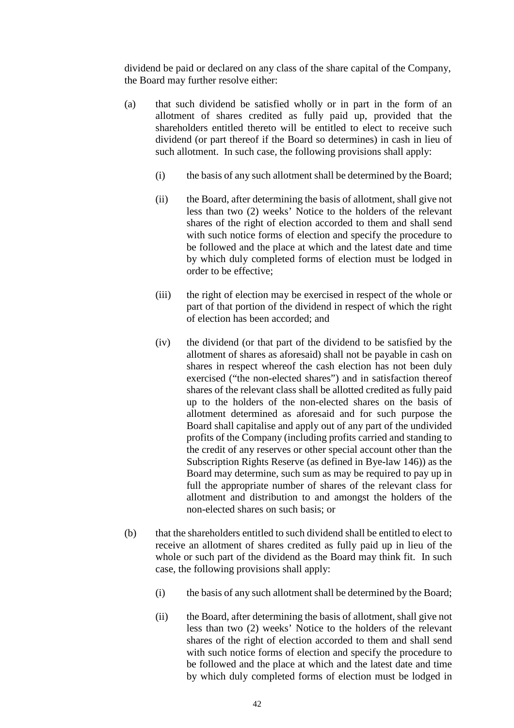dividend be paid or declared on any class of the share capital of the Company, the Board may further resolve either:

(a) that such dividend be satisfied wholly or in part in the form of an allotment of shares credited as fully paid up, provided that the shareholders entitled thereto will be entitled to elect to receive such dividend (or part thereof if the Board so determines) in cash in lieu of such allotment. In such case, the following provisions shall apply:

 (i) the basis of any such allotment shall be determined by the Board;

 (ii) the Board, after determining the basis of allotment, shall give not less than two (2) weeks' Notice to the holders of the relevant shares of the right of election accorded to them and shall send with such notice forms of election and specify the procedure to be followed and the place at which and the latest date and time by which duly completed forms of election must be lodged in order to be effective;

 (iii) the right of election may be exercised in respect of the whole or part of that portion of the dividend in respect of which the right of election has been accorded; and

 (iv) the dividend (or that part of the dividend to be satisfied by the allotment of shares as aforesaid) shall not be payable in cash on shares in respect whereof the cash election has not been duly exercised ("the non-elected shares") and in satisfaction thereof shares of the relevant class shall be allotted credited as fully paid up to the holders of the non-elected shares on the basis of allotment determined as aforesaid and for such purpose the Board shall capitalise and apply out of any part of the undivided profits of the Company (including profits carried and standing to the credit of any reserves or other special account other than the Subscription Rights Reserve (as defined in Bye-law 146)) as the Board may determine, such sum as may be required to pay up in full the appropriate number of shares of the relevant class for allotment and distribution to and amongst the holders of the non-elected shares on such basis; or

(b) that the shareholders entitled to such dividend shall be entitled to elect to receive an allotment of shares credited as fully paid up in lieu of the whole or such part of the dividend as the Board may think fit. In such case, the following provisions shall apply:

 (i) the basis of any such allotment shall be determined by the Board;

 (ii) the Board, after determining the basis of allotment, shall give not less than two (2) weeks' Notice to the holders of the relevant shares of the right of election accorded to them and shall send with such notice forms of election and specify the procedure to be followed and the place at which and the latest date and time by which duly completed forms of election must be lodged in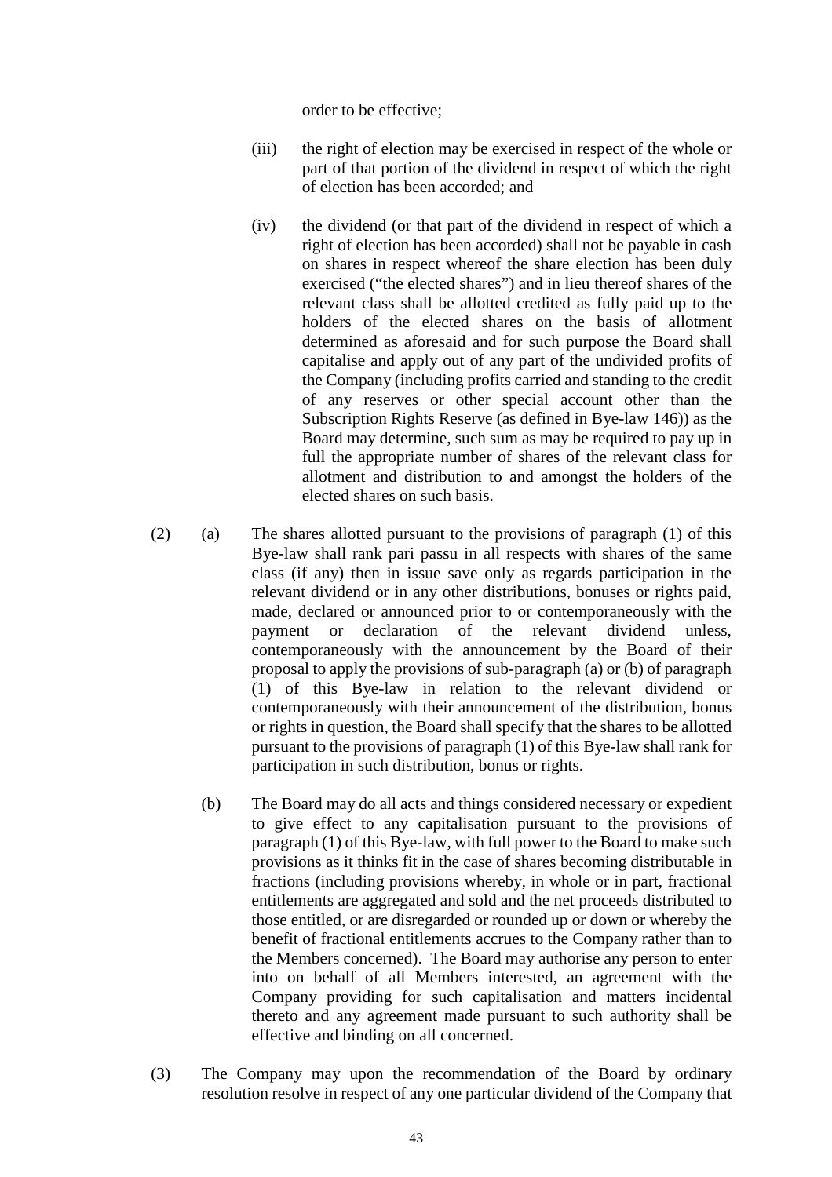order to be effective;

(iii) the right of election may be exercised in respect of the whole or part of that portion of the dividend in respect of which the right of election has been accorded; and

(iv) the dividend (or that part of the dividend in respect of which a right of election has been accorded) shall not be payable in cash on shares in respect whereof the share election has been duly exercised ("the elected shares") and in lieu thereof shares of the relevant class shall be allotted credited as fully paid up to the holders of the elected shares on the basis of allotment determined as aforesaid and for such purpose the Board shall capitalise and apply out of any part of the undivided profits of the Company (including profits carried and standing to the credit of any reserves or other special account other than the Subscription Rights Reserve (as defined in Bye-law 146)) as the Board may determine, such sum as may be required to pay up in full the appropriate number of shares of the relevant class for allotment and distribution to and amongst the holders of the elected shares on such basis.

(2) (a) The shares allotted pursuant to the provisions of paragraph (1) of this Bye-law shall rank pari passu in all respects with shares of the same class (if any) then in issue save only as regards participation in the relevant dividend or in any other distributions, bonuses or rights paid, made, declared or announced prior to or contemporaneously with the payment or declaration of the relevant dividend unless, contemporaneously with the announcement by the Board of their proposal to apply the provisions of sub-paragraph (a) or (b) of paragraph (1) of this Bye-law in relation to the relevant dividend or contemporaneously with their announcement of the distribution, bonus or rights in question, the Board shall specify that the shares to be allotted pursuant to the provisions of paragraph (1) of this Bye-law shall rank for participation in such distribution, bonus or rights.

(b) The Board may do all acts and things considered necessary or expedient to give effect to any capitalisation pursuant to the provisions of paragraph (1) of this Bye-law, with full power to the Board to make such provisions as it thinks fit in the case of shares becoming distributable in fractions (including provisions whereby, in whole or in part, fractional entitlements are aggregated and sold and the net proceeds distributed to those entitled, or are disregarded or rounded up or down or whereby the benefit of fractional entitlements accrues to the Company rather than to the Members concerned). The Board may authorise any person to enter into on behalf of all Members interested, an agreement with the Company providing for such capitalisation and matters incidental thereto and any agreement made pursuant to such authority shall be effective and binding on all concerned.

(3) The Company may upon the recommendation of the Board by ordinary resolution resolve in respect of any one particular dividend of the Company that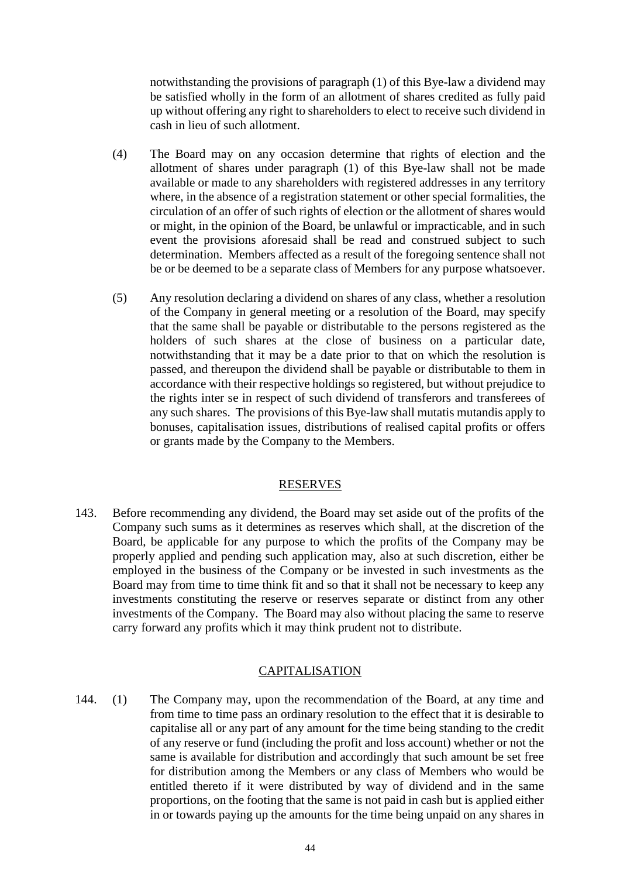notwithstanding the provisions of paragraph (1) of this Bye-law a dividend may be satisfied wholly in the form of an allotment of shares credited as fully paid up without offering any right to shareholders to elect to receive such dividend in cash in lieu of such allotment.

(4) The Board may on any occasion determine that rights of election and the allotment of shares under paragraph (1) of this Bye-law shall not be made available or made to any shareholders with registered addresses in any territory where, in the absence of a registration statement or other special formalities, the circulation of an offer of such rights of election or the allotment of shares would or might, in the opinion of the Board, be unlawful or impracticable, and in such event the provisions aforesaid shall be read and construed subject to such determination. Members affected as a result of the foregoing sentence shall not be or be deemed to be a separate class of Members for any purpose whatsoever.

(5) Any resolution declaring a dividend on shares of any class, whether a resolution of the Company in general meeting or a resolution of the Board, may specify that the same shall be payable or distributable to the persons registered as the holders of such shares at the close of business on a particular date, notwithstanding that it may be a date prior to that on which the resolution is passed, and thereupon the dividend shall be payable or distributable to them in accordance with their respective holdings so registered, but without prejudice to the rights inter se in respect of such dividend of transferors and transferees of any such shares. The provisions of this Bye-law shall mutatis mutandis apply to bonuses, capitalisation issues, distributions of realised capital profits or offers or grants made by the Company to the Members.

## RESERVES

143. Before recommending any dividend, the Board may set aside out of the profits of the Company such sums as it determines as reserves which shall, at the discretion of the Board, be applicable for any purpose to which the profits of the Company may be properly applied and pending such application may, also at such discretion, either be employed in the business of the Company or be invested in such investments as the Board may from time to time think fit and so that it shall not be necessary to keep any investments constituting the reserve or reserves separate or distinct from any other investments of the Company. The Board may also without placing the same to reserve carry forward any profits which it may think prudent not to distribute.

## CAPITALISATION

144. (1) The Company may, upon the recommendation of the Board, at any time and from time to time pass an ordinary resolution to the effect that it is desirable to capitalise all or any part of any amount for the time being standing to the credit of any reserve or fund (including the profit and loss account) whether or not the same is available for distribution and accordingly that such amount be set free for distribution among the Members or any class of Members who would be entitled thereto if it were distributed by way of dividend and in the same proportions, on the footing that the same is not paid in cash but is applied either in or towards paying up the amounts for the time being unpaid on any shares in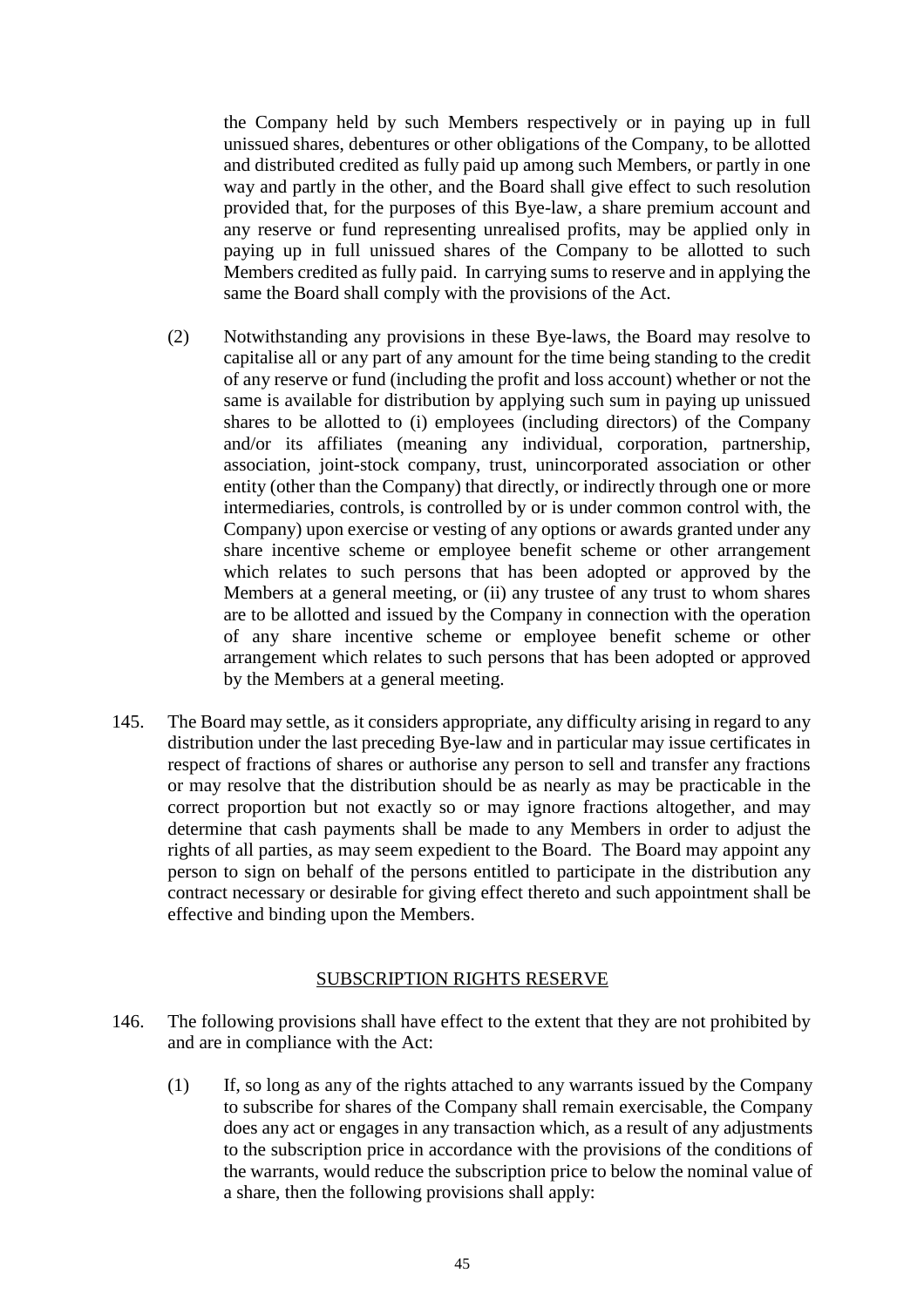the Company held by such Members respectively or in paying up in full unissued shares, debentures or other obligations of the Company, to be allotted and distributed credited as fully paid up among such Members, or partly in one way and partly in the other, and the Board shall give effect to such resolution provided that, for the purposes of this Bye-law, a share premium account and any reserve or fund representing unrealised profits, may be applied only in paying up in full unissued shares of the Company to be allotted to such Members credited as fully paid. In carrying sums to reserve and in applying the same the Board shall comply with the provisions of the Act.

(2) Notwithstanding any provisions in these Bye-laws, the Board may resolve to capitalise all or any part of any amount for the time being standing to the credit of any reserve or fund (including the profit and loss account) whether or not the same is available for distribution by applying such sum in paying up unissued shares to be allotted to (i) employees (including directors) of the Company and/or its affiliates (meaning any individual, corporation, partnership, association, joint-stock company, trust, unincorporated association or other entity (other than the Company) that directly, or indirectly through one or more intermediaries, controls, is controlled by or is under common control with, the Company) upon exercise or vesting of any options or awards granted under any share incentive scheme or employee benefit scheme or other arrangement which relates to such persons that has been adopted or approved by the Members at a general meeting, or (ii) any trustee of any trust to whom shares are to be allotted and issued by the Company in connection with the operation of any share incentive scheme or employee benefit scheme or other arrangement which relates to such persons that has been adopted or approved by the Members at a general meeting.

145. The Board may settle, as it considers appropriate, any difficulty arising in regard to any distribution under the last preceding Bye-law and in particular may issue certificates in respect of fractions of shares or authorise any person to sell and transfer any fractions or may resolve that the distribution should be as nearly as may be practicable in the correct proportion but not exactly so or may ignore fractions altogether, and may determine that cash payments shall be made to any Members in order to adjust the rights of all parties, as may seem expedient to the Board. The Board may appoint any person to sign on behalf of the persons entitled to participate in the distribution any contract necessary or desirable for giving effect thereto and such appointment shall be effective and binding upon the Members.

## SUBSCRIPTION RIGHTS RESERVE

146. The following provisions shall have effect to the extent that they are not prohibited by and are in compliance with the Act:

(1) If, so long as any of the rights attached to any warrants issued by the Company to subscribe for shares of the Company shall remain exercisable, the Company does any act or engages in any transaction which, as a result of any adjustments to the subscription price in accordance with the provisions of the conditions of the warrants, would reduce the subscription price to below the nominal value of a share, then the following provisions shall apply: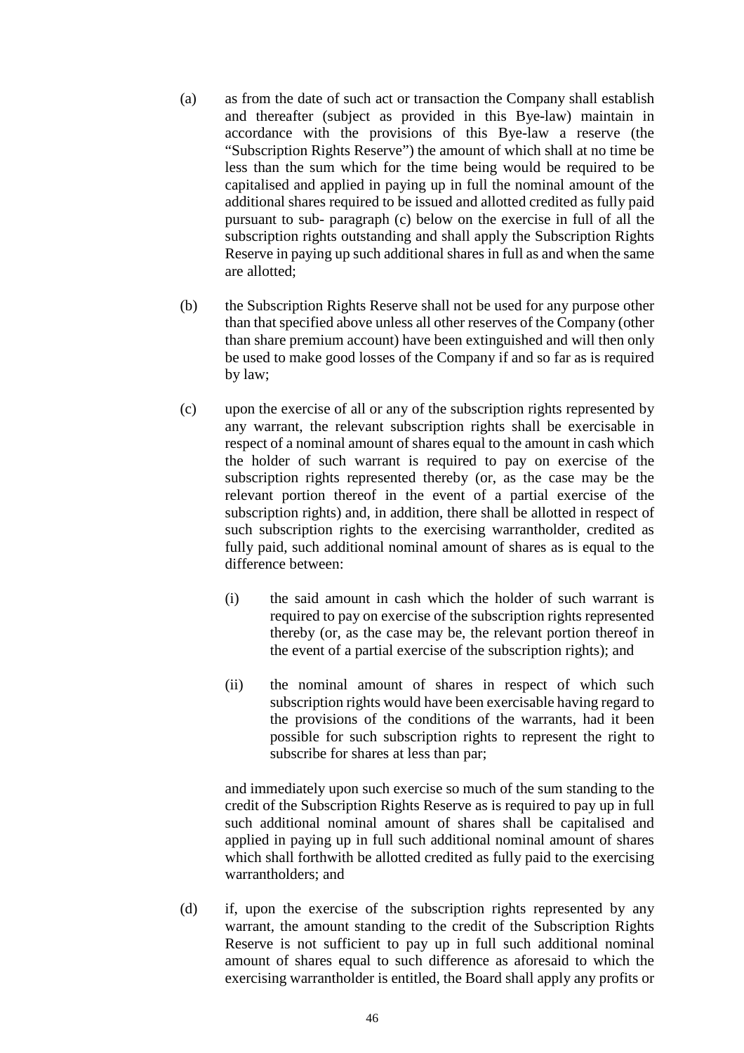(a) as from the date of such act or transaction the Company shall establish and thereafter (subject as provided in this Bye-law) maintain in accordance with the provisions of this Bye-law a reserve (the "Subscription Rights Reserve") the amount of which shall at no time be less than the sum which for the time being would be required to be capitalised and applied in paying up in full the nominal amount of the additional shares required to be issued and allotted credited as fully paid pursuant to sub- paragraph (c) below on the exercise in full of all the subscription rights outstanding and shall apply the Subscription Rights Reserve in paying up such additional shares in full as and when the same are allotted;

(b) the Subscription Rights Reserve shall not be used for any purpose other than that specified above unless all other reserves of the Company (other than share premium account) have been extinguished and will then only be used to make good losses of the Company if and so far as is required by law;

(c) upon the exercise of all or any of the subscription rights represented by any warrant, the relevant subscription rights shall be exercisable in respect of a nominal amount of shares equal to the amount in cash which the holder of such warrant is required to pay on exercise of the subscription rights represented thereby (or, as the case may be the relevant portion thereof in the event of a partial exercise of the subscription rights) and, in addition, there shall be allotted in respect of such subscription rights to the exercising warrantholder, credited as fully paid, such additional nominal amount of shares as is equal to the difference between:

    (i) the said amount in cash which the holder of such warrant is required to pay on exercise of the subscription rights represented thereby (or, as the case may be, the relevant portion thereof in the event of a partial exercise of the subscription rights); and

    (ii) the nominal amount of shares in respect of which such subscription rights would have been exercisable having regard to the provisions of the conditions of the warrants, had it been possible for such subscription rights to represent the right to subscribe for shares at less than par;

    and immediately upon such exercise so much of the sum standing to the credit of the Subscription Rights Reserve as is required to pay up in full such additional nominal amount of shares shall be capitalised and applied in paying up in full such additional nominal amount of shares which shall forthwith be allotted credited as fully paid to the exercising warrantholders; and

(d) if, upon the exercise of the subscription rights represented by any warrant, the amount standing to the credit of the Subscription Rights Reserve is not sufficient to pay up in full such additional nominal amount of shares equal to such difference as aforesaid to which the exercising warrantholder is entitled, the Board shall apply any profits or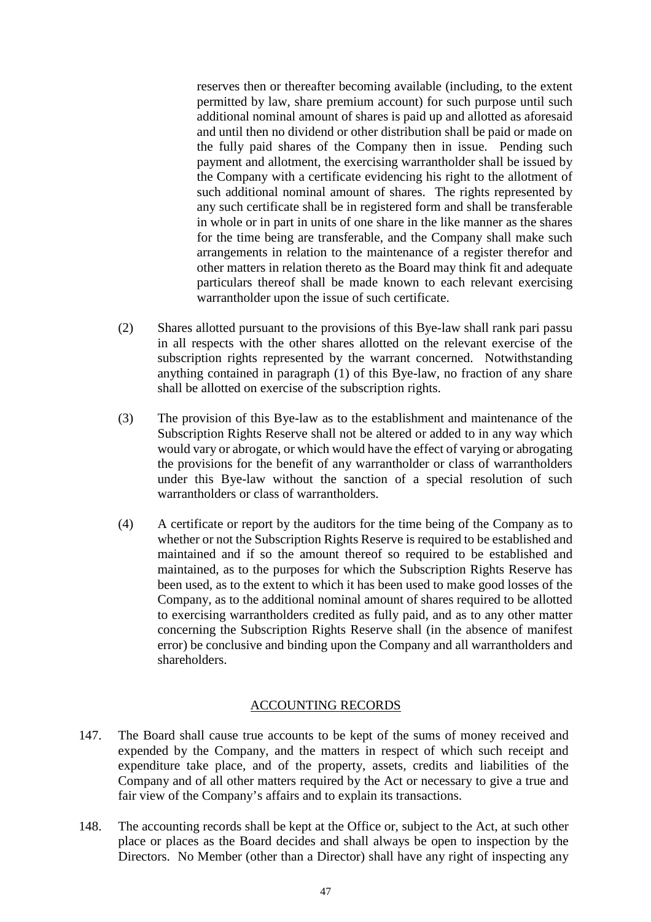reserves then or thereafter becoming available (including, to the extent permitted by law, share premium account) for such purpose until such additional nominal amount of shares is paid up and allotted as aforesaid and until then no dividend or other distribution shall be paid or made on the fully paid shares of the Company then in issue. Pending such payment and allotment, the exercising warrantholder shall be issued by the Company with a certificate evidencing his right to the allotment of such additional nominal amount of shares. The rights represented by any such certificate shall be in registered form and shall be transferable in whole or in part in units of one share in the like manner as the shares for the time being are transferable, and the Company shall make such arrangements in relation to the maintenance of a register therefor and other matters in relation thereto as the Board may think fit and adequate particulars thereof shall be made known to each relevant exercising warrantholder upon the issue of such certificate.

(2) Shares allotted pursuant to the provisions of this Bye-law shall rank pari passu in all respects with the other shares allotted on the relevant exercise of the subscription rights represented by the warrant concerned. Notwithstanding anything contained in paragraph (1) of this Bye-law, no fraction of any share shall be allotted on exercise of the subscription rights.

(3) The provision of this Bye-law as to the establishment and maintenance of the Subscription Rights Reserve shall not be altered or added to in any way which would vary or abrogate, or which would have the effect of varying or abrogating the provisions for the benefit of any warrantholder or class of warrantholders under this Bye-law without the sanction of a special resolution of such warrantholders or class of warrantholders.

(4) A certificate or report by the auditors for the time being of the Company as to whether or not the Subscription Rights Reserve is required to be established and maintained and if so the amount thereof so required to be established and maintained, as to the purposes for which the Subscription Rights Reserve has been used, as to the extent to which it has been used to make good losses of the Company, as to the additional nominal amount of shares required to be allotted to exercising warrantholders credited as fully paid, and as to any other matter concerning the Subscription Rights Reserve shall (in the absence of manifest error) be conclusive and binding upon the Company and all warrantholders and shareholders.

## ACCOUNTING RECORDS

147. The Board shall cause true accounts to be kept of the sums of money received and expended by the Company, and the matters in respect of which such receipt and expenditure take place, and of the property, assets, credits and liabilities of the Company and of all other matters required by the Act or necessary to give a true and fair view of the Company's affairs and to explain its transactions.

148. The accounting records shall be kept at the Office or, subject to the Act, at such other place or places as the Board decides and shall always be open to inspection by the Directors. No Member (other than a Director) shall have any right of inspecting any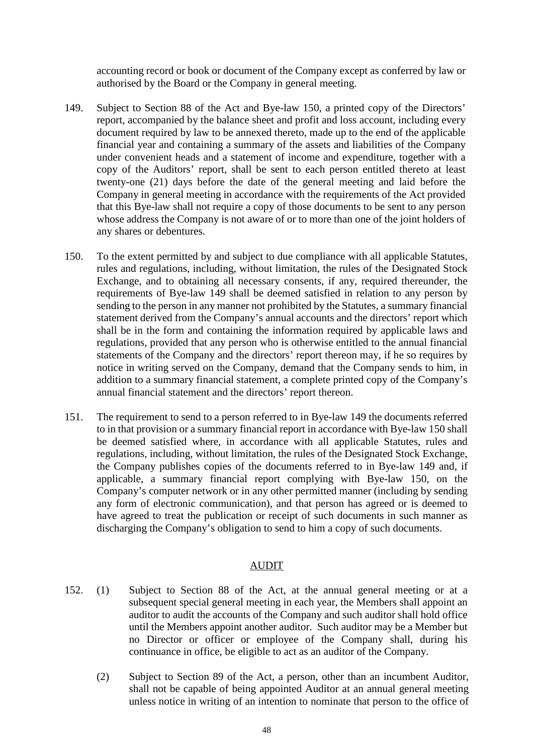accounting record or book or document of the Company except as conferred by law or authorised by the Board or the Company in general meeting.

149. Subject to Section 88 of the Act and Bye-law 150, a printed copy of the Directors' report, accompanied by the balance sheet and profit and loss account, including every document required by law to be annexed thereto, made up to the end of the applicable financial year and containing a summary of the assets and liabilities of the Company under convenient heads and a statement of income and expenditure, together with a copy of the Auditors' report, shall be sent to each person entitled thereto at least twenty-one (21) days before the date of the general meeting and laid before the Company in general meeting in accordance with the requirements of the Act provided that this Bye-law shall not require a copy of those documents to be sent to any person whose address the Company is not aware of or to more than one of the joint holders of any shares or debentures.

150. To the extent permitted by and subject to due compliance with all applicable Statutes, rules and regulations, including, without limitation, the rules of the Designated Stock Exchange, and to obtaining all necessary consents, if any, required thereunder, the requirements of Bye-law 149 shall be deemed satisfied in relation to any person by sending to the person in any manner not prohibited by the Statutes, a summary financial statement derived from the Company's annual accounts and the directors' report which shall be in the form and containing the information required by applicable laws and regulations, provided that any person who is otherwise entitled to the annual financial statements of the Company and the directors' report thereon may, if he so requires by notice in writing served on the Company, demand that the Company sends to him, in addition to a summary financial statement, a complete printed copy of the Company's annual financial statement and the directors' report thereon.

151. The requirement to send to a person referred to in Bye-law 149 the documents referred to in that provision or a summary financial report in accordance with Bye-law 150 shall be deemed satisfied where, in accordance with all applicable Statutes, rules and regulations, including, without limitation, the rules of the Designated Stock Exchange, the Company publishes copies of the documents referred to in Bye-law 149 and, if applicable, a summary financial report complying with Bye-law 150, on the Company's computer network or in any other permitted manner (including by sending any form of electronic communication), and that person has agreed or is deemed to have agreed to treat the publication or receipt of such documents in such manner as discharging the Company's obligation to send to him a copy of such documents.

## AUDIT

152. (1) Subject to Section 88 of the Act, at the annual general meeting or at a subsequent special general meeting in each year, the Members shall appoint an auditor to audit the accounts of the Company and such auditor shall hold office until the Members appoint another auditor. Such auditor may be a Member but no Director or officer or employee of the Company shall, during his continuance in office, be eligible to act as an auditor of the Company.

(2) Subject to Section 89 of the Act, a person, other than an incumbent Auditor, shall not be capable of being appointed Auditor at an annual general meeting unless notice in writing of an intention to nominate that person to the office of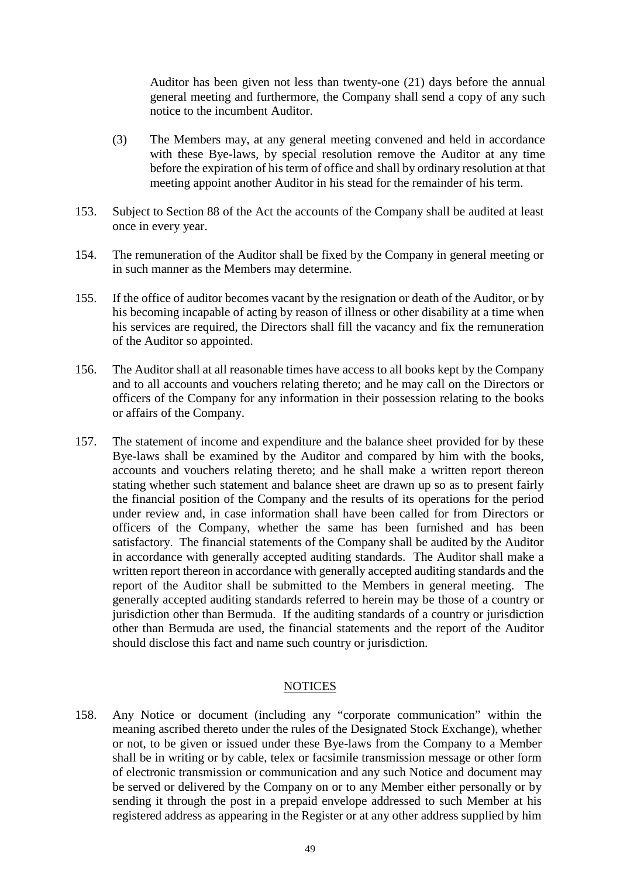Auditor has been given not less than twenty-one (21) days before the annual general meeting and furthermore, the Company shall send a copy of any such notice to the incumbent Auditor.

(3) The Members may, at any general meeting convened and held in accordance with these Bye-laws, by special resolution remove the Auditor at any time before the expiration of his term of office and shall by ordinary resolution at that meeting appoint another Auditor in his stead for the remainder of his term.

153. Subject to Section 88 of the Act the accounts of the Company shall be audited at least once in every year.

154. The remuneration of the Auditor shall be fixed by the Company in general meeting or in such manner as the Members may determine.

155. If the office of auditor becomes vacant by the resignation or death of the Auditor, or by his becoming incapable of acting by reason of illness or other disability at a time when his services are required, the Directors shall fill the vacancy and fix the remuneration of the Auditor so appointed.

156. The Auditor shall at all reasonable times have access to all books kept by the Company and to all accounts and vouchers relating thereto; and he may call on the Directors or officers of the Company for any information in their possession relating to the books or affairs of the Company.

157. The statement of income and expenditure and the balance sheet provided for by these Bye-laws shall be examined by the Auditor and compared by him with the books, accounts and vouchers relating thereto; and he shall make a written report thereon stating whether such statement and balance sheet are drawn up so as to present fairly the financial position of the Company and the results of its operations for the period under review and, in case information shall have been called for from Directors or officers of the Company, whether the same has been furnished and has been satisfactory. The financial statements of the Company shall be audited by the Auditor in accordance with generally accepted auditing standards. The Auditor shall make a written report thereon in accordance with generally accepted auditing standards and the report of the Auditor shall be submitted to the Members in general meeting. The generally accepted auditing standards referred to herein may be those of a country or jurisdiction other than Bermuda. If the auditing standards of a country or jurisdiction other than Bermuda are used, the financial statements and the report of the Auditor should disclose this fact and name such country or jurisdiction.

## NOTICES

158. Any Notice or document (including any "corporate communication" within the meaning ascribed thereto under the rules of the Designated Stock Exchange), whether or not, to be given or issued under these Bye-laws from the Company to a Member shall be in writing or by cable, telex or facsimile transmission message or other form of electronic transmission or communication and any such Notice and document may be served or delivered by the Company on or to any Member either personally or by sending it through the post in a prepaid envelope addressed to such Member at his registered address as appearing in the Register or at any other address supplied by him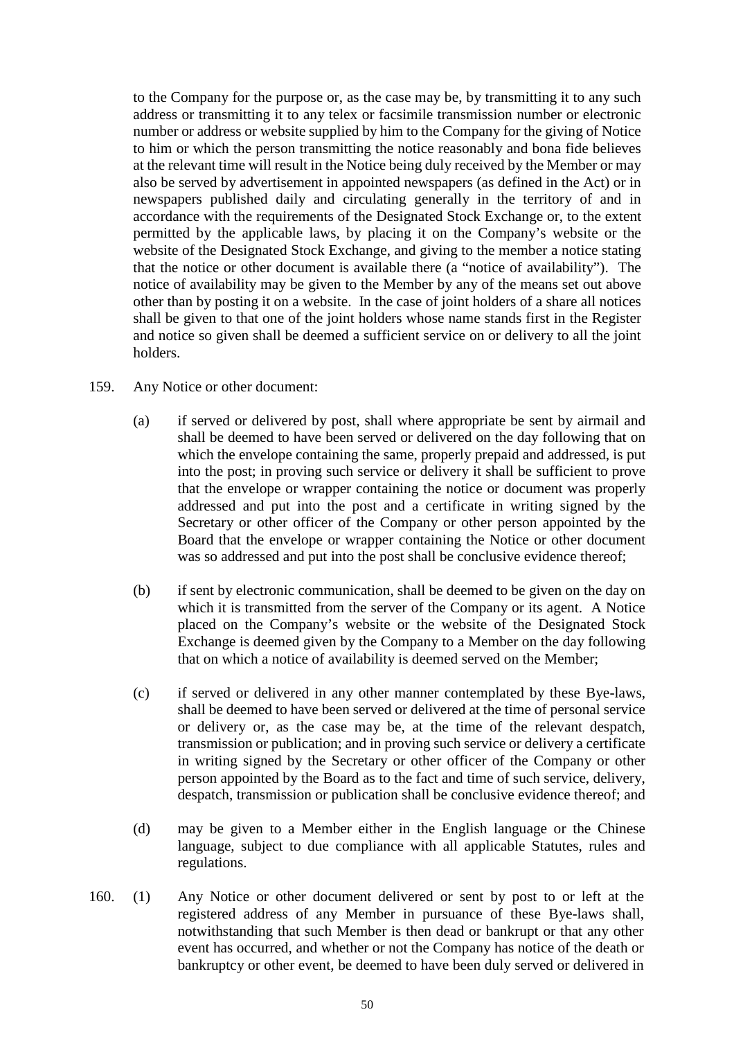to the Company for the purpose or, as the case may be, by transmitting it to any such address or transmitting it to any telex or facsimile transmission number or electronic number or address or website supplied by him to the Company for the giving of Notice to him or which the person transmitting the notice reasonably and bona fide believes at the relevant time will result in the Notice being duly received by the Member or may also be served by advertisement in appointed newspapers (as defined in the Act) or in newspapers published daily and circulating generally in the territory of and in accordance with the requirements of the Designated Stock Exchange or, to the extent permitted by the applicable laws, by placing it on the Company's website or the website of the Designated Stock Exchange, and giving to the member a notice stating that the notice or other document is available there (a "notice of availability"). The notice of availability may be given to the Member by any of the means set out above other than by posting it on a website. In the case of joint holders of a share all notices shall be given to that one of the joint holders whose name stands first in the Register and notice so given shall be deemed a sufficient service on or delivery to all the joint holders.

159. Any Notice or other document:

(a) if served or delivered by post, shall where appropriate be sent by airmail and shall be deemed to have been served or delivered on the day following that on which the envelope containing the same, properly prepaid and addressed, is put into the post; in proving such service or delivery it shall be sufficient to prove that the envelope or wrapper containing the notice or document was properly addressed and put into the post and a certificate in writing signed by the Secretary or other officer of the Company or other person appointed by the Board that the envelope or wrapper containing the Notice or other document was so addressed and put into the post shall be conclusive evidence thereof;

(b) if sent by electronic communication, shall be deemed to be given on the day on which it is transmitted from the server of the Company or its agent. A Notice placed on the Company's website or the website of the Designated Stock Exchange is deemed given by the Company to a Member on the day following that on which a notice of availability is deemed served on the Member;

(c) if served or delivered in any other manner contemplated by these Bye-laws, shall be deemed to have been served or delivered at the time of personal service or delivery or, as the case may be, at the time of the relevant despatch, transmission or publication; and in proving such service or delivery a certificate in writing signed by the Secretary or other officer of the Company or other person appointed by the Board as to the fact and time of such service, delivery, despatch, transmission or publication shall be conclusive evidence thereof; and

(d) may be given to a Member either in the English language or the Chinese language, subject to due compliance with all applicable Statutes, rules and regulations.

160. (1) Any Notice or other document delivered or sent by post to or left at the registered address of any Member in pursuance of these Bye-laws shall, notwithstanding that such Member is then dead or bankrupt or that any other event has occurred, and whether or not the Company has notice of the death or bankruptcy or other event, be deemed to have been duly served or delivered in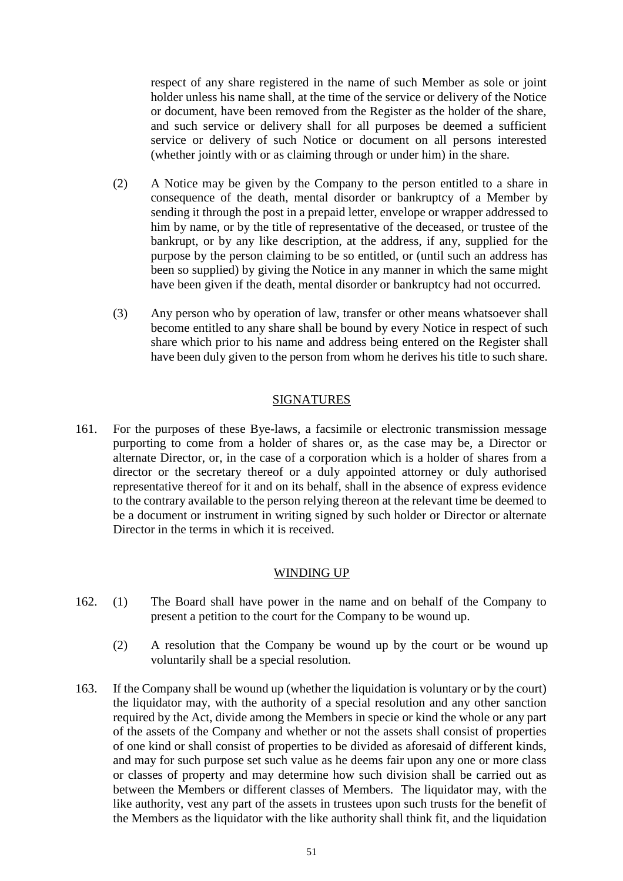respect of any share registered in the name of such Member as sole or joint holder unless his name shall, at the time of the service or delivery of the Notice or document, have been removed from the Register as the holder of the share, and such service or delivery shall for all purposes be deemed a sufficient service or delivery of such Notice or document on all persons interested (whether jointly with or as claiming through or under him) in the share.

(2) A Notice may be given by the Company to the person entitled to a share in consequence of the death, mental disorder or bankruptcy of a Member by sending it through the post in a prepaid letter, envelope or wrapper addressed to him by name, or by the title of representative of the deceased, or trustee of the bankrupt, or by any like description, at the address, if any, supplied for the purpose by the person claiming to be so entitled, or (until such an address has been so supplied) by giving the Notice in any manner in which the same might have been given if the death, mental disorder or bankruptcy had not occurred.

(3) Any person who by operation of law, transfer or other means whatsoever shall become entitled to any share shall be bound by every Notice in respect of such share which prior to his name and address being entered on the Register shall have been duly given to the person from whom he derives his title to such share.

## SIGNATURES

161. For the purposes of these Bye-laws, a facsimile or electronic transmission message purporting to come from a holder of shares or, as the case may be, a Director or alternate Director, or, in the case of a corporation which is a holder of shares from a director or the secretary thereof or a duly appointed attorney or duly authorised representative thereof for it and on its behalf, shall in the absence of express evidence to the contrary available to the person relying thereon at the relevant time be deemed to be a document or instrument in writing signed by such holder or Director or alternate Director in the terms in which it is received.

## WINDING UP

162. (1) The Board shall have power in the name and on behalf of the Company to present a petition to the court for the Company to be wound up.

(2) A resolution that the Company be wound up by the court or be wound up voluntarily shall be a special resolution.

163. If the Company shall be wound up (whether the liquidation is voluntary or by the court) the liquidator may, with the authority of a special resolution and any other sanction required by the Act, divide among the Members in specie or kind the whole or any part of the assets of the Company and whether or not the assets shall consist of properties of one kind or shall consist of properties to be divided as aforesaid of different kinds, and may for such purpose set such value as he deems fair upon any one or more class or classes of property and may determine how such division shall be carried out as between the Members or different classes of Members. The liquidator may, with the like authority, vest any part of the assets in trustees upon such trusts for the benefit of the Members as the liquidator with the like authority shall think fit, and the liquidation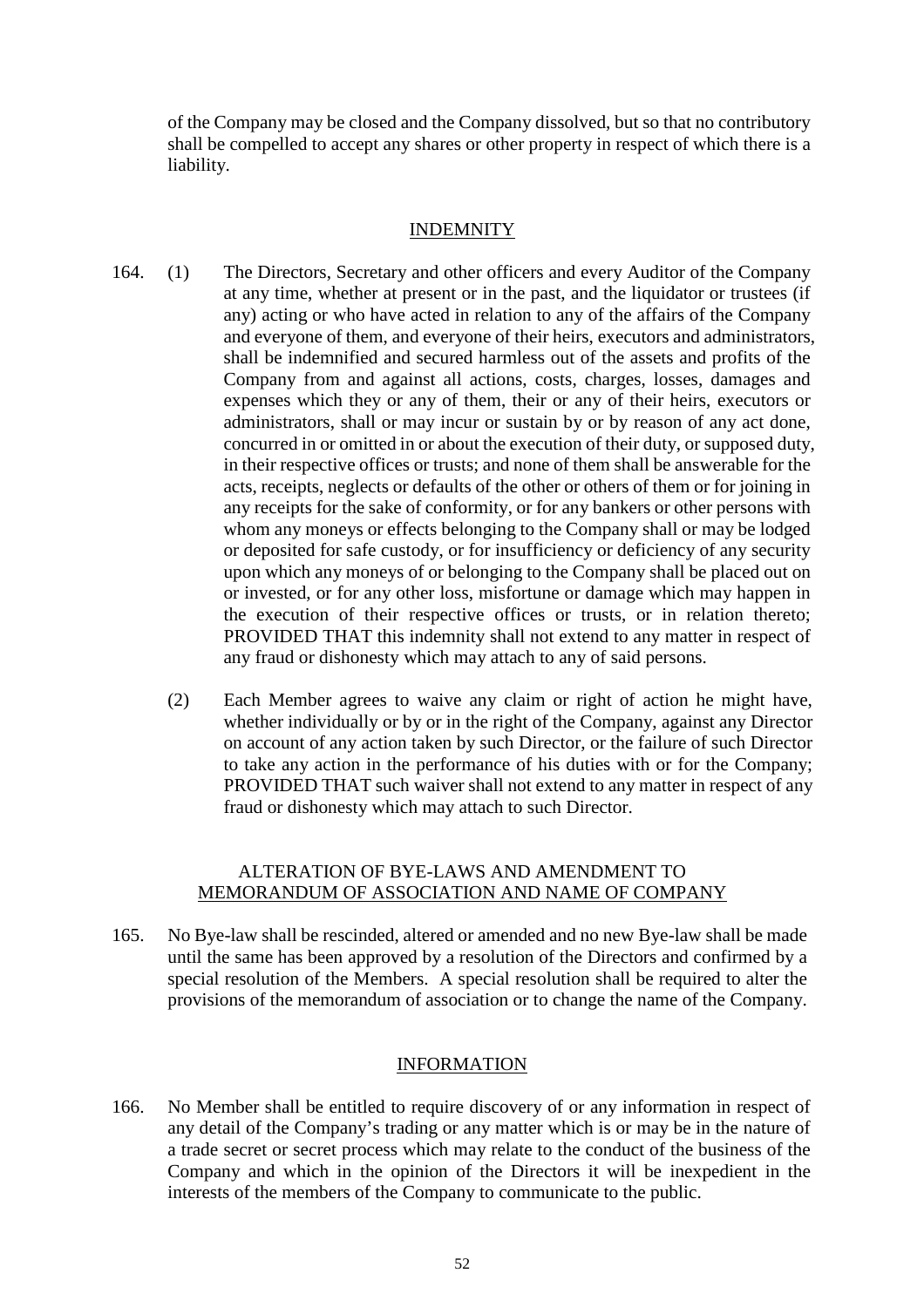of the Company may be closed and the Company dissolved, but so that no contributory shall be compelled to accept any shares or other property in respect of which there is a liability.

## INDEMNITY

164. (1) The Directors, Secretary and other officers and every Auditor of the Company at any time, whether at present or in the past, and the liquidator or trustees (if any) acting or who have acted in relation to any of the affairs of the Company and everyone of them, and everyone of their heirs, executors and administrators, shall be indemnified and secured harmless out of the assets and profits of the Company from and against all actions, costs, charges, losses, damages and expenses which they or any of them, their or any of their heirs, executors or administrators, shall or may incur or sustain by or by reason of any act done, concurred in or omitted in or about the execution of their duty, or supposed duty, in their respective offices or trusts; and none of them shall be answerable for the acts, receipts, neglects or defaults of the other or others of them or for joining in any receipts for the sake of conformity, or for any bankers or other persons with whom any moneys or effects belonging to the Company shall or may be lodged or deposited for safe custody, or for insufficiency or deficiency of any security upon which any moneys of or belonging to the Company shall be placed out on or invested, or for any other loss, misfortune or damage which may happen in the execution of their respective offices or trusts, or in relation thereto; PROVIDED THAT this indemnity shall not extend to any matter in respect of any fraud or dishonesty which may attach to any of said persons.

(2) Each Member agrees to waive any claim or right of action he might have, whether individually or by or in the right of the Company, against any Director on account of any action taken by such Director, or the failure of such Director to take any action in the performance of his duties with or for the Company; PROVIDED THAT such waiver shall not extend to any matter in respect of any fraud or dishonesty which may attach to such Director.

## ALTERATION OF BYE-LAWS AND AMENDMENT TO MEMORANDUM OF ASSOCIATION AND NAME OF COMPANY

165. No Bye-law shall be rescinded, altered or amended and no new Bye-law shall be made until the same has been approved by a resolution of the Directors and confirmed by a special resolution of the Members. A special resolution shall be required to alter the provisions of the memorandum of association or to change the name of the Company.

## INFORMATION

166. No Member shall be entitled to require discovery of or any information in respect of any detail of the Company's trading or any matter which is or may be in the nature of a trade secret or secret process which may relate to the conduct of the business of the Company and which in the opinion of the Directors it will be inexpedient in the interests of the members of the Company to communicate to the public.